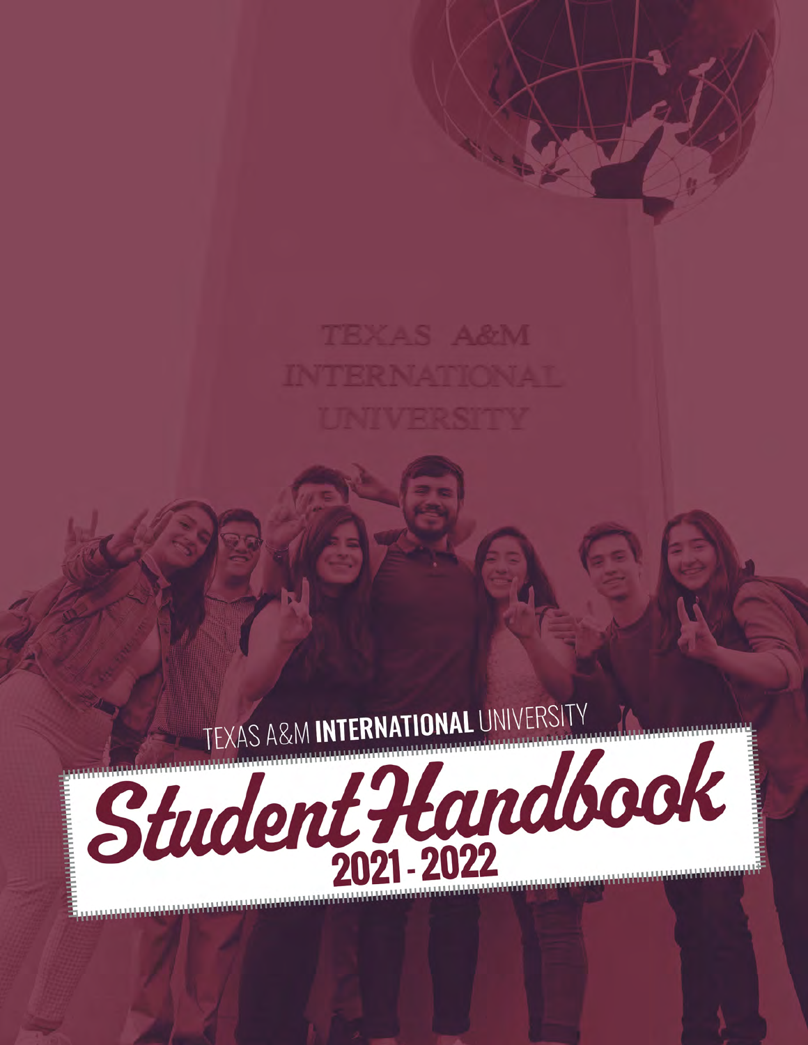TEXAS A&M **INTERNATIONAL** UNIVERSITY

# Student Handbook

## 2021 - 2022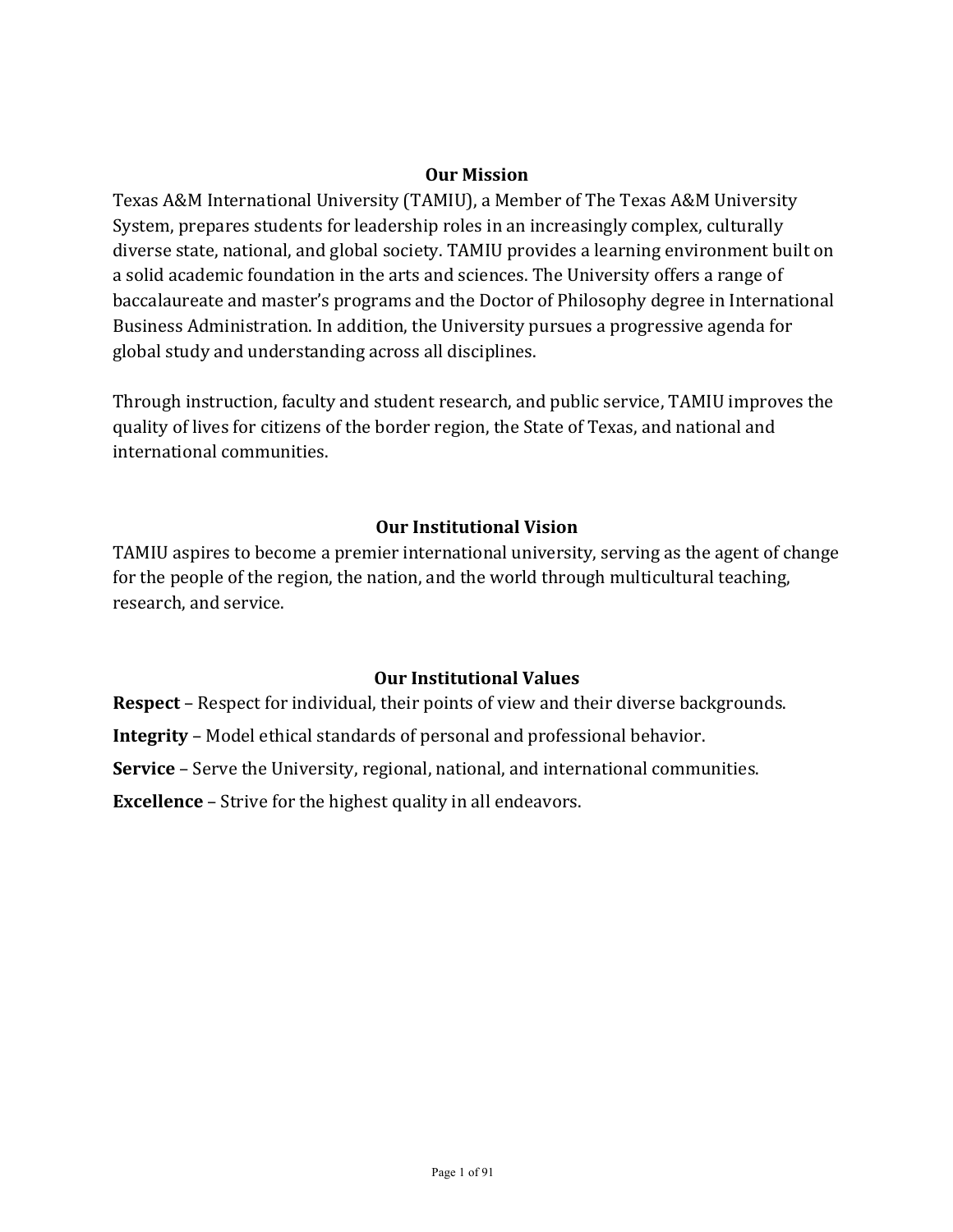## Our Mission

Texas A&M International University (TAMIU), a Member of The Texas A&M University System, prepares students for leadership roles in an increasingly complex, culturally diverse state, national, and global society. TAMIU provides a learning environment built on a solid academic foundation in the arts and sciences. The University offers a range of baccalaureate and master's programs and the Doctor of Philosophy degree in International Business Administration. In addition, the University pursues a progressive agenda for global study and understanding across all disciplines.

Through instruction, faculty and student research, and public service, TAMIU improves the quality of lives for citizens of the border region, the State of Texas, and national and international communities.

## Our Institutional Vision

TAMIU aspires to become a premier international university, serving as the agent of change for the people of the region, the nation, and the world through multicultural teaching, research, and service.

## Our Institutional Values

**Respect** – Respect for individual, their points of view and their diverse backgrounds.

**Integrity** – Model ethical standards of personal and professional behavior.

**Service** – Serve the University, regional, national, and international communities.

**Excellence** – Strive for the highest quality in all endeavors.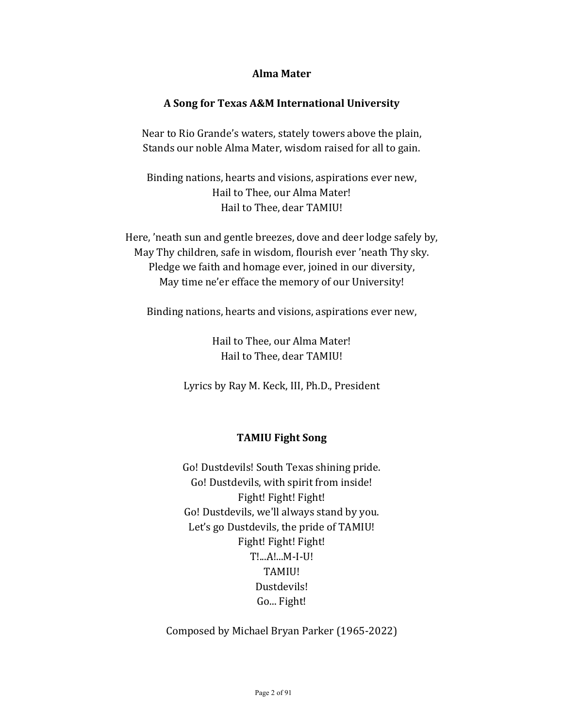## Alma Mater

### A Song for Texas A&M International University

Near to Rio Grande's waters, stately towers above the plain,
Stands our noble Alma Mater, wisdom raised for all to gain.

Binding nations, hearts and visions, aspirations ever new,
Hail to Thee, our Alma Mater!
Hail to Thee, dear TAMIU!

Here, 'neath sun and gentle breezes, dove and deer lodge safely by,
May Thy children, safe in wisdom, flourish ever 'neath Thy sky.
Pledge we faith and homage ever, joined in our diversity,
May time ne'er efface the memory of our University!

Binding nations, hearts and visions, aspirations ever new,

Hail to Thee, our Alma Mater!
Hail to Thee, dear TAMIU!

Lyrics by Ray M. Keck, III, Ph.D., President

## TAMIU Fight Song

Go! Dustdevils! South Texas shining pride.
Go! Dustdevils, with spirit from inside!
Fight! Fight! Fight!
Go! Dustdevils, we'll always stand by you.
Let's go Dustdevils, the pride of TAMIU!
Fight! Fight! Fight!
T!...A!...M-I-U!
TAMIU!
Dustdevils!
Go... Fight!

Composed by Michael Bryan Parker (1965-2022)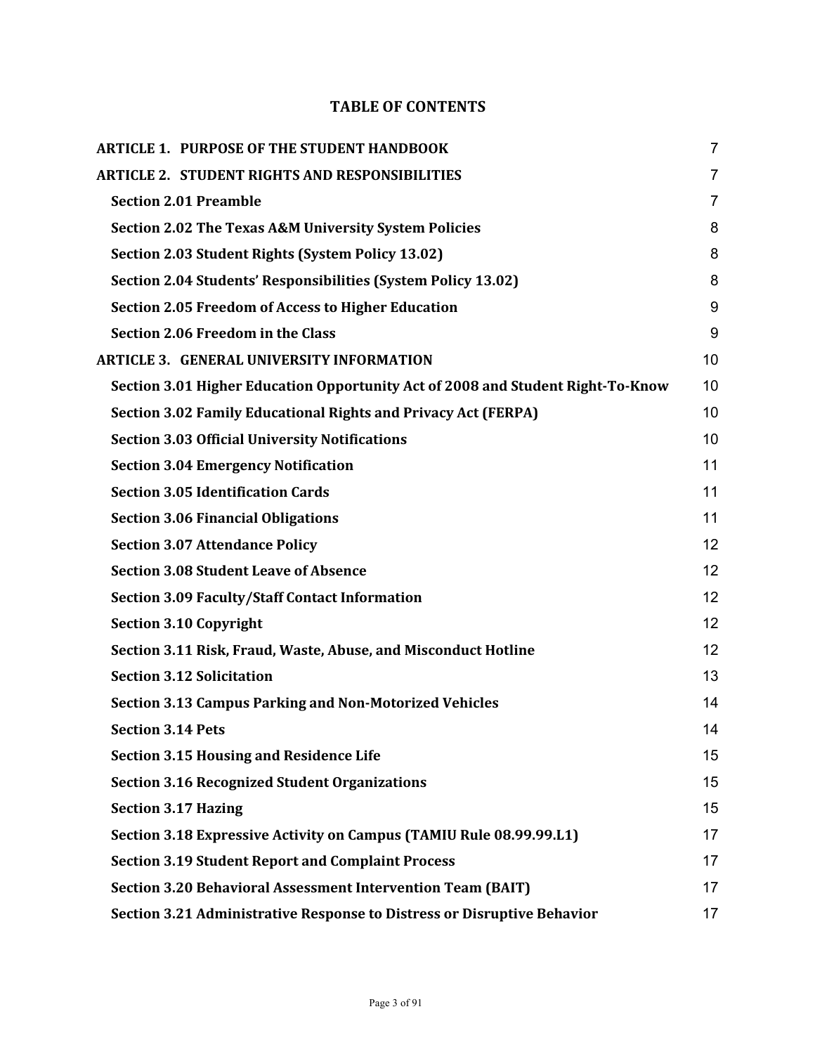## TABLE OF CONTENTS

| | |
|---|---|
| **ARTICLE 1. PURPOSE OF THE STUDENT HANDBOOK** | 7 |
| **ARTICLE 2. STUDENT RIGHTS AND RESPONSIBILITIES** | 7 |
| **Section 2.01 Preamble** | 7 |
| **Section 2.02 The Texas A&M University System Policies** | 8 |
| **Section 2.03 Student Rights (System Policy 13.02)** | 8 |
| **Section 2.04 Students' Responsibilities (System Policy 13.02)** | 8 |
| **Section 2.05 Freedom of Access to Higher Education** | 9 |
| **Section 2.06 Freedom in the Class** | 9 |
| **ARTICLE 3. GENERAL UNIVERSITY INFORMATION** | 10 |
| **Section 3.01 Higher Education Opportunity Act of 2008 and Student Right-To-Know** | 10 |
| **Section 3.02 Family Educational Rights and Privacy Act (FERPA)** | 10 |
| **Section 3.03 Official University Notifications** | 10 |
| **Section 3.04 Emergency Notification** | 11 |
| **Section 3.05 Identification Cards** | 11 |
| **Section 3.06 Financial Obligations** | 11 |
| **Section 3.07 Attendance Policy** | 12 |
| **Section 3.08 Student Leave of Absence** | 12 |
| **Section 3.09 Faculty/Staff Contact Information** | 12 |
| **Section 3.10 Copyright** | 12 |
| **Section 3.11 Risk, Fraud, Waste, Abuse, and Misconduct Hotline** | 12 |
| **Section 3.12 Solicitation** | 13 |
| **Section 3.13 Campus Parking and Non-Motorized Vehicles** | 14 |
| **Section 3.14 Pets** | 14 |
| **Section 3.15 Housing and Residence Life** | 15 |
| **Section 3.16 Recognized Student Organizations** | 15 |
| **Section 3.17 Hazing** | 15 |
| **Section 3.18 Expressive Activity on Campus (TAMIU Rule 08.99.99.L1)** | 17 |
| **Section 3.19 Student Report and Complaint Process** | 17 |
| **Section 3.20 Behavioral Assessment Intervention Team (BAIT)** | 17 |
| **Section 3.21 Administrative Response to Distress or Disruptive Behavior** | 17 |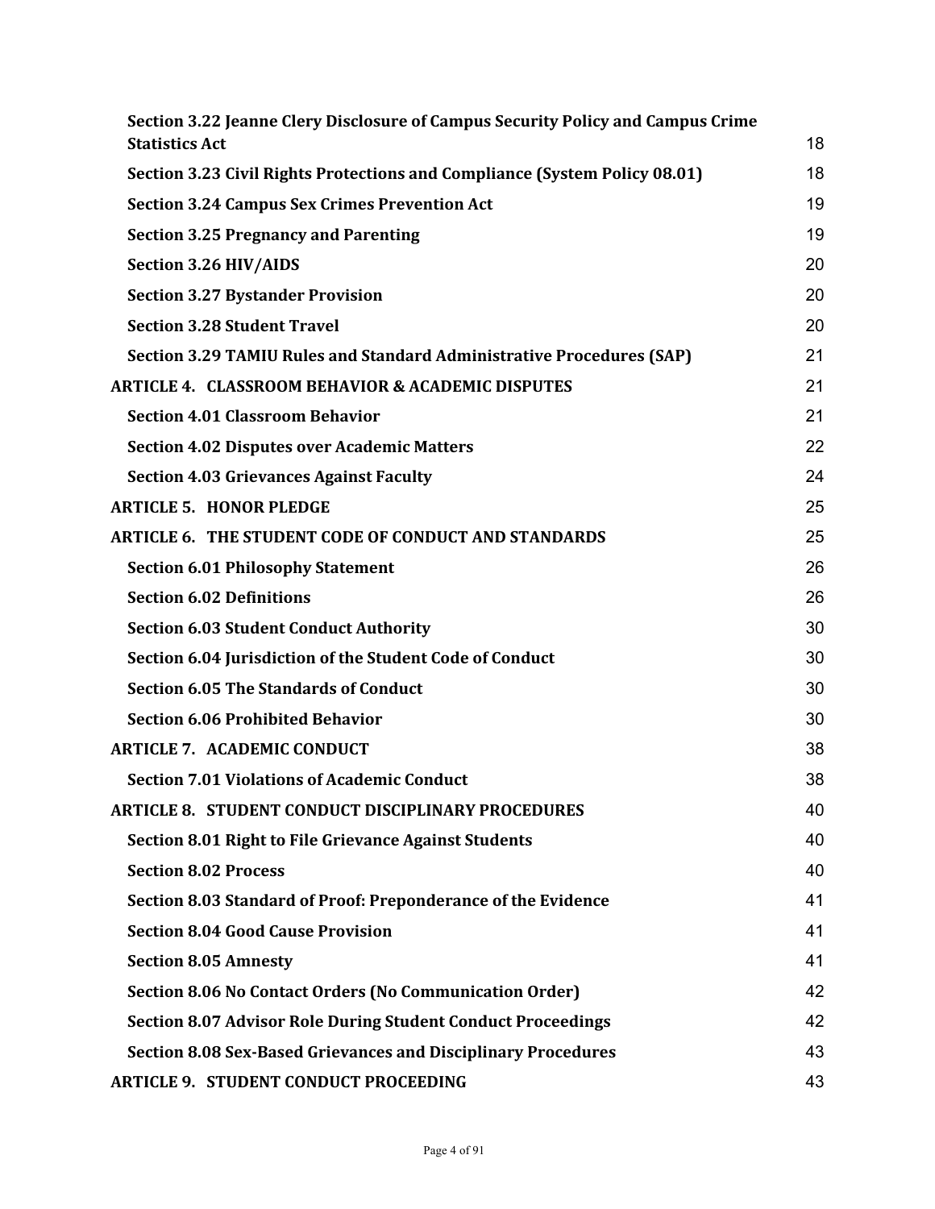| | |
|---|---|
| **Section 3.22 Jeanne Clery Disclosure of Campus Security Policy and Campus Crime Statistics Act** | 18 |
| **Section 3.23 Civil Rights Protections and Compliance (System Policy 08.01)** | 18 |
| **Section 3.24 Campus Sex Crimes Prevention Act** | 19 |
| **Section 3.25 Pregnancy and Parenting** | 19 |
| **Section 3.26 HIV/AIDS** | 20 |
| **Section 3.27 Bystander Provision** | 20 |
| **Section 3.28 Student Travel** | 20 |
| **Section 3.29 TAMIU Rules and Standard Administrative Procedures (SAP)** | 21 |
| **ARTICLE 4. CLASSROOM BEHAVIOR & ACADEMIC DISPUTES** | 21 |
| **Section 4.01 Classroom Behavior** | 21 |
| **Section 4.02 Disputes over Academic Matters** | 22 |
| **Section 4.03 Grievances Against Faculty** | 24 |
| **ARTICLE 5. HONOR PLEDGE** | 25 |
| **ARTICLE 6. THE STUDENT CODE OF CONDUCT AND STANDARDS** | 25 |
| **Section 6.01 Philosophy Statement** | 26 |
| **Section 6.02 Definitions** | 26 |
| **Section 6.03 Student Conduct Authority** | 30 |
| **Section 6.04 Jurisdiction of the Student Code of Conduct** | 30 |
| **Section 6.05 The Standards of Conduct** | 30 |
| **Section 6.06 Prohibited Behavior** | 30 |
| **ARTICLE 7. ACADEMIC CONDUCT** | 38 |
| **Section 7.01 Violations of Academic Conduct** | 38 |
| **ARTICLE 8. STUDENT CONDUCT DISCIPLINARY PROCEDURES** | 40 |
| **Section 8.01 Right to File Grievance Against Students** | 40 |
| **Section 8.02 Process** | 40 |
| **Section 8.03 Standard of Proof: Preponderance of the Evidence** | 41 |
| **Section 8.04 Good Cause Provision** | 41 |
| **Section 8.05 Amnesty** | 41 |
| **Section 8.06 No Contact Orders (No Communication Order)** | 42 |
| **Section 8.07 Advisor Role During Student Conduct Proceedings** | 42 |
| **Section 8.08 Sex-Based Grievances and Disciplinary Procedures** | 43 |
| **ARTICLE 9. STUDENT CONDUCT PROCEEDING** | 43 |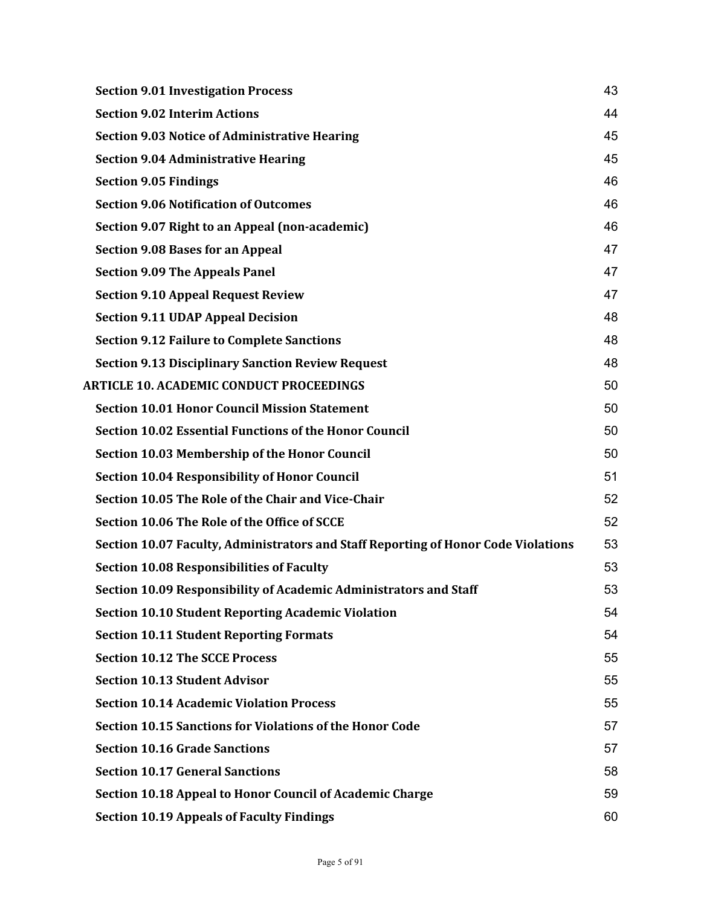| | |
|---|---|
| **Section 9.01 Investigation Process** | 43 |
| **Section 9.02 Interim Actions** | 44 |
| **Section 9.03 Notice of Administrative Hearing** | 45 |
| **Section 9.04 Administrative Hearing** | 45 |
| **Section 9.05 Findings** | 46 |
| **Section 9.06 Notification of Outcomes** | 46 |
| **Section 9.07 Right to an Appeal (non-academic)** | 46 |
| **Section 9.08 Bases for an Appeal** | 47 |
| **Section 9.09 The Appeals Panel** | 47 |
| **Section 9.10 Appeal Request Review** | 47 |
| **Section 9.11 UDAP Appeal Decision** | 48 |
| **Section 9.12 Failure to Complete Sanctions** | 48 |
| **Section 9.13 Disciplinary Sanction Review Request** | 48 |
| **ARTICLE 10. ACADEMIC CONDUCT PROCEEDINGS** | 50 |
| **Section 10.01 Honor Council Mission Statement** | 50 |
| **Section 10.02 Essential Functions of the Honor Council** | 50 |
| **Section 10.03 Membership of the Honor Council** | 50 |
| **Section 10.04 Responsibility of Honor Council** | 51 |
| **Section 10.05 The Role of the Chair and Vice-Chair** | 52 |
| **Section 10.06 The Role of the Office of SCCE** | 52 |
| **Section 10.07 Faculty, Administrators and Staff Reporting of Honor Code Violations** | 53 |
| **Section 10.08 Responsibilities of Faculty** | 53 |
| **Section 10.09 Responsibility of Academic Administrators and Staff** | 53 |
| **Section 10.10 Student Reporting Academic Violation** | 54 |
| **Section 10.11 Student Reporting Formats** | 54 |
| **Section 10.12 The SCCE Process** | 55 |
| **Section 10.13 Student Advisor** | 55 |
| **Section 10.14 Academic Violation Process** | 55 |
| **Section 10.15 Sanctions for Violations of the Honor Code** | 57 |
| **Section 10.16 Grade Sanctions** | 57 |
| **Section 10.17 General Sanctions** | 58 |
| **Section 10.18 Appeal to Honor Council of Academic Charge** | 59 |
| **Section 10.19 Appeals of Faculty Findings** | 60 |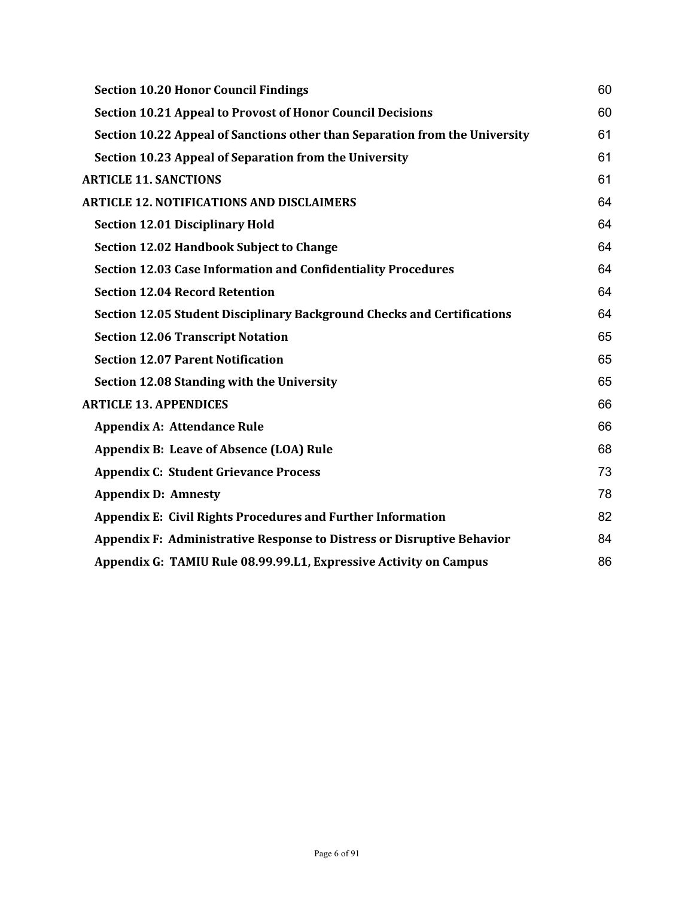| | |
|---|---|
| **Section 10.20 Honor Council Findings** | 60 |
| **Section 10.21 Appeal to Provost of Honor Council Decisions** | 60 |
| **Section 10.22 Appeal of Sanctions other than Separation from the University** | 61 |
| **Section 10.23 Appeal of Separation from the University** | 61 |
| **ARTICLE 11. SANCTIONS** | 61 |
| **ARTICLE 12. NOTIFICATIONS AND DISCLAIMERS** | 64 |
| **Section 12.01 Disciplinary Hold** | 64 |
| **Section 12.02 Handbook Subject to Change** | 64 |
| **Section 12.03 Case Information and Confidentiality Procedures** | 64 |
| **Section 12.04 Record Retention** | 64 |
| **Section 12.05 Student Disciplinary Background Checks and Certifications** | 64 |
| **Section 12.06 Transcript Notation** | 65 |
| **Section 12.07 Parent Notification** | 65 |
| **Section 12.08 Standing with the University** | 65 |
| **ARTICLE 13. APPENDICES** | 66 |
| **Appendix A: Attendance Rule** | 66 |
| **Appendix B: Leave of Absence (LOA) Rule** | 68 |
| **Appendix C: Student Grievance Process** | 73 |
| **Appendix D: Amnesty** | 78 |
| **Appendix E: Civil Rights Procedures and Further Information** | 82 |
| **Appendix F: Administrative Response to Distress or Disruptive Behavior** | 84 |
| **Appendix G: TAMIU Rule 08.99.99.L1, Expressive Activity on Campus** | 86 |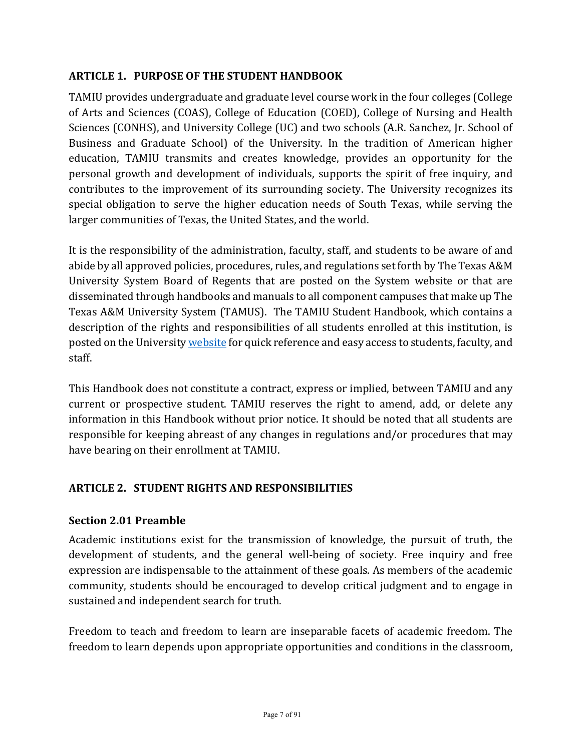## ARTICLE 1. PURPOSE OF THE STUDENT HANDBOOK

TAMIU provides undergraduate and graduate level course work in the four colleges (College of Arts and Sciences (COAS), College of Education (COED), College of Nursing and Health Sciences (CONHS), and University College (UC) and two schools (A.R. Sanchez, Jr. School of Business and Graduate School) of the University. In the tradition of American higher education, TAMIU transmits and creates knowledge, provides an opportunity for the personal growth and development of individuals, supports the spirit of free inquiry, and contributes to the improvement of its surrounding society. The University recognizes its special obligation to serve the higher education needs of South Texas, while serving the larger communities of Texas, the United States, and the world.

It is the responsibility of the administration, faculty, staff, and students to be aware of and abide by all approved policies, procedures, rules, and regulations set forth by The Texas A&M University System Board of Regents that are posted on the System website or that are disseminated through handbooks and manuals to all component campuses that make up The Texas A&M University System (TAMUS). The TAMIU Student Handbook, which contains a description of the rights and responsibilities of all students enrolled at this institution, is posted on the University website for quick reference and easy access to students, faculty, and staff.

This Handbook does not constitute a contract, express or implied, between TAMIU and any current or prospective student. TAMIU reserves the right to amend, add, or delete any information in this Handbook without prior notice. It should be noted that all students are responsible for keeping abreast of any changes in regulations and/or procedures that may have bearing on their enrollment at TAMIU.

## ARTICLE 2. STUDENT RIGHTS AND RESPONSIBILITIES

### Section 2.01 Preamble

Academic institutions exist for the transmission of knowledge, the pursuit of truth, the development of students, and the general well-being of society. Free inquiry and free expression are indispensable to the attainment of these goals. As members of the academic community, students should be encouraged to develop critical judgment and to engage in sustained and independent search for truth.

Freedom to teach and freedom to learn are inseparable facets of academic freedom. The freedom to learn depends upon appropriate opportunities and conditions in the classroom,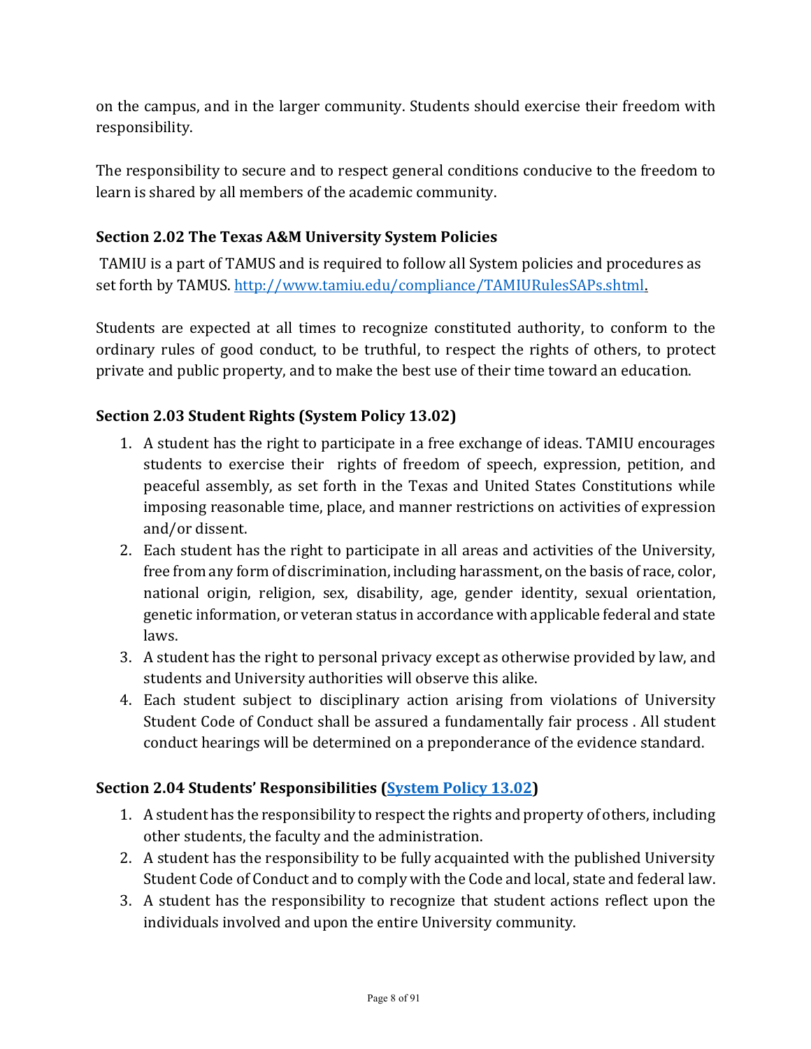on the campus, and in the larger community. Students should exercise their freedom with responsibility.

The responsibility to secure and to respect general conditions conducive to the freedom to learn is shared by all members of the academic community.

### Section 2.02 The Texas A&M University System Policies

TAMIU is a part of TAMUS and is required to follow all System policies and procedures as set forth by TAMUS. [http://www.tamiu.edu/compliance/TAMIURulesSAPs.shtml](http://www.tamiu.edu/compliance/TAMIURulesSAPs.shtml).

Students are expected at all times to recognize constituted authority, to conform to the ordinary rules of good conduct, to be truthful, to respect the rights of others, to protect private and public property, and to make the best use of their time toward an education.

### Section 2.03 Student Rights (System Policy 13.02)

1. A student has the right to participate in a free exchange of ideas. TAMIU encourages students to exercise their rights of freedom of speech, expression, petition, and peaceful assembly, as set forth in the Texas and United States Constitutions while imposing reasonable time, place, and manner restrictions on activities of expression and/or dissent.
2. Each student has the right to participate in all areas and activities of the University, free from any form of discrimination, including harassment, on the basis of race, color, national origin, religion, sex, disability, age, gender identity, sexual orientation, genetic information, or veteran status in accordance with applicable federal and state laws.
3. A student has the right to personal privacy except as otherwise provided by law, and students and University authorities will observe this alike.
4. Each student subject to disciplinary action arising from violations of University Student Code of Conduct shall be assured a fundamentally fair process . All student conduct hearings will be determined on a preponderance of the evidence standard.

### Section 2.04 Students' Responsibilities (System Policy 13.02)

1. A student has the responsibility to respect the rights and property of others, including other students, the faculty and the administration.
2. A student has the responsibility to be fully acquainted with the published University Student Code of Conduct and to comply with the Code and local, state and federal law.
3. A student has the responsibility to recognize that student actions reflect upon the individuals involved and upon the entire University community.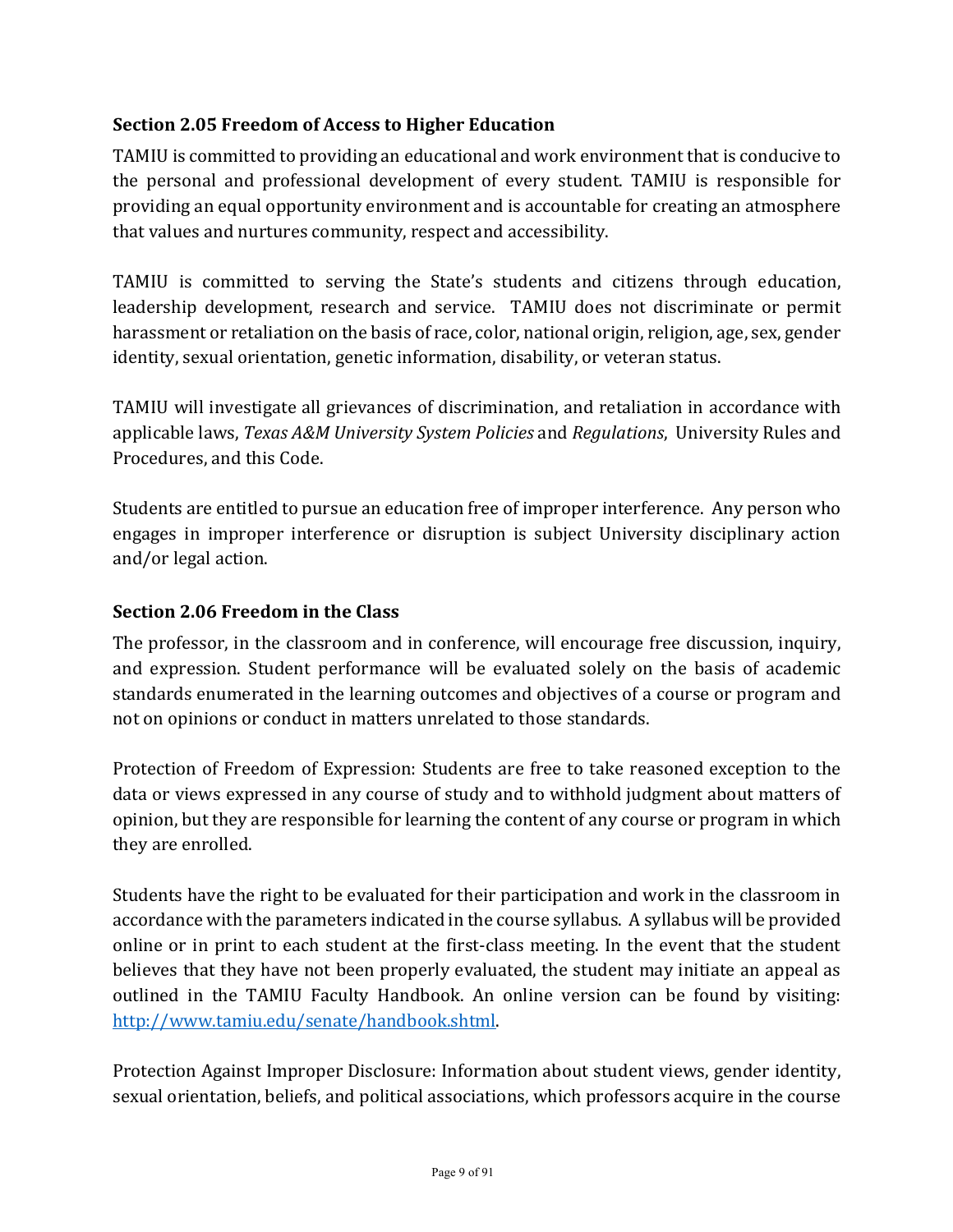### Section 2.05 Freedom of Access to Higher Education

TAMIU is committed to providing an educational and work environment that is conducive to the personal and professional development of every student. TAMIU is responsible for providing an equal opportunity environment and is accountable for creating an atmosphere that values and nurtures community, respect and accessibility.

TAMIU is committed to serving the State's students and citizens through education, leadership development, research and service. TAMIU does not discriminate or permit harassment or retaliation on the basis of race, color, national origin, religion, age, sex, gender identity, sexual orientation, genetic information, disability, or veteran status.

TAMIU will investigate all grievances of discrimination, and retaliation in accordance with applicable laws, *Texas A&M University System Policies* and *Regulations*, University Rules and Procedures, and this Code.

Students are entitled to pursue an education free of improper interference. Any person who engages in improper interference or disruption is subject University disciplinary action and/or legal action.

### Section 2.06 Freedom in the Class

The professor, in the classroom and in conference, will encourage free discussion, inquiry, and expression. Student performance will be evaluated solely on the basis of academic standards enumerated in the learning outcomes and objectives of a course or program and not on opinions or conduct in matters unrelated to those standards.

Protection of Freedom of Expression: Students are free to take reasoned exception to the data or views expressed in any course of study and to withhold judgment about matters of opinion, but they are responsible for learning the content of any course or program in which they are enrolled.

Students have the right to be evaluated for their participation and work in the classroom in accordance with the parameters indicated in the course syllabus. A syllabus will be provided online or in print to each student at the first-class meeting. In the event that the student believes that they have not been properly evaluated, the student may initiate an appeal as outlined in the TAMIU Faculty Handbook. An online version can be found by visiting: [http://www.tamiu.edu/senate/handbook.shtml](http://www.tamiu.edu/senate/handbook.shtml).

Protection Against Improper Disclosure: Information about student views, gender identity, sexual orientation, beliefs, and political associations, which professors acquire in the course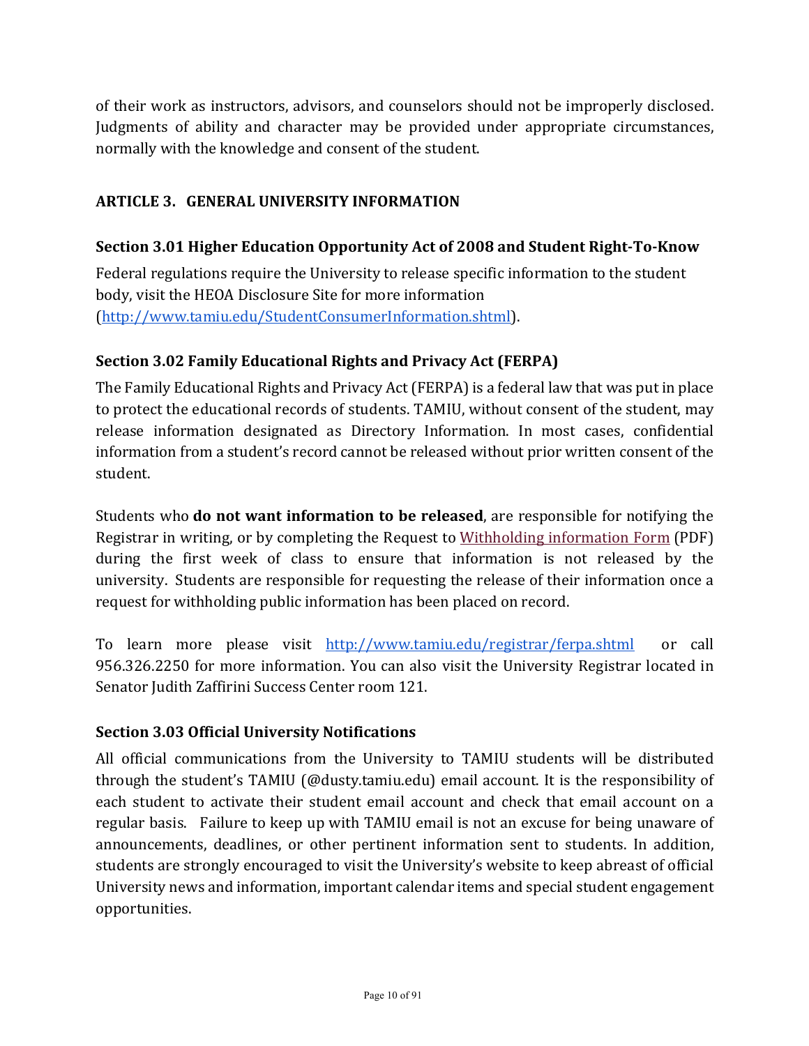of their work as instructors, advisors, and counselors should not be improperly disclosed. Judgments of ability and character may be provided under appropriate circumstances, normally with the knowledge and consent of the student.

## ARTICLE 3. GENERAL UNIVERSITY INFORMATION

### Section 3.01 Higher Education Opportunity Act of 2008 and Student Right-To-Know

Federal regulations require the University to release specific information to the student body, visit the HEOA Disclosure Site for more information (http://www.tamiu.edu/StudentConsumerInformation.shtml).

### Section 3.02 Family Educational Rights and Privacy Act (FERPA)

The Family Educational Rights and Privacy Act (FERPA) is a federal law that was put in place to protect the educational records of students. TAMIU, without consent of the student, may release information designated as Directory Information. In most cases, confidential information from a student's record cannot be released without prior written consent of the student.

Students who **do not want information to be released**, are responsible for notifying the Registrar in writing, or by completing the Request to Withholding information Form (PDF) during the first week of class to ensure that information is not released by the university. Students are responsible for requesting the release of their information once a request for withholding public information has been placed on record.

To learn more please visit http://www.tamiu.edu/registrar/ferpa.shtml or call 956.326.2250 for more information. You can also visit the University Registrar located in Senator Judith Zaffirini Success Center room 121.

### Section 3.03 Official University Notifications

All official communications from the University to TAMIU students will be distributed through the student's TAMIU (@dusty.tamiu.edu) email account. It is the responsibility of each student to activate their student email account and check that email account on a regular basis. Failure to keep up with TAMIU email is not an excuse for being unaware of announcements, deadlines, or other pertinent information sent to students. In addition, students are strongly encouraged to visit the University's website to keep abreast of official University news and information, important calendar items and special student engagement opportunities.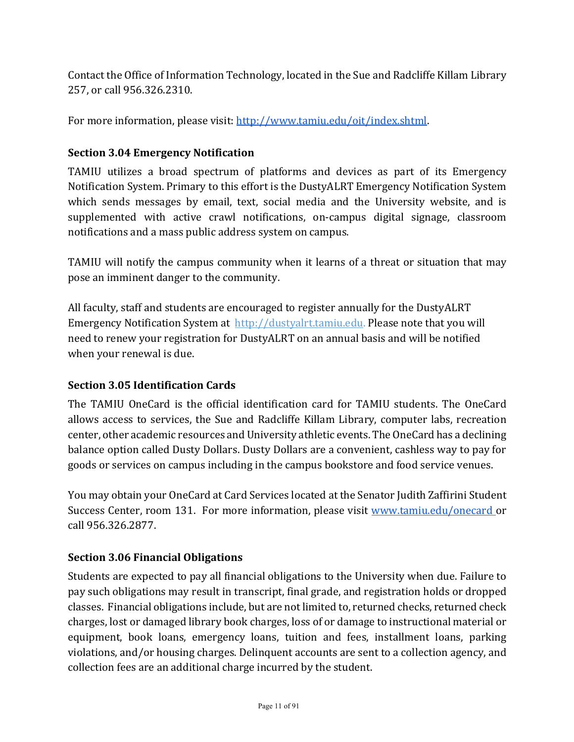Contact the Office of Information Technology, located in the Sue and Radcliffe Killam Library 257, or call 956.326.2310.

For more information, please visit: http://www.tamiu.edu/oit/index.shtml.

### Section 3.04 Emergency Notification

TAMIU utilizes a broad spectrum of platforms and devices as part of its Emergency Notification System. Primary to this effort is the DustyALRT Emergency Notification System which sends messages by email, text, social media and the University website, and is supplemented with active crawl notifications, on-campus digital signage, classroom notifications and a mass public address system on campus.

TAMIU will notify the campus community when it learns of a threat or situation that may pose an imminent danger to the community.

All faculty, staff and students are encouraged to register annually for the DustyALRT Emergency Notification System at http://dustyalrt.tamiu.edu. Please note that you will need to renew your registration for DustyALRT on an annual basis and will be notified when your renewal is due.

### Section 3.05 Identification Cards

The TAMIU OneCard is the official identification card for TAMIU students. The OneCard allows access to services, the Sue and Radcliffe Killam Library, computer labs, recreation center, other academic resources and University athletic events. The OneCard has a declining balance option called Dusty Dollars. Dusty Dollars are a convenient, cashless way to pay for goods or services on campus including in the campus bookstore and food service venues.

You may obtain your OneCard at Card Services located at the Senator Judith Zaffirini Student Success Center, room 131. For more information, please visit www.tamiu.edu/onecard or call 956.326.2877.

### Section 3.06 Financial Obligations

Students are expected to pay all financial obligations to the University when due. Failure to pay such obligations may result in transcript, final grade, and registration holds or dropped classes. Financial obligations include, but are not limited to, returned checks, returned check charges, lost or damaged library book charges, loss of or damage to instructional material or equipment, book loans, emergency loans, tuition and fees, installment loans, parking violations, and/or housing charges. Delinquent accounts are sent to a collection agency, and collection fees are an additional charge incurred by the student.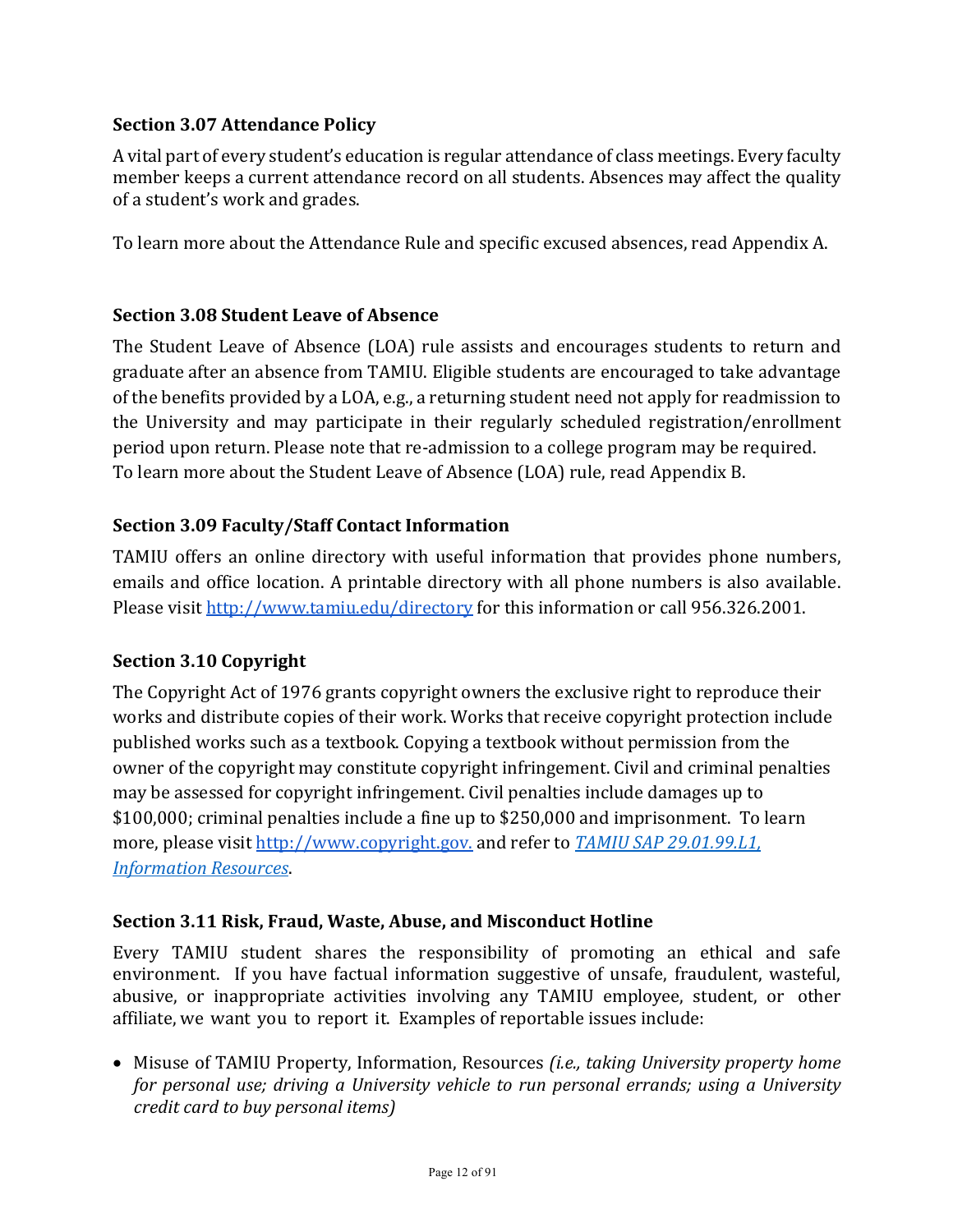### Section 3.07 Attendance Policy

A vital part of every student's education is regular attendance of class meetings. Every faculty member keeps a current attendance record on all students. Absences may affect the quality of a student's work and grades.

To learn more about the Attendance Rule and specific excused absences, read Appendix A.

### Section 3.08 Student Leave of Absence

The Student Leave of Absence (LOA) rule assists and encourages students to return and graduate after an absence from TAMIU. Eligible students are encouraged to take advantage of the benefits provided by a LOA, e.g., a returning student need not apply for readmission to the University and may participate in their regularly scheduled registration/enrollment period upon return. Please note that re-admission to a college program may be required. To learn more about the Student Leave of Absence (LOA) rule, read Appendix B.

### Section 3.09 Faculty/Staff Contact Information

TAMIU offers an online directory with useful information that provides phone numbers, emails and office location. A printable directory with all phone numbers is also available. Please visit [http://www.tamiu.edu/directory](http://www.tamiu.edu/directory) for this information or call 956.326.2001.

### Section 3.10 Copyright

The Copyright Act of 1976 grants copyright owners the exclusive right to reproduce their works and distribute copies of their work. Works that receive copyright protection include published works such as a textbook. Copying a textbook without permission from the owner of the copyright may constitute copyright infringement. Civil and criminal penalties may be assessed for copyright infringement. Civil penalties include damages up to $100,000; criminal penalties include a fine up to $250,000 and imprisonment. To learn more, please visit [http://www.copyright.gov.](http://www.copyright.gov) and refer to *[TAMIU SAP 29.01.99.L1, Information Resources](#)*.

### Section 3.11 Risk, Fraud, Waste, Abuse, and Misconduct Hotline

Every TAMIU student shares the responsibility of promoting an ethical and safe environment. If you have factual information suggestive of unsafe, fraudulent, wasteful, abusive, or inappropriate activities involving any TAMIU employee, student, or other affiliate, we want you to report it. Examples of reportable issues include:

- Misuse of TAMIU Property, Information, Resources *(i.e., taking University property home for personal use; driving a University vehicle to run personal errands; using a University credit card to buy personal items)*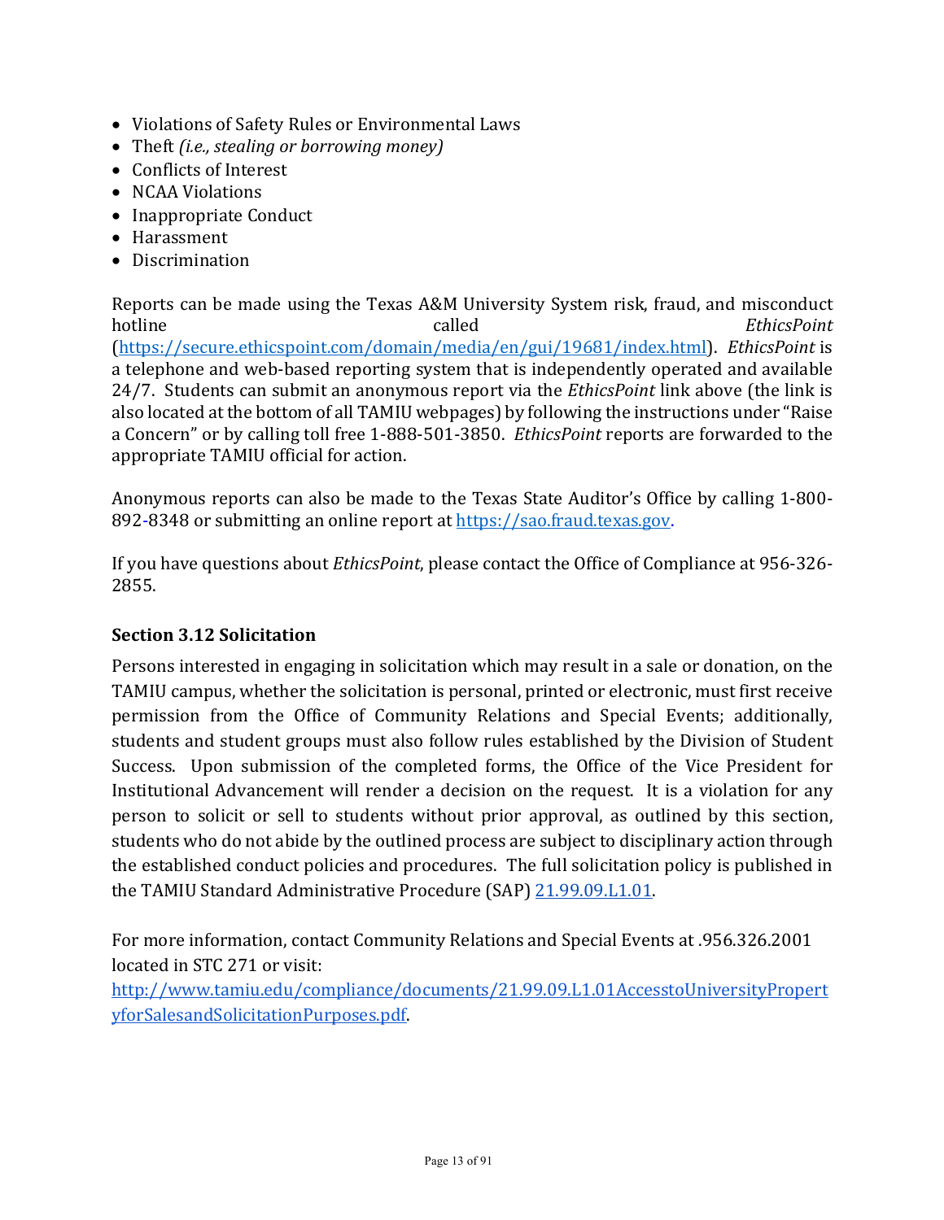- Violations of Safety Rules or Environmental Laws
- Theft *(i.e., stealing or borrowing money)*
- Conflicts of Interest
- NCAA Violations
- Inappropriate Conduct
- Harassment
- Discrimination

Reports can be made using the Texas A&M University System risk, fraud, and misconduct hotline called *EthicsPoint* (https://secure.ethicspoint.com/domain/media/en/gui/19681/index.html). *EthicsPoint* is a telephone and web-based reporting system that is independently operated and available 24/7. Students can submit an anonymous report via the *EthicsPoint* link above (the link is also located at the bottom of all TAMIU webpages) by following the instructions under "Raise a Concern" or by calling toll free 1-888-501-3850. *EthicsPoint* reports are forwarded to the appropriate TAMIU official for action.

Anonymous reports can also be made to the Texas State Auditor's Office by calling 1-800-892-8348 or submitting an online report at https://sao.fraud.texas.gov.

If you have questions about *EthicsPoint*, please contact the Office of Compliance at 956-326-2855.

### Section 3.12 Solicitation

Persons interested in engaging in solicitation which may result in a sale or donation, on the TAMIU campus, whether the solicitation is personal, printed or electronic, must first receive permission from the Office of Community Relations and Special Events; additionally, students and student groups must also follow rules established by the Division of Student Success. Upon submission of the completed forms, the Office of the Vice President for Institutional Advancement will render a decision on the request. It is a violation for any person to solicit or sell to students without prior approval, as outlined by this section, students who do not abide by the outlined process are subject to disciplinary action through the established conduct policies and procedures. The full solicitation policy is published in the TAMIU Standard Administrative Procedure (SAP) 21.99.09.L1.01.

For more information, contact Community Relations and Special Events at .956.326.2001 located in STC 271 or visit: http://www.tamiu.edu/compliance/documents/21.99.09.L1.01AccesstoUniversityPropertyforSalesandSolicitationPurposes.pdf.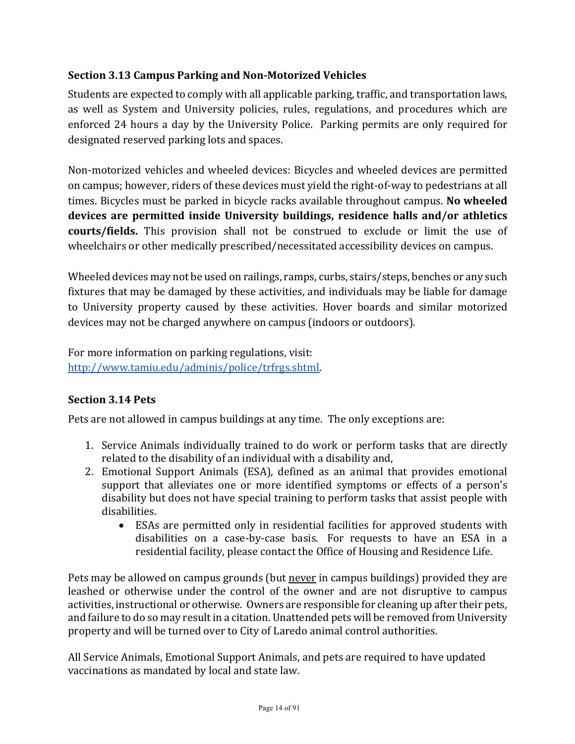### Section 3.13 Campus Parking and Non-Motorized Vehicles

Students are expected to comply with all applicable parking, traffic, and transportation laws, as well as System and University policies, rules, regulations, and procedures which are enforced 24 hours a day by the University Police. Parking permits are only required for designated reserved parking lots and spaces.

Non-motorized vehicles and wheeled devices: Bicycles and wheeled devices are permitted on campus; however, riders of these devices must yield the right-of-way to pedestrians at all times. Bicycles must be parked in bicycle racks available throughout campus. **No wheeled devices are permitted inside University buildings, residence halls and/or athletics courts/fields.** This provision shall not be construed to exclude or limit the use of wheelchairs or other medically prescribed/necessitated accessibility devices on campus.

Wheeled devices may not be used on railings, ramps, curbs, stairs/steps, benches or any such fixtures that may be damaged by these activities, and individuals may be liable for damage to University property caused by these activities. Hover boards and similar motorized devices may not be charged anywhere on campus (indoors or outdoors).

For more information on parking regulations, visit: [http://www.tamiu.edu/adminis/police/trfrgs.shtml](http://www.tamiu.edu/adminis/police/trfrgs.shtml).

### Section 3.14 Pets

Pets are not allowed in campus buildings at any time. The only exceptions are:

1. Service Animals individually trained to do work or perform tasks that are directly related to the disability of an individual with a disability and,
2. Emotional Support Animals (ESA), defined as an animal that provides emotional support that alleviates one or more identified symptoms or effects of a person's disability but does not have special training to perform tasks that assist people with disabilities.
   - ESAs are permitted only in residential facilities for approved students with disabilities on a case-by-case basis. For requests to have an ESA in a residential facility, please contact the Office of Housing and Residence Life.

Pets may be allowed on campus grounds (but <u>never</u> in campus buildings) provided they are leashed or otherwise under the control of the owner and are not disruptive to campus activities, instructional or otherwise. Owners are responsible for cleaning up after their pets, and failure to do so may result in a citation. Unattended pets will be removed from University property and will be turned over to City of Laredo animal control authorities.

All Service Animals, Emotional Support Animals, and pets are required to have updated vaccinations as mandated by local and state law.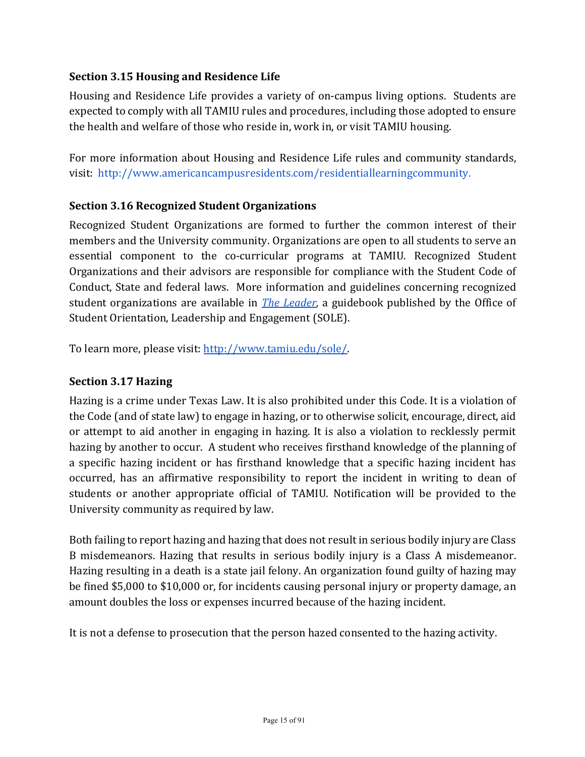### Section 3.15 Housing and Residence Life

Housing and Residence Life provides a variety of on-campus living options. Students are expected to comply with all TAMIU rules and procedures, including those adopted to ensure the health and welfare of those who reside in, work in, or visit TAMIU housing.

For more information about Housing and Residence Life rules and community standards, visit: http://www.americancampusresidents.com/residentiallearningcommunity.

### Section 3.16 Recognized Student Organizations

Recognized Student Organizations are formed to further the common interest of their members and the University community. Organizations are open to all students to serve an essential component to the co-curricular programs at TAMIU. Recognized Student Organizations and their advisors are responsible for compliance with the Student Code of Conduct, State and federal laws. More information and guidelines concerning recognized student organizations are available in *The Leader*, a guidebook published by the Office of Student Orientation, Leadership and Engagement (SOLE).

To learn more, please visit: http://www.tamiu.edu/sole/.

### Section 3.17 Hazing

Hazing is a crime under Texas Law. It is also prohibited under this Code. It is a violation of the Code (and of state law) to engage in hazing, or to otherwise solicit, encourage, direct, aid or attempt to aid another in engaging in hazing. It is also a violation to recklessly permit hazing by another to occur. A student who receives firsthand knowledge of the planning of a specific hazing incident or has firsthand knowledge that a specific hazing incident has occurred, has an affirmative responsibility to report the incident in writing to dean of students or another appropriate official of TAMIU. Notification will be provided to the University community as required by law.

Both failing to report hazing and hazing that does not result in serious bodily injury are Class B misdemeanors. Hazing that results in serious bodily injury is a Class A misdemeanor. Hazing resulting in a death is a state jail felony. An organization found guilty of hazing may be fined $5,000 to $10,000 or, for incidents causing personal injury or property damage, an amount doubles the loss or expenses incurred because of the hazing incident.

It is not a defense to prosecution that the person hazed consented to the hazing activity.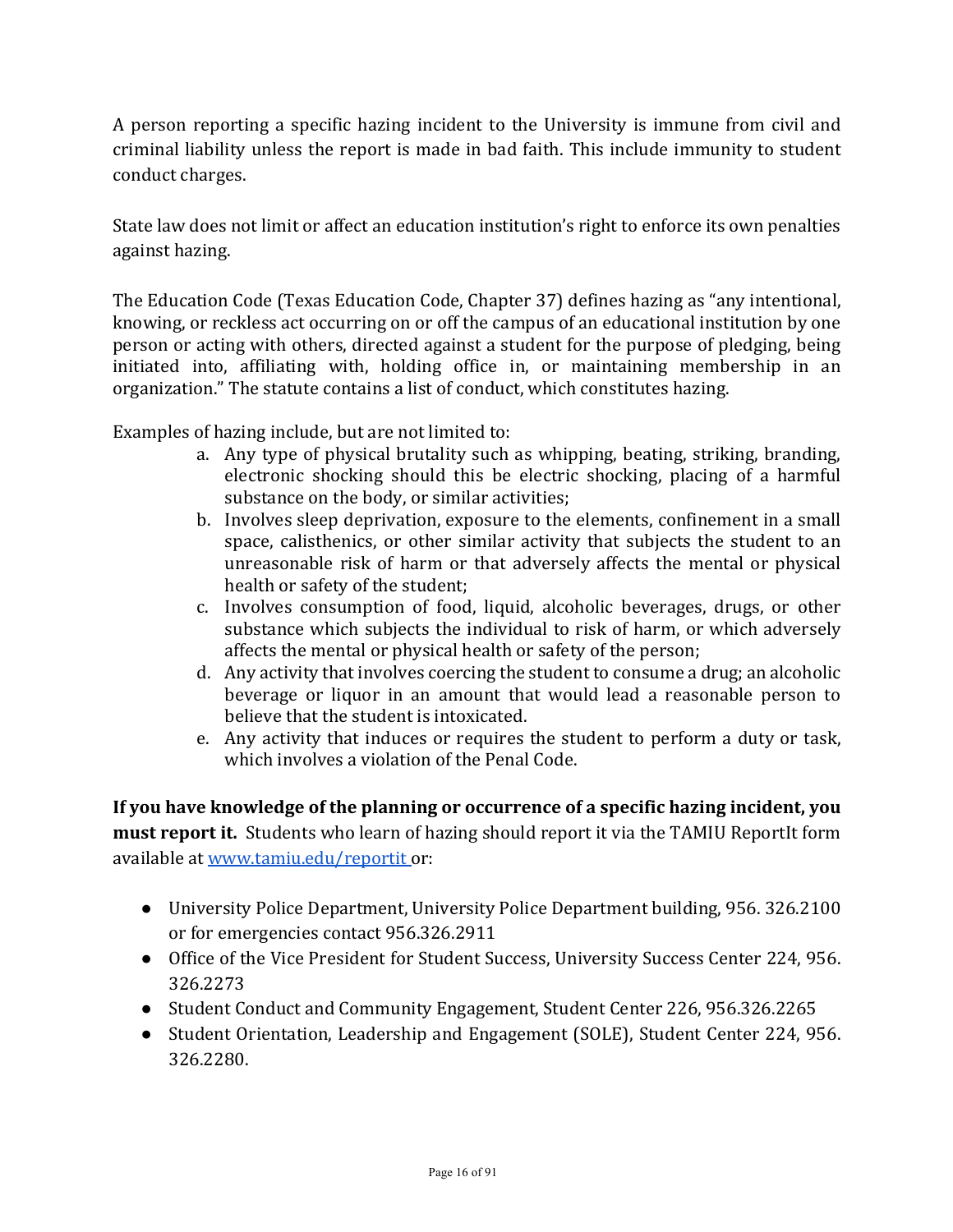A person reporting a specific hazing incident to the University is immune from civil and criminal liability unless the report is made in bad faith. This include immunity to student conduct charges.

State law does not limit or affect an education institution's right to enforce its own penalties against hazing.

The Education Code (Texas Education Code, Chapter 37) defines hazing as "any intentional, knowing, or reckless act occurring on or off the campus of an educational institution by one person or acting with others, directed against a student for the purpose of pledging, being initiated into, affiliating with, holding office in, or maintaining membership in an organization." The statute contains a list of conduct, which constitutes hazing.

Examples of hazing include, but are not limited to:

a. Any type of physical brutality such as whipping, beating, striking, branding, electronic shocking should this be electric shocking, placing of a harmful substance on the body, or similar activities;
b. Involves sleep deprivation, exposure to the elements, confinement in a small space, calisthenics, or other similar activity that subjects the student to an unreasonable risk of harm or that adversely affects the mental or physical health or safety of the student;
c. Involves consumption of food, liquid, alcoholic beverages, drugs, or other substance which subjects the individual to risk of harm, or which adversely affects the mental or physical health or safety of the person;
d. Any activity that involves coercing the student to consume a drug; an alcoholic beverage or liquor in an amount that would lead a reasonable person to believe that the student is intoxicated.
e. Any activity that induces or requires the student to perform a duty or task, which involves a violation of the Penal Code.

**If you have knowledge of the planning or occurrence of a specific hazing incident, you must report it.** Students who learn of hazing should report it via the TAMIU ReportIt form available at [www.tamiu.edu/reportit](www.tamiu.edu/reportit) or:

- University Police Department, University Police Department building, 956. 326.2100 or for emergencies contact 956.326.2911
- Office of the Vice President for Student Success, University Success Center 224, 956. 326.2273
- Student Conduct and Community Engagement, Student Center 226, 956.326.2265
- Student Orientation, Leadership and Engagement (SOLE), Student Center 224, 956. 326.2280.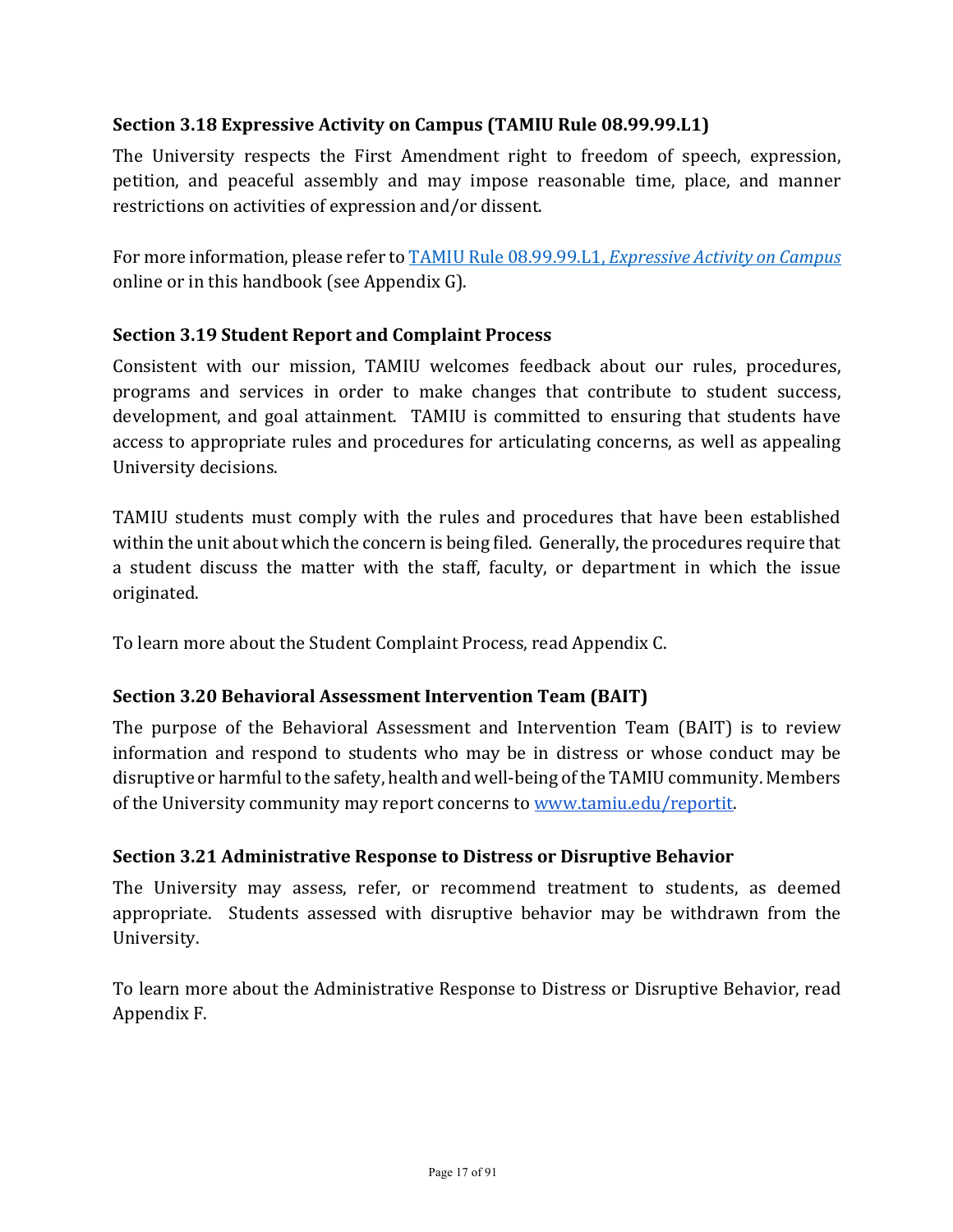### Section 3.18 Expressive Activity on Campus (TAMIU Rule 08.99.99.L1)

The University respects the First Amendment right to freedom of speech, expression, petition, and peaceful assembly and may impose reasonable time, place, and manner restrictions on activities of expression and/or dissent.

For more information, please refer to [TAMIU Rule 08.99.99.L1, *Expressive Activity on Campus*]() online or in this handbook (see Appendix G).

### Section 3.19 Student Report and Complaint Process

Consistent with our mission, TAMIU welcomes feedback about our rules, procedures, programs and services in order to make changes that contribute to student success, development, and goal attainment. TAMIU is committed to ensuring that students have access to appropriate rules and procedures for articulating concerns, as well as appealing University decisions.

TAMIU students must comply with the rules and procedures that have been established within the unit about which the concern is being filed. Generally, the procedures require that a student discuss the matter with the staff, faculty, or department in which the issue originated.

To learn more about the Student Complaint Process, read Appendix C.

### Section 3.20 Behavioral Assessment Intervention Team (BAIT)

The purpose of the Behavioral Assessment and Intervention Team (BAIT) is to review information and respond to students who may be in distress or whose conduct may be disruptive or harmful to the safety, health and well-being of the TAMIU community. Members of the University community may report concerns to [www.tamiu.edu/reportit](www.tamiu.edu/reportit).

### Section 3.21 Administrative Response to Distress or Disruptive Behavior

The University may assess, refer, or recommend treatment to students, as deemed appropriate. Students assessed with disruptive behavior may be withdrawn from the University.

To learn more about the Administrative Response to Distress or Disruptive Behavior, read Appendix F.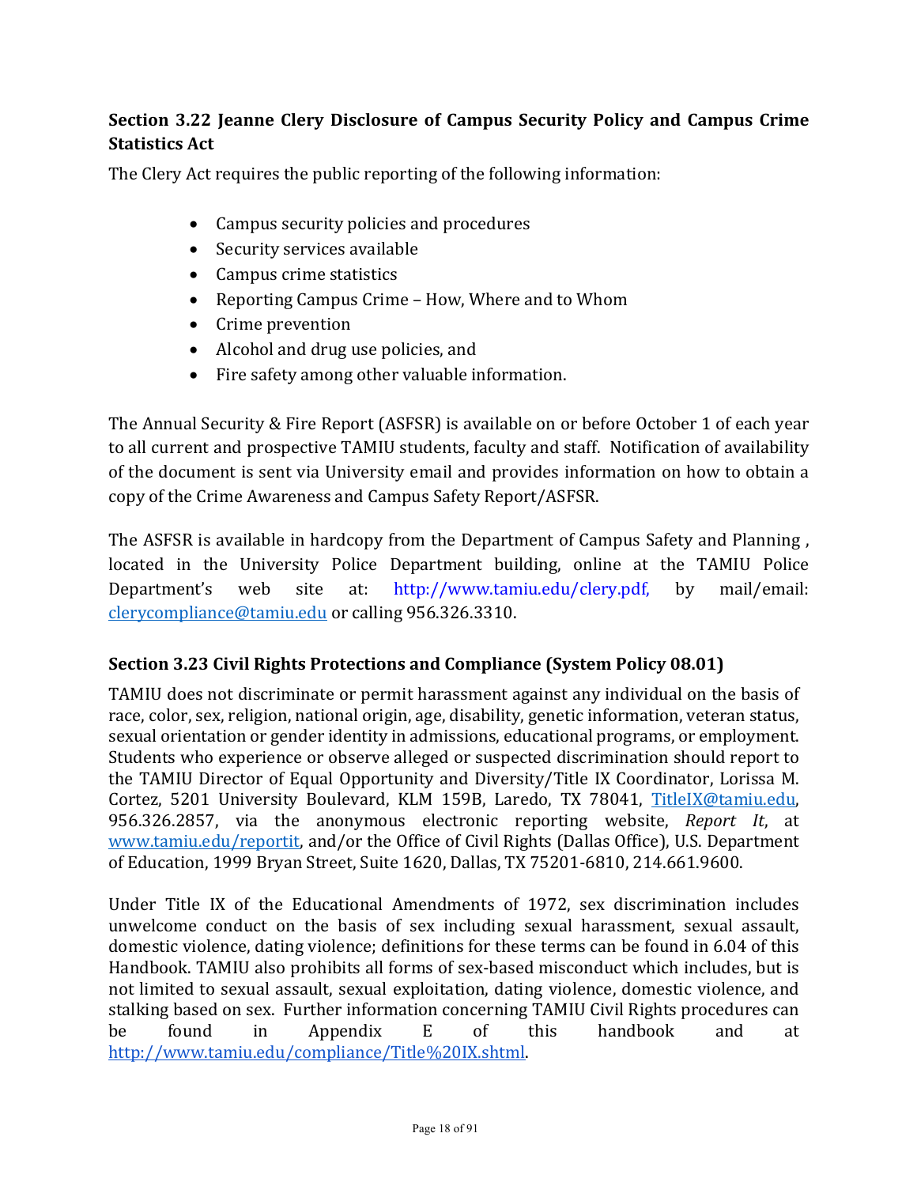## Section 3.22 Jeanne Clery Disclosure of Campus Security Policy and Campus Crime Statistics Act

The Clery Act requires the public reporting of the following information:

- Campus security policies and procedures
- Security services available
- Campus crime statistics
- Reporting Campus Crime – How, Where and to Whom
- Crime prevention
- Alcohol and drug use policies, and
- Fire safety among other valuable information.

The Annual Security & Fire Report (ASFSR) is available on or before October 1 of each year to all current and prospective TAMIU students, faculty and staff. Notification of availability of the document is sent via University email and provides information on how to obtain a copy of the Crime Awareness and Campus Safety Report/ASFSR.

The ASFSR is available in hardcopy from the Department of Campus Safety and Planning , located in the University Police Department building, online at the TAMIU Police Department's web site at: http://www.tamiu.edu/clery.pdf, by mail/email: clerycompliance@tamiu.edu or calling 956.326.3310.

## Section 3.23 Civil Rights Protections and Compliance (System Policy 08.01)

TAMIU does not discriminate or permit harassment against any individual on the basis of race, color, sex, religion, national origin, age, disability, genetic information, veteran status, sexual orientation or gender identity in admissions, educational programs, or employment. Students who experience or observe alleged or suspected discrimination should report to the TAMIU Director of Equal Opportunity and Diversity/Title IX Coordinator, Lorissa M. Cortez, 5201 University Boulevard, KLM 159B, Laredo, TX 78041, TitleIX@tamiu.edu, 956.326.2857, via the anonymous electronic reporting website, *Report It*, at www.tamiu.edu/reportit, and/or the Office of Civil Rights (Dallas Office), U.S. Department of Education, 1999 Bryan Street, Suite 1620, Dallas, TX 75201-6810, 214.661.9600.

Under Title IX of the Educational Amendments of 1972, sex discrimination includes unwelcome conduct on the basis of sex including sexual harassment, sexual assault, domestic violence, dating violence; definitions for these terms can be found in 6.04 of this Handbook. TAMIU also prohibits all forms of sex-based misconduct which includes, but is not limited to sexual assault, sexual exploitation, dating violence, domestic violence, and stalking based on sex. Further information concerning TAMIU Civil Rights procedures can be found in Appendix E of this handbook and at http://www.tamiu.edu/compliance/Title%20IX.shtml.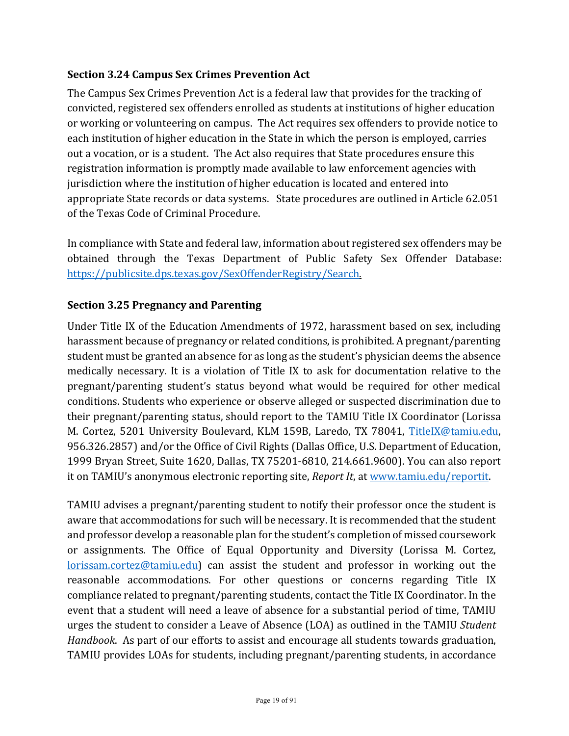### Section 3.24 Campus Sex Crimes Prevention Act

The Campus Sex Crimes Prevention Act is a federal law that provides for the tracking of convicted, registered sex offenders enrolled as students at institutions of higher education or working or volunteering on campus. The Act requires sex offenders to provide notice to each institution of higher education in the State in which the person is employed, carries out a vocation, or is a student. The Act also requires that State procedures ensure this registration information is promptly made available to law enforcement agencies with jurisdiction where the institution of higher education is located and entered into appropriate State records or data systems. State procedures are outlined in Article 62.051 of the Texas Code of Criminal Procedure.

In compliance with State and federal law, information about registered sex offenders may be obtained through the Texas Department of Public Safety Sex Offender Database: [https://publicsite.dps.texas.gov/SexOffenderRegistry/Search](https://publicsite.dps.texas.gov/SexOffenderRegistry/Search).

### Section 3.25 Pregnancy and Parenting

Under Title IX of the Education Amendments of 1972, harassment based on sex, including harassment because of pregnancy or related conditions, is prohibited. A pregnant/parenting student must be granted an absence for as long as the student's physician deems the absence medically necessary. It is a violation of Title IX to ask for documentation relative to the pregnant/parenting student's status beyond what would be required for other medical conditions. Students who experience or observe alleged or suspected discrimination due to their pregnant/parenting status, should report to the TAMIU Title IX Coordinator (Lorissa M. Cortez, 5201 University Boulevard, KLM 159B, Laredo, TX 78041, [TitleIX@tamiu.edu](mailto:TitleIX@tamiu.edu), 956.326.2857) and/or the Office of Civil Rights (Dallas Office, U.S. Department of Education, 1999 Bryan Street, Suite 1620, Dallas, TX 75201-6810, 214.661.9600). You can also report it on TAMIU's anonymous electronic reporting site, *Report It*, at [www.tamiu.edu/reportit](http://www.tamiu.edu/reportit).

TAMIU advises a pregnant/parenting student to notify their professor once the student is aware that accommodations for such will be necessary. It is recommended that the student and professor develop a reasonable plan for the student's completion of missed coursework or assignments. The Office of Equal Opportunity and Diversity (Lorissa M. Cortez, [lorissam.cortez@tamiu.edu](mailto:lorissam.cortez@tamiu.edu)) can assist the student and professor in working out the reasonable accommodations. For other questions or concerns regarding Title IX compliance related to pregnant/parenting students, contact the Title IX Coordinator. In the event that a student will need a leave of absence for a substantial period of time, TAMIU urges the student to consider a Leave of Absence (LOA) as outlined in the TAMIU *Student Handbook*. As part of our efforts to assist and encourage all students towards graduation, TAMIU provides LOAs for students, including pregnant/parenting students, in accordance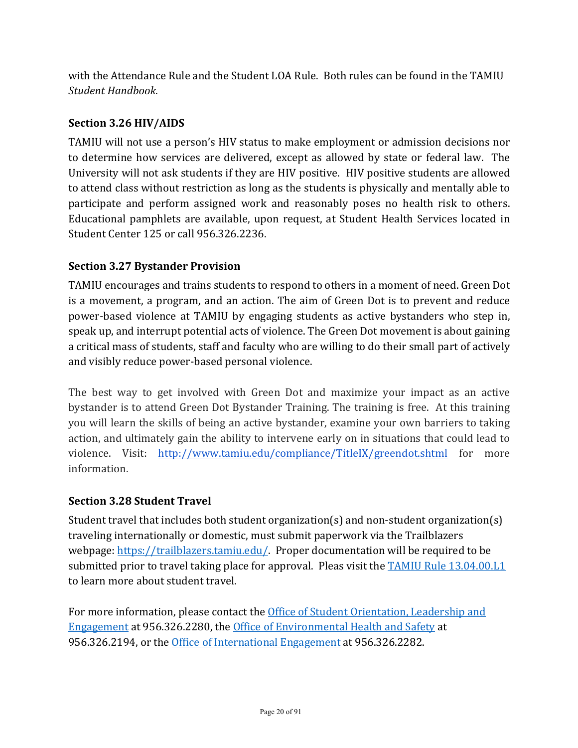with the Attendance Rule and the Student LOA Rule. Both rules can be found in the TAMIU *Student Handbook*.

### Section 3.26 HIV/AIDS

TAMIU will not use a person's HIV status to make employment or admission decisions nor to determine how services are delivered, except as allowed by state or federal law. The University will not ask students if they are HIV positive. HIV positive students are allowed to attend class without restriction as long as the students is physically and mentally able to participate and perform assigned work and reasonably poses no health risk to others. Educational pamphlets are available, upon request, at Student Health Services located in Student Center 125 or call 956.326.2236.

### Section 3.27 Bystander Provision

TAMIU encourages and trains students to respond to others in a moment of need. Green Dot is a movement, a program, and an action. The aim of Green Dot is to prevent and reduce power-based violence at TAMIU by engaging students as active bystanders who step in, speak up, and interrupt potential acts of violence. The Green Dot movement is about gaining a critical mass of students, staff and faculty who are willing to do their small part of actively and visibly reduce power-based personal violence.

The best way to get involved with Green Dot and maximize your impact as an active bystander is to attend Green Dot Bystander Training. The training is free. At this training you will learn the skills of being an active bystander, examine your own barriers to taking action, and ultimately gain the ability to intervene early on in situations that could lead to violence. Visit: [http://www.tamiu.edu/compliance/TitleIX/greendot.shtml](http://www.tamiu.edu/compliance/TitleIX/greendot.shtml) for more information.

### Section 3.28 Student Travel

Student travel that includes both student organization(s) and non-student organization(s) traveling internationally or domestic, must submit paperwork via the Trailblazers webpage: [https://trailblazers.tamiu.edu/](https://trailblazers.tamiu.edu/). Proper documentation will be required to be submitted prior to travel taking place for approval. Pleas visit the TAMIU Rule 13.04.00.L1 to learn more about student travel.

For more information, please contact the Office of Student Orientation, Leadership and Engagement at 956.326.2280, the Office of Environmental Health and Safety at 956.326.2194, or the Office of International Engagement at 956.326.2282.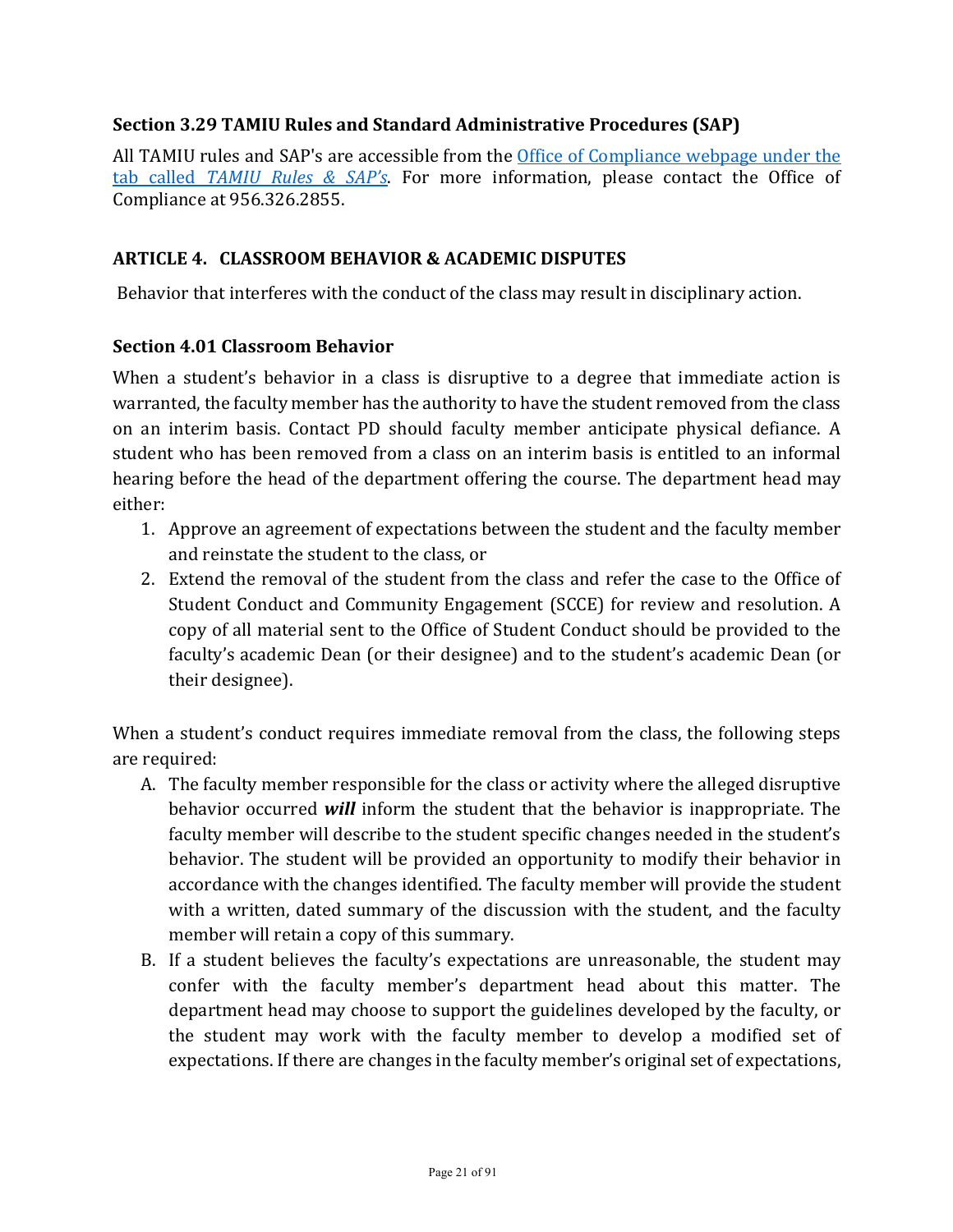### Section 3.29 TAMIU Rules and Standard Administrative Procedures (SAP)

All TAMIU rules and SAP's are accessible from the [Office of Compliance webpage under the tab called *TAMIU Rules & SAP's*](). For more information, please contact the Office of Compliance at 956.326.2855.

## ARTICLE 4. CLASSROOM BEHAVIOR & ACADEMIC DISPUTES

Behavior that interferes with the conduct of the class may result in disciplinary action.

### Section 4.01 Classroom Behavior

When a student's behavior in a class is disruptive to a degree that immediate action is warranted, the faculty member has the authority to have the student removed from the class on an interim basis. Contact PD should faculty member anticipate physical defiance. A student who has been removed from a class on an interim basis is entitled to an informal hearing before the head of the department offering the course. The department head may either:

1. Approve an agreement of expectations between the student and the faculty member and reinstate the student to the class, or
2. Extend the removal of the student from the class and refer the case to the Office of Student Conduct and Community Engagement (SCCE) for review and resolution. A copy of all material sent to the Office of Student Conduct should be provided to the faculty's academic Dean (or their designee) and to the student's academic Dean (or their designee).

When a student's conduct requires immediate removal from the class, the following steps are required:

A. The faculty member responsible for the class or activity where the alleged disruptive behavior occurred ***will*** inform the student that the behavior is inappropriate. The faculty member will describe to the student specific changes needed in the student's behavior. The student will be provided an opportunity to modify their behavior in accordance with the changes identified. The faculty member will provide the student with a written, dated summary of the discussion with the student, and the faculty member will retain a copy of this summary.

B. If a student believes the faculty's expectations are unreasonable, the student may confer with the faculty member's department head about this matter. The department head may choose to support the guidelines developed by the faculty, or the student may work with the faculty member to develop a modified set of expectations. If there are changes in the faculty member's original set of expectations,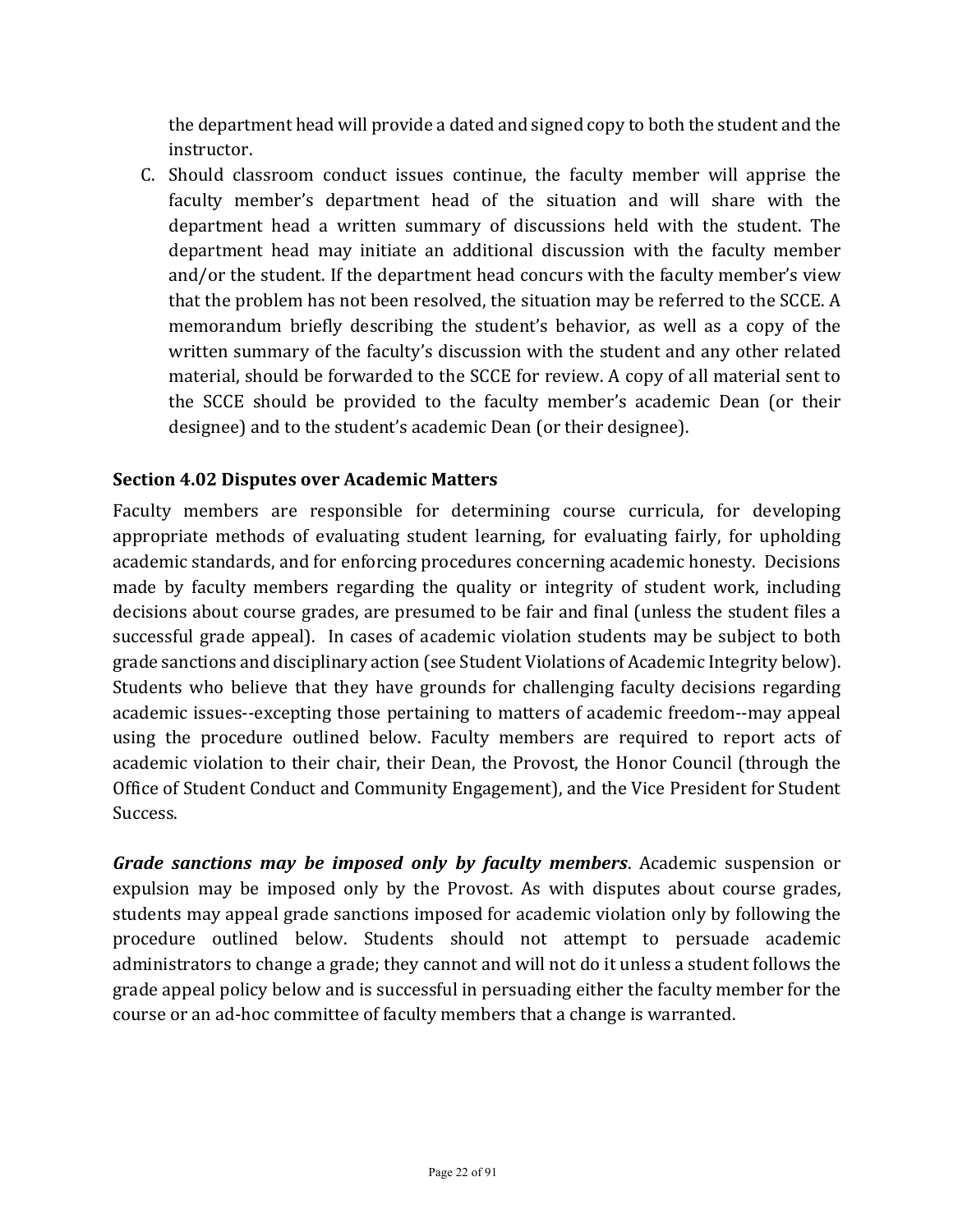the department head will provide a dated and signed copy to both the student and the instructor.

C. Should classroom conduct issues continue, the faculty member will apprise the faculty member's department head of the situation and will share with the department head a written summary of discussions held with the student. The department head may initiate an additional discussion with the faculty member and/or the student. If the department head concurs with the faculty member's view that the problem has not been resolved, the situation may be referred to the SCCE. A memorandum briefly describing the student's behavior, as well as a copy of the written summary of the faculty's discussion with the student and any other related material, should be forwarded to the SCCE for review. A copy of all material sent to the SCCE should be provided to the faculty member's academic Dean (or their designee) and to the student's academic Dean (or their designee).

### Section 4.02 Disputes over Academic Matters

Faculty members are responsible for determining course curricula, for developing appropriate methods of evaluating student learning, for evaluating fairly, for upholding academic standards, and for enforcing procedures concerning academic honesty. Decisions made by faculty members regarding the quality or integrity of student work, including decisions about course grades, are presumed to be fair and final (unless the student files a successful grade appeal). In cases of academic violation students may be subject to both grade sanctions and disciplinary action (see Student Violations of Academic Integrity below). Students who believe that they have grounds for challenging faculty decisions regarding academic issues--excepting those pertaining to matters of academic freedom--may appeal using the procedure outlined below. Faculty members are required to report acts of academic violation to their chair, their Dean, the Provost, the Honor Council (through the Office of Student Conduct and Community Engagement), and the Vice President for Student Success.

***Grade sanctions may be imposed only by faculty members***. Academic suspension or expulsion may be imposed only by the Provost. As with disputes about course grades, students may appeal grade sanctions imposed for academic violation only by following the procedure outlined below. Students should not attempt to persuade academic administrators to change a grade; they cannot and will not do it unless a student follows the grade appeal policy below and is successful in persuading either the faculty member for the course or an ad-hoc committee of faculty members that a change is warranted.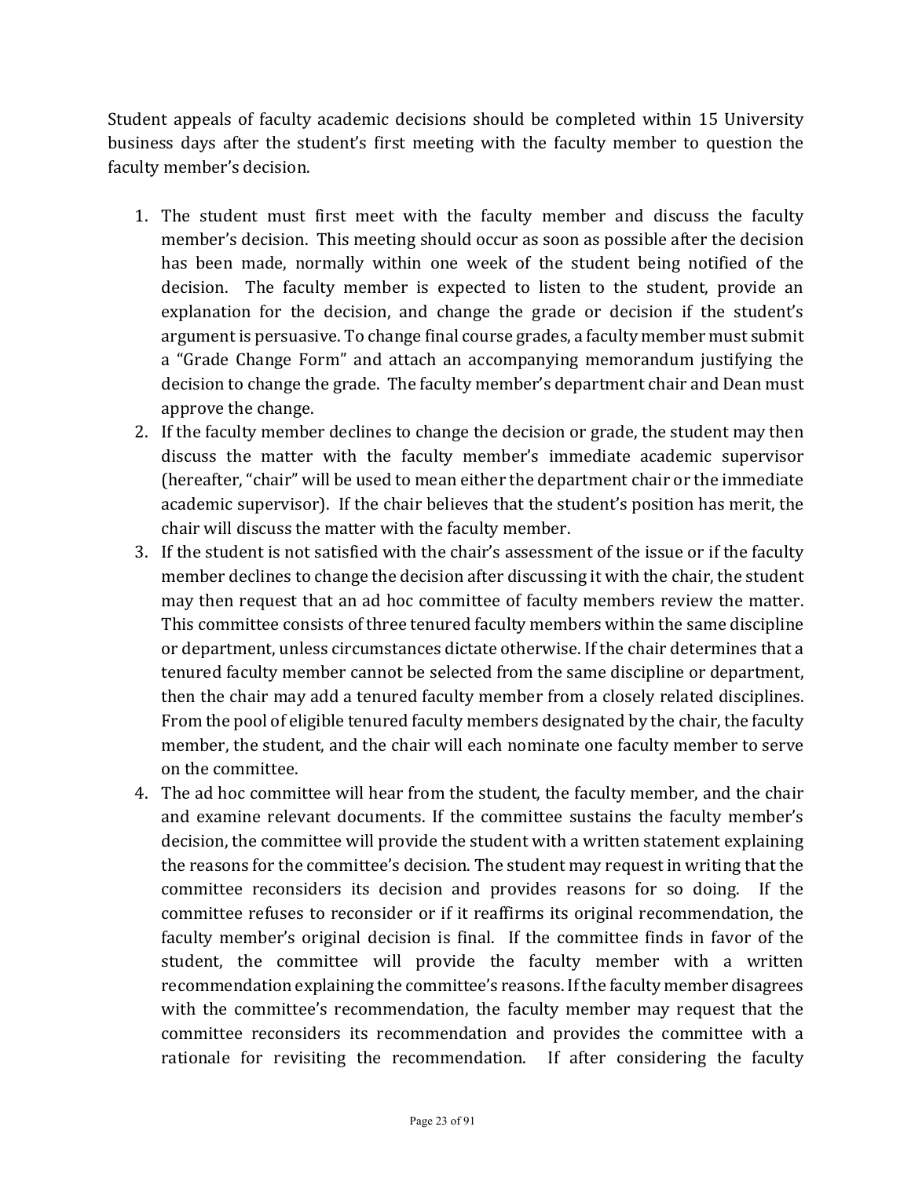Student appeals of faculty academic decisions should be completed within 15 University business days after the student's first meeting with the faculty member to question the faculty member's decision.

1. The student must first meet with the faculty member and discuss the faculty member's decision. This meeting should occur as soon as possible after the decision has been made, normally within one week of the student being notified of the decision. The faculty member is expected to listen to the student, provide an explanation for the decision, and change the grade or decision if the student's argument is persuasive. To change final course grades, a faculty member must submit a "Grade Change Form" and attach an accompanying memorandum justifying the decision to change the grade. The faculty member's department chair and Dean must approve the change.
2. If the faculty member declines to change the decision or grade, the student may then discuss the matter with the faculty member's immediate academic supervisor (hereafter, "chair" will be used to mean either the department chair or the immediate academic supervisor). If the chair believes that the student's position has merit, the chair will discuss the matter with the faculty member.
3. If the student is not satisfied with the chair's assessment of the issue or if the faculty member declines to change the decision after discussing it with the chair, the student may then request that an ad hoc committee of faculty members review the matter. This committee consists of three tenured faculty members within the same discipline or department, unless circumstances dictate otherwise. If the chair determines that a tenured faculty member cannot be selected from the same discipline or department, then the chair may add a tenured faculty member from a closely related disciplines. From the pool of eligible tenured faculty members designated by the chair, the faculty member, the student, and the chair will each nominate one faculty member to serve on the committee.
4. The ad hoc committee will hear from the student, the faculty member, and the chair and examine relevant documents. If the committee sustains the faculty member's decision, the committee will provide the student with a written statement explaining the reasons for the committee's decision. The student may request in writing that the committee reconsiders its decision and provides reasons for so doing. If the committee refuses to reconsider or if it reaffirms its original recommendation, the faculty member's original decision is final. If the committee finds in favor of the student, the committee will provide the faculty member with a written recommendation explaining the committee's reasons. If the faculty member disagrees with the committee's recommendation, the faculty member may request that the committee reconsiders its recommendation and provides the committee with a rationale for revisiting the recommendation. If after considering the faculty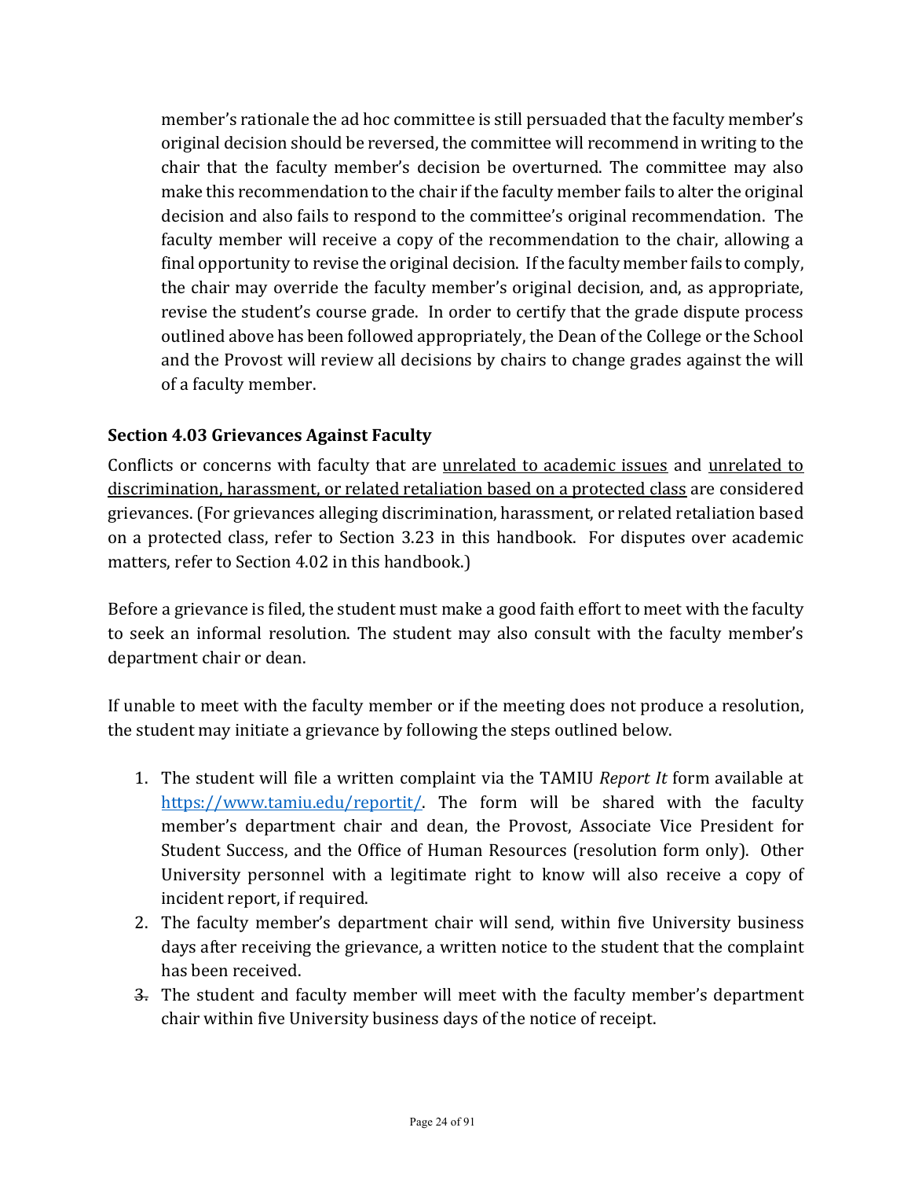member's rationale the ad hoc committee is still persuaded that the faculty member's original decision should be reversed, the committee will recommend in writing to the chair that the faculty member's decision be overturned. The committee may also make this recommendation to the chair if the faculty member fails to alter the original decision and also fails to respond to the committee's original recommendation. The faculty member will receive a copy of the recommendation to the chair, allowing a final opportunity to revise the original decision. If the faculty member fails to comply, the chair may override the faculty member's original decision, and, as appropriate, revise the student's course grade. In order to certify that the grade dispute process outlined above has been followed appropriately, the Dean of the College or the School and the Provost will review all decisions by chairs to change grades against the will of a faculty member.

### Section 4.03 Grievances Against Faculty

Conflicts or concerns with faculty that are <u>unrelated to academic issues</u> and <u>unrelated to discrimination, harassment, or related retaliation based on a protected class</u> are considered grievances. (For grievances alleging discrimination, harassment, or related retaliation based on a protected class, refer to Section 3.23 in this handbook. For disputes over academic matters, refer to Section 4.02 in this handbook.)

Before a grievance is filed, the student must make a good faith effort to meet with the faculty to seek an informal resolution. The student may also consult with the faculty member's department chair or dean.

If unable to meet with the faculty member or if the meeting does not produce a resolution, the student may initiate a grievance by following the steps outlined below.

1. The student will file a written complaint via the TAMIU *Report It* form available at https://www.tamiu.edu/reportit/. The form will be shared with the faculty member's department chair and dean, the Provost, Associate Vice President for Student Success, and the Office of Human Resources (resolution form only). Other University personnel with a legitimate right to know will also receive a copy of incident report, if required.
2. The faculty member's department chair will send, within five University business days after receiving the grievance, a written notice to the student that the complaint has been received.
3. The student and faculty member will meet with the faculty member's department chair within five University business days of the notice of receipt.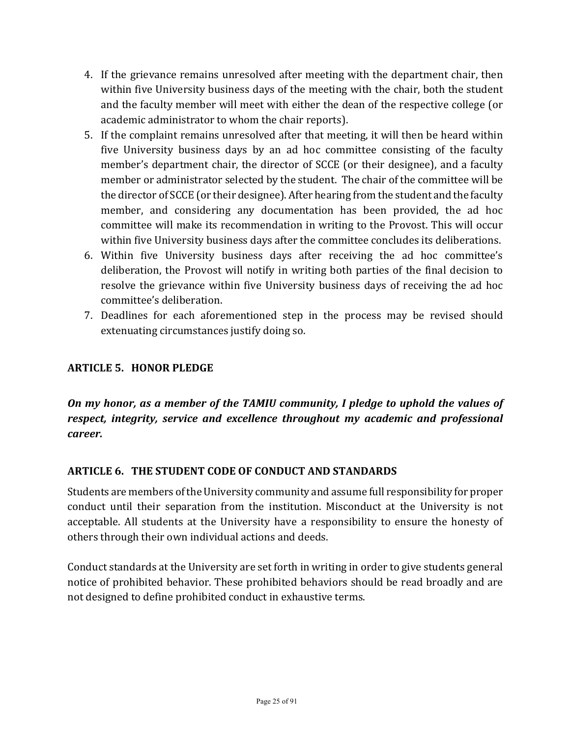4. If the grievance remains unresolved after meeting with the department chair, then within five University business days of the meeting with the chair, both the student and the faculty member will meet with either the dean of the respective college (or academic administrator to whom the chair reports).
5. If the complaint remains unresolved after that meeting, it will then be heard within five University business days by an ad hoc committee consisting of the faculty member's department chair, the director of SCCE (or their designee), and a faculty member or administrator selected by the student. The chair of the committee will be the director of SCCE (or their designee). After hearing from the student and the faculty member, and considering any documentation has been provided, the ad hoc committee will make its recommendation in writing to the Provost. This will occur within five University business days after the committee concludes its deliberations.
6. Within five University business days after receiving the ad hoc committee's deliberation, the Provost will notify in writing both parties of the final decision to resolve the grievance within five University business days of receiving the ad hoc committee's deliberation.
7. Deadlines for each aforementioned step in the process may be revised should extenuating circumstances justify doing so.

## ARTICLE 5. HONOR PLEDGE

***On my honor, as a member of the TAMIU community, I pledge to uphold the values of respect, integrity, service and excellence throughout my academic and professional career.***

## ARTICLE 6. THE STUDENT CODE OF CONDUCT AND STANDARDS

Students are members of the University community and assume full responsibility for proper conduct until their separation from the institution. Misconduct at the University is not acceptable. All students at the University have a responsibility to ensure the honesty of others through their own individual actions and deeds.

Conduct standards at the University are set forth in writing in order to give students general notice of prohibited behavior. These prohibited behaviors should be read broadly and are not designed to define prohibited conduct in exhaustive terms.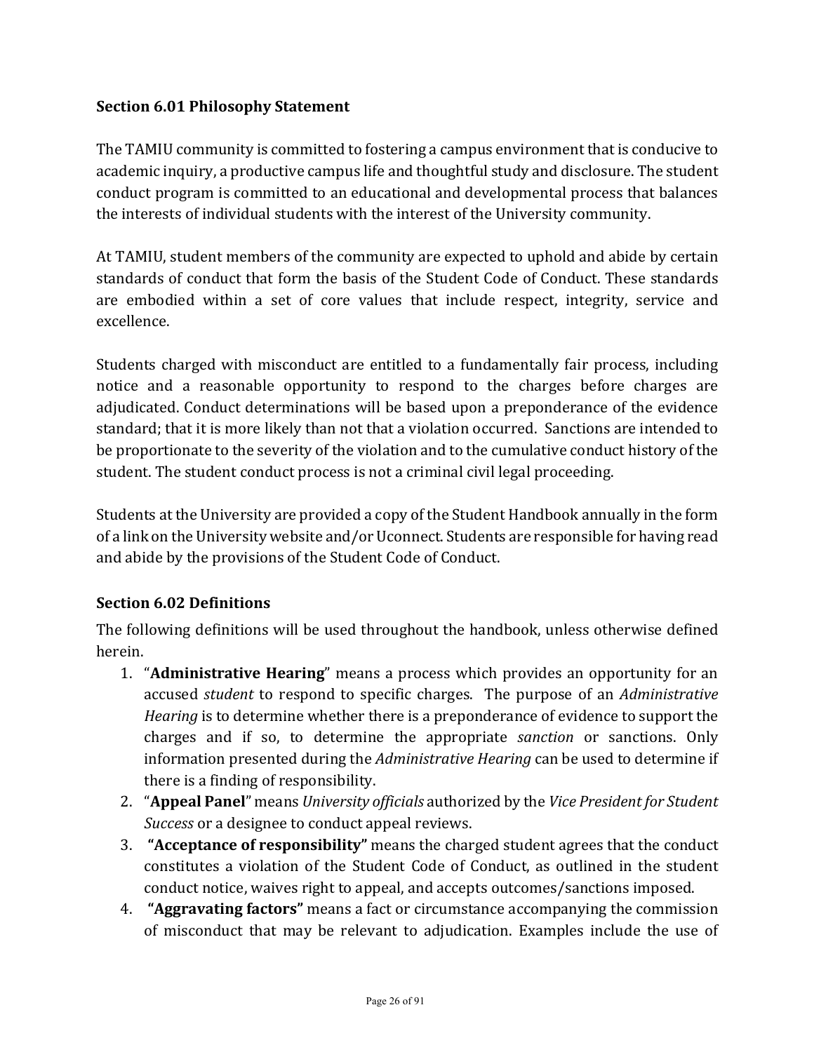### Section 6.01 Philosophy Statement

The TAMIU community is committed to fostering a campus environment that is conducive to academic inquiry, a productive campus life and thoughtful study and disclosure. The student conduct program is committed to an educational and developmental process that balances the interests of individual students with the interest of the University community.

At TAMIU, student members of the community are expected to uphold and abide by certain standards of conduct that form the basis of the Student Code of Conduct. These standards are embodied within a set of core values that include respect, integrity, service and excellence.

Students charged with misconduct are entitled to a fundamentally fair process, including notice and a reasonable opportunity to respond to the charges before charges are adjudicated. Conduct determinations will be based upon a preponderance of the evidence standard; that it is more likely than not that a violation occurred. Sanctions are intended to be proportionate to the severity of the violation and to the cumulative conduct history of the student. The student conduct process is not a criminal civil legal proceeding.

Students at the University are provided a copy of the Student Handbook annually in the form of a link on the University website and/or Uconnect. Students are responsible for having read and abide by the provisions of the Student Code of Conduct.

### Section 6.02 Definitions

The following definitions will be used throughout the handbook, unless otherwise defined herein.

1. "**Administrative Hearing**" means a process which provides an opportunity for an accused *student* to respond to specific charges. The purpose of an *Administrative Hearing* is to determine whether there is a preponderance of evidence to support the charges and if so, to determine the appropriate *sanction* or sanctions. Only information presented during the *Administrative Hearing* can be used to determine if there is a finding of responsibility.
2. "**Appeal Panel**" means *University officials* authorized by the *Vice President for Student Success* or a designee to conduct appeal reviews.
3. **"Acceptance of responsibility"** means the charged student agrees that the conduct constitutes a violation of the Student Code of Conduct, as outlined in the student conduct notice, waives right to appeal, and accepts outcomes/sanctions imposed.
4. **"Aggravating factors"** means a fact or circumstance accompanying the commission of misconduct that may be relevant to adjudication. Examples include the use of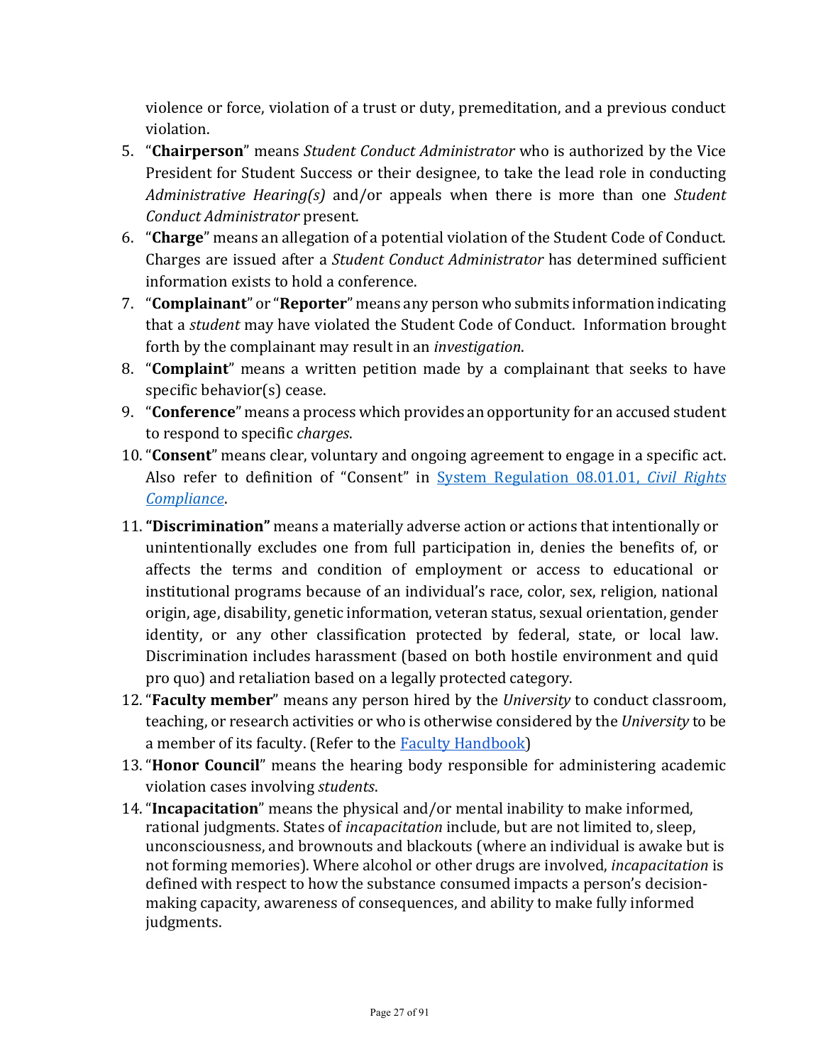violence or force, violation of a trust or duty, premeditation, and a previous conduct violation.

5. "**Chairperson**" means *Student Conduct Administrator* who is authorized by the Vice President for Student Success or their designee, to take the lead role in conducting *Administrative Hearing(s)* and/or appeals when there is more than one *Student Conduct Administrator* present.
6. "**Charge**" means an allegation of a potential violation of the Student Code of Conduct. Charges are issued after a *Student Conduct Administrator* has determined sufficient information exists to hold a conference.
7. "**Complainant**" or "**Reporter**" means any person who submits information indicating that a *student* may have violated the Student Code of Conduct. Information brought forth by the complainant may result in an *investigation*.
8. "**Complaint**" means a written petition made by a complainant that seeks to have specific behavior(s) cease.
9. "**Conference**" means a process which provides an opportunity for an accused student to respond to specific *charges*.
10. "**Consent**" means clear, voluntary and ongoing agreement to engage in a specific act. Also refer to definition of "Consent" in [System Regulation 08.01.01, *Civil Rights Compliance*]().
11. **"Discrimination"** means a materially adverse action or actions that intentionally or unintentionally excludes one from full participation in, denies the benefits of, or affects the terms and condition of employment or access to educational or institutional programs because of an individual's race, color, sex, religion, national origin, age, disability, genetic information, veteran status, sexual orientation, gender identity, or any other classification protected by federal, state, or local law. Discrimination includes harassment (based on both hostile environment and quid pro quo) and retaliation based on a legally protected category.
12. "**Faculty member**" means any person hired by the *University* to conduct classroom, teaching, or research activities or who is otherwise considered by the *University* to be a member of its faculty. (Refer to the [Faculty Handbook]())
13. "**Honor Council**" means the hearing body responsible for administering academic violation cases involving *students*.
14. "**Incapacitation**" means the physical and/or mental inability to make informed, rational judgments. States of *incapacitation* include, but are not limited to, sleep, unconsciousness, and brownouts and blackouts (where an individual is awake but is not forming memories). Where alcohol or other drugs are involved, *incapacitation* is defined with respect to how the substance consumed impacts a person's decision-making capacity, awareness of consequences, and ability to make fully informed judgments.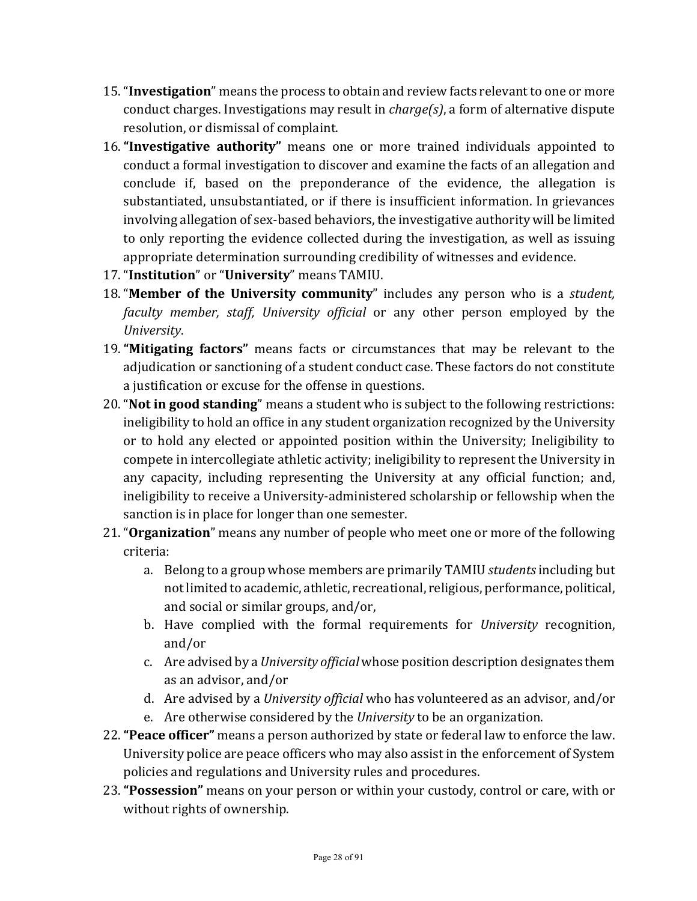15. "**Investigation**" means the process to obtain and review facts relevant to one or more conduct charges. Investigations may result in *charge(s)*, a form of alternative dispute resolution, or dismissal of complaint.
16. **"Investigative authority"** means one or more trained individuals appointed to conduct a formal investigation to discover and examine the facts of an allegation and conclude if, based on the preponderance of the evidence, the allegation is substantiated, unsubstantiated, or if there is insufficient information. In grievances involving allegation of sex-based behaviors, the investigative authority will be limited to only reporting the evidence collected during the investigation, as well as issuing appropriate determination surrounding credibility of witnesses and evidence.
17. "**Institution**" or "**University**" means TAMIU.
18. "**Member of the University community**" includes any person who is a *student, faculty member, staff, University official* or any other person employed by the *University*.
19. **"Mitigating factors"** means facts or circumstances that may be relevant to the adjudication or sanctioning of a student conduct case. These factors do not constitute a justification or excuse for the offense in questions.
20. "**Not in good standing**" means a student who is subject to the following restrictions: ineligibility to hold an office in any student organization recognized by the University or to hold any elected or appointed position within the University; Ineligibility to compete in intercollegiate athletic activity; ineligibility to represent the University in any capacity, including representing the University at any official function; and, ineligibility to receive a University-administered scholarship or fellowship when the sanction is in place for longer than one semester.
21. "**Organization**" means any number of people who meet one or more of the following criteria:
    a. Belong to a group whose members are primarily TAMIU *students* including but not limited to academic, athletic, recreational, religious, performance, political, and social or similar groups, and/or,
    b. Have complied with the formal requirements for *University* recognition, and/or
    c. Are advised by a *University official* whose position description designates them as an advisor, and/or
    d. Are advised by a *University official* who has volunteered as an advisor, and/or
    e. Are otherwise considered by the *University* to be an organization.
22. **"Peace officer"** means a person authorized by state or federal law to enforce the law. University police are peace officers who may also assist in the enforcement of System policies and regulations and University rules and procedures.
23. **"Possession"** means on your person or within your custody, control or care, with or without rights of ownership.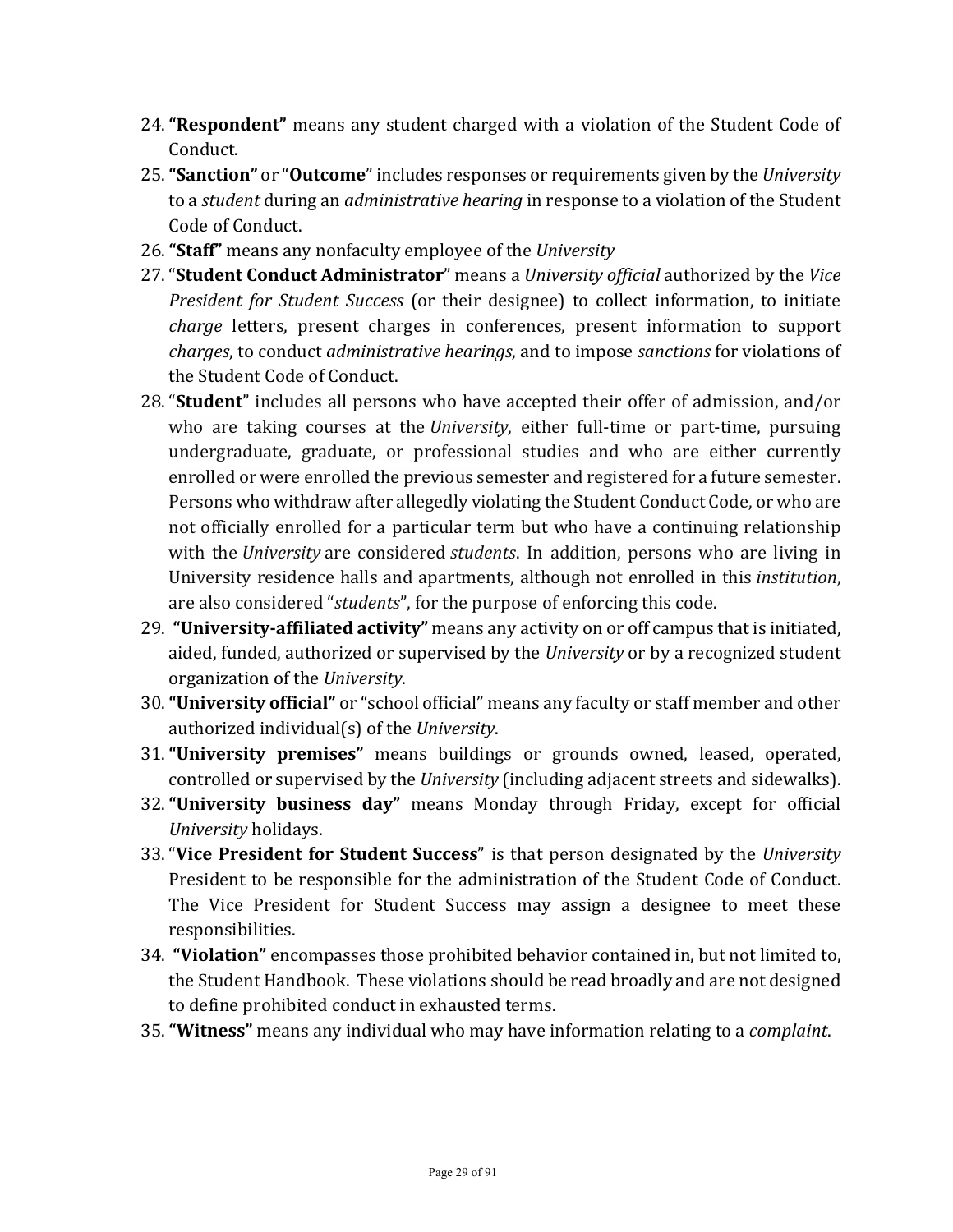24. **"Respondent"** means any student charged with a violation of the Student Code of Conduct.
25. **"Sanction"** or "**Outcome**" includes responses or requirements given by the *University* to a *student* during an *administrative hearing* in response to a violation of the Student Code of Conduct.
26. **"Staff"** means any nonfaculty employee of the *University*
27. "**Student Conduct Administrator**" means a *University official* authorized by the *Vice President for Student Success* (or their designee) to collect information, to initiate *charge* letters, present charges in conferences, present information to support *charges*, to conduct *administrative hearings*, and to impose *sanctions* for violations of the Student Code of Conduct.
28. "**Student**" includes all persons who have accepted their offer of admission, and/or who are taking courses at the *University*, either full-time or part-time, pursuing undergraduate, graduate, or professional studies and who are either currently enrolled or were enrolled the previous semester and registered for a future semester. Persons who withdraw after allegedly violating the Student Conduct Code, or who are not officially enrolled for a particular term but who have a continuing relationship with the *University* are considered *students*. In addition, persons who are living in University residence halls and apartments, although not enrolled in this *institution*, are also considered "*students*", for the purpose of enforcing this code.
29. **"University-affiliated activity"** means any activity on or off campus that is initiated, aided, funded, authorized or supervised by the *University* or by a recognized student organization of the *University*.
30. **"University official"** or "school official" means any faculty or staff member and other authorized individual(s) of the *University*.
31. **"University premises"** means buildings or grounds owned, leased, operated, controlled or supervised by the *University* (including adjacent streets and sidewalks).
32. **"University business day"** means Monday through Friday, except for official *University* holidays.
33. "**Vice President for Student Success**" is that person designated by the *University* President to be responsible for the administration of the Student Code of Conduct. The Vice President for Student Success may assign a designee to meet these responsibilities.
34. **"Violation"** encompasses those prohibited behavior contained in, but not limited to, the Student Handbook. These violations should be read broadly and are not designed to define prohibited conduct in exhausted terms.
35. **"Witness"** means any individual who may have information relating to a *complaint*.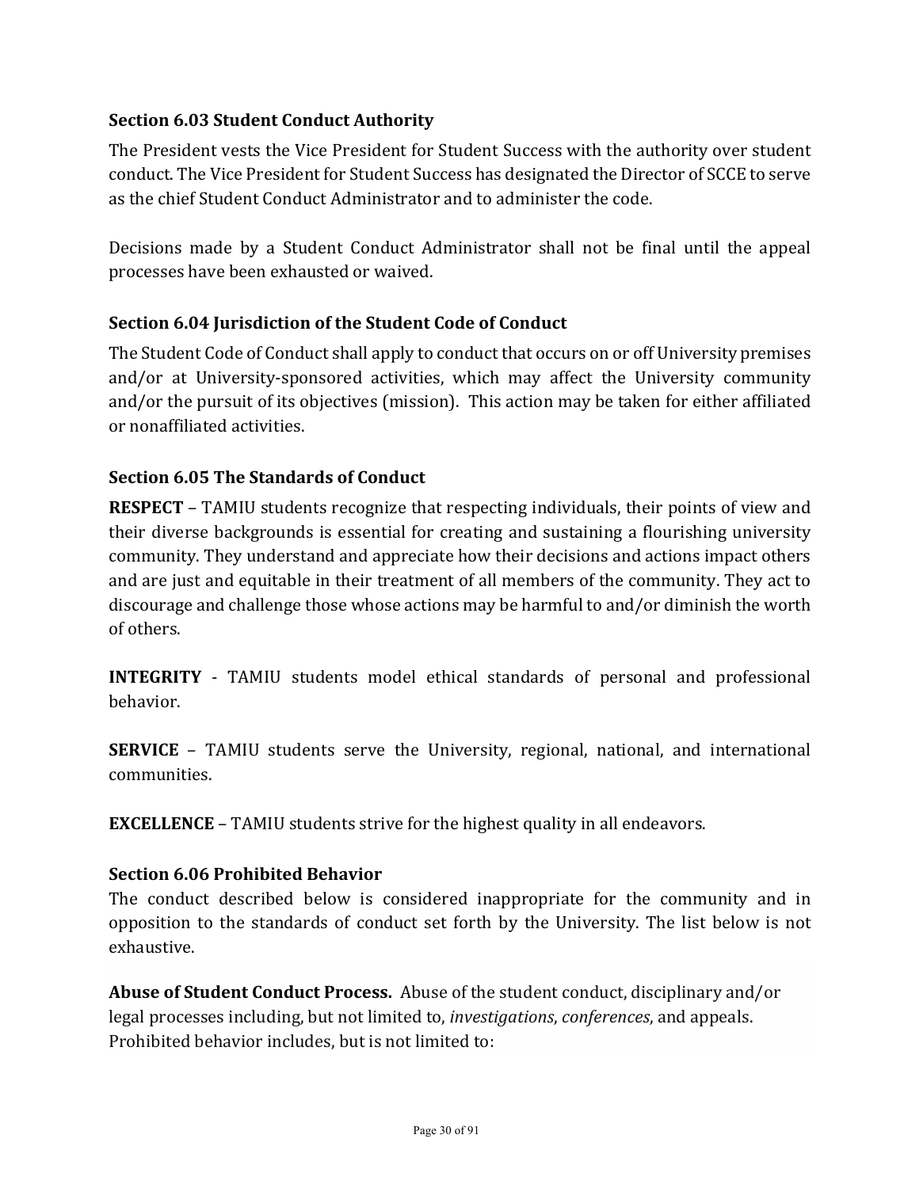### Section 6.03 Student Conduct Authority

The President vests the Vice President for Student Success with the authority over student conduct. The Vice President for Student Success has designated the Director of SCCE to serve as the chief Student Conduct Administrator and to administer the code.

Decisions made by a Student Conduct Administrator shall not be final until the appeal processes have been exhausted or waived.

### Section 6.04 Jurisdiction of the Student Code of Conduct

The Student Code of Conduct shall apply to conduct that occurs on or off University premises and/or at University-sponsored activities, which may affect the University community and/or the pursuit of its objectives (mission). This action may be taken for either affiliated or nonaffiliated activities.

### Section 6.05 The Standards of Conduct

**RESPECT** – TAMIU students recognize that respecting individuals, their points of view and their diverse backgrounds is essential for creating and sustaining a flourishing university community. They understand and appreciate how their decisions and actions impact others and are just and equitable in their treatment of all members of the community. They act to discourage and challenge those whose actions may be harmful to and/or diminish the worth of others.

**INTEGRITY** - TAMIU students model ethical standards of personal and professional behavior.

**SERVICE** – TAMIU students serve the University, regional, national, and international communities.

**EXCELLENCE** – TAMIU students strive for the highest quality in all endeavors.

### Section 6.06 Prohibited Behavior

The conduct described below is considered inappropriate for the community and in opposition to the standards of conduct set forth by the University. The list below is not exhaustive.

**Abuse of Student Conduct Process.** Abuse of the student conduct, disciplinary and/or legal processes including, but not limited to, *investigations*, *conferences*, and appeals. Prohibited behavior includes, but is not limited to: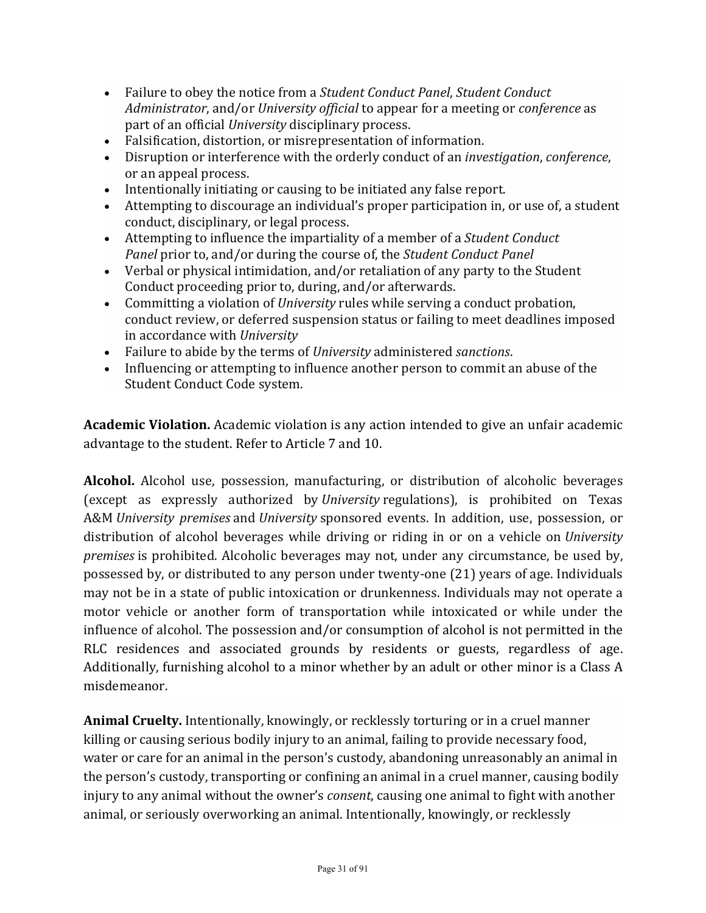- Failure to obey the notice from a *Student Conduct Panel*, *Student Conduct Administrator*, and/or *University official* to appear for a meeting or *conference* as part of an official *University* disciplinary process.
- Falsification, distortion, or misrepresentation of information.
- Disruption or interference with the orderly conduct of an *investigation*, *conference*, or an appeal process.
- Intentionally initiating or causing to be initiated any false report.
- Attempting to discourage an individual's proper participation in, or use of, a student conduct, disciplinary, or legal process.
- Attempting to influence the impartiality of a member of a *Student Conduct Panel* prior to, and/or during the course of, the *Student Conduct Panel*
- Verbal or physical intimidation, and/or retaliation of any party to the Student Conduct proceeding prior to, during, and/or afterwards.
- Committing a violation of *University* rules while serving a conduct probation, conduct review, or deferred suspension status or failing to meet deadlines imposed in accordance with *University*
- Failure to abide by the terms of *University* administered *sanctions*.
- Influencing or attempting to influence another person to commit an abuse of the Student Conduct Code system.

**Academic Violation.** Academic violation is any action intended to give an unfair academic advantage to the student. Refer to Article 7 and 10.

**Alcohol.** Alcohol use, possession, manufacturing, or distribution of alcoholic beverages (except as expressly authorized by *University* regulations), is prohibited on Texas A&M *University premises* and *University* sponsored events. In addition, use, possession, or distribution of alcohol beverages while driving or riding in or on a vehicle on *University premises* is prohibited. Alcoholic beverages may not, under any circumstance, be used by, possessed by, or distributed to any person under twenty-one (21) years of age. Individuals may not be in a state of public intoxication or drunkenness. Individuals may not operate a motor vehicle or another form of transportation while intoxicated or while under the influence of alcohol. The possession and/or consumption of alcohol is not permitted in the RLC residences and associated grounds by residents or guests, regardless of age. Additionally, furnishing alcohol to a minor whether by an adult or other minor is a Class A misdemeanor.

**Animal Cruelty.** Intentionally, knowingly, or recklessly torturing or in a cruel manner killing or causing serious bodily injury to an animal, failing to provide necessary food, water or care for an animal in the person's custody, abandoning unreasonably an animal in the person's custody, transporting or confining an animal in a cruel manner, causing bodily injury to any animal without the owner's *consent*, causing one animal to fight with another animal, or seriously overworking an animal. Intentionally, knowingly, or recklessly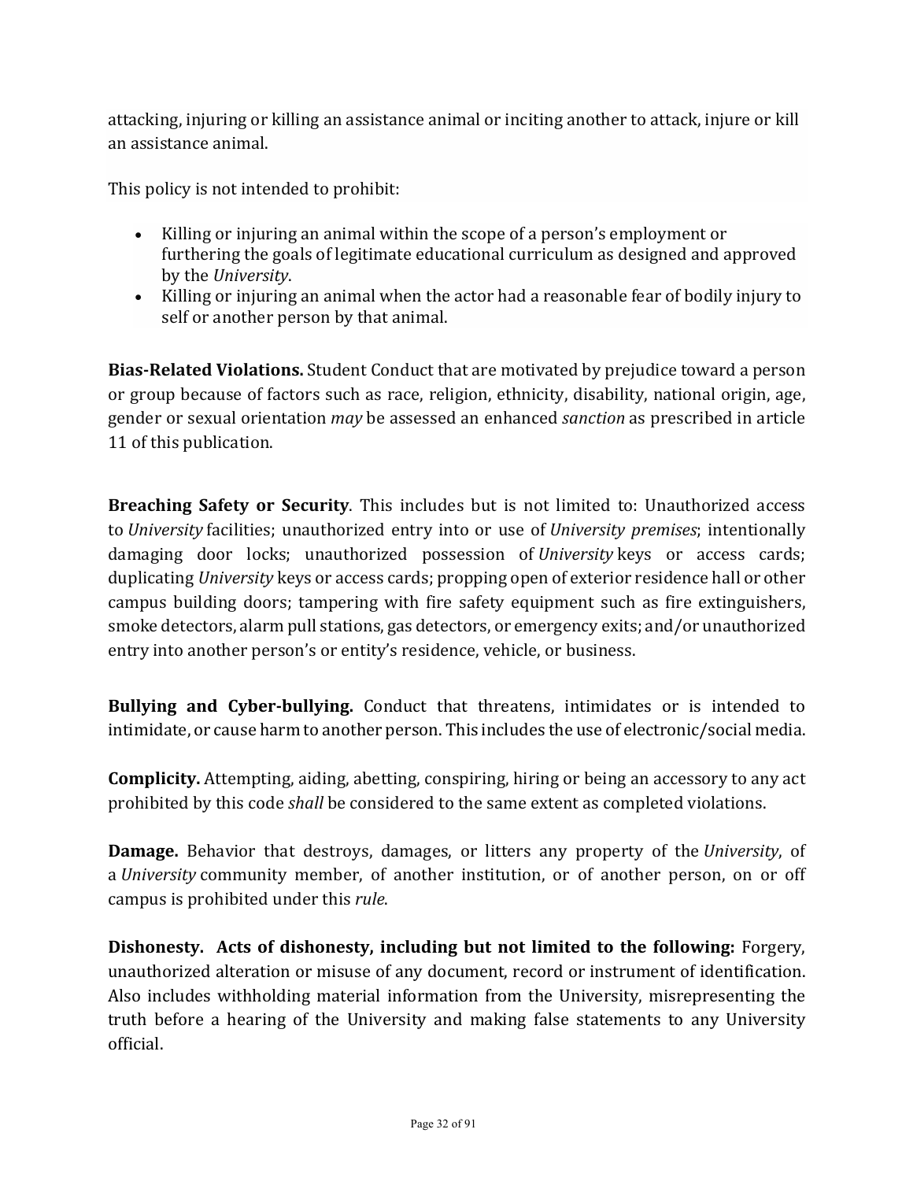attacking, injuring or killing an assistance animal or inciting another to attack, injure or kill an assistance animal.

This policy is not intended to prohibit:

- Killing or injuring an animal within the scope of a person's employment or furthering the goals of legitimate educational curriculum as designed and approved by the *University*.
- Killing or injuring an animal when the actor had a reasonable fear of bodily injury to self or another person by that animal.

**Bias-Related Violations.** Student Conduct that are motivated by prejudice toward a person or group because of factors such as race, religion, ethnicity, disability, national origin, age, gender or sexual orientation *may* be assessed an enhanced *sanction* as prescribed in article 11 of this publication.

**Breaching Safety or Security**. This includes but is not limited to: Unauthorized access to *University* facilities; unauthorized entry into or use of *University premises*; intentionally damaging door locks; unauthorized possession of *University* keys or access cards; duplicating *University* keys or access cards; propping open of exterior residence hall or other campus building doors; tampering with fire safety equipment such as fire extinguishers, smoke detectors, alarm pull stations, gas detectors, or emergency exits; and/or unauthorized entry into another person's or entity's residence, vehicle, or business.

**Bullying and Cyber-bullying.** Conduct that threatens, intimidates or is intended to intimidate, or cause harm to another person. This includes the use of electronic/social media.

**Complicity.** Attempting, aiding, abetting, conspiring, hiring or being an accessory to any act prohibited by this code *shall* be considered to the same extent as completed violations.

**Damage.** Behavior that destroys, damages, or litters any property of the *University*, of a *University* community member, of another institution, or of another person, on or off campus is prohibited under this *rule*.

**Dishonesty. Acts of dishonesty, including but not limited to the following:** Forgery, unauthorized alteration or misuse of any document, record or instrument of identification. Also includes withholding material information from the University, misrepresenting the truth before a hearing of the University and making false statements to any University official.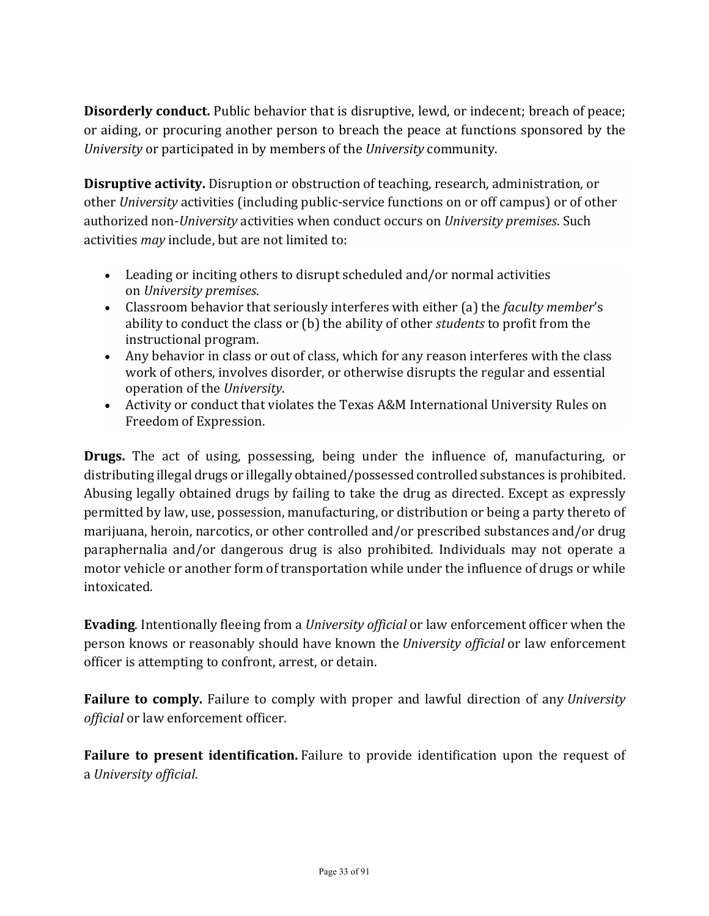**Disorderly conduct.** Public behavior that is disruptive, lewd, or indecent; breach of peace; or aiding, or procuring another person to breach the peace at functions sponsored by the *University* or participated in by members of the *University* community.

**Disruptive activity.** Disruption or obstruction of teaching, research, administration, or other *University* activities (including public-service functions on or off campus) or of other authorized non-*University* activities when conduct occurs on *University premises*. Such activities *may* include, but are not limited to:

- Leading or inciting others to disrupt scheduled and/or normal activities on *University premises*.
- Classroom behavior that seriously interferes with either (a) the *faculty member*'s ability to conduct the class or (b) the ability of other *students* to profit from the instructional program.
- Any behavior in class or out of class, which for any reason interferes with the class work of others, involves disorder, or otherwise disrupts the regular and essential operation of the *University*.
- Activity or conduct that violates the Texas A&M International University Rules on Freedom of Expression.

**Drugs.** The act of using, possessing, being under the influence of, manufacturing, or distributing illegal drugs or illegally obtained/possessed controlled substances is prohibited. Abusing legally obtained drugs by failing to take the drug as directed. Except as expressly permitted by law, use, possession, manufacturing, or distribution or being a party thereto of marijuana, heroin, narcotics, or other controlled and/or prescribed substances and/or drug paraphernalia and/or dangerous drug is also prohibited. Individuals may not operate a motor vehicle or another form of transportation while under the influence of drugs or while intoxicated.

**Evading**. Intentionally fleeing from a *University official* or law enforcement officer when the person knows or reasonably should have known the *University official* or law enforcement officer is attempting to confront, arrest, or detain.

**Failure to comply.** Failure to comply with proper and lawful direction of any *University official* or law enforcement officer.

**Failure to present identification.** Failure to provide identification upon the request of a *University official*.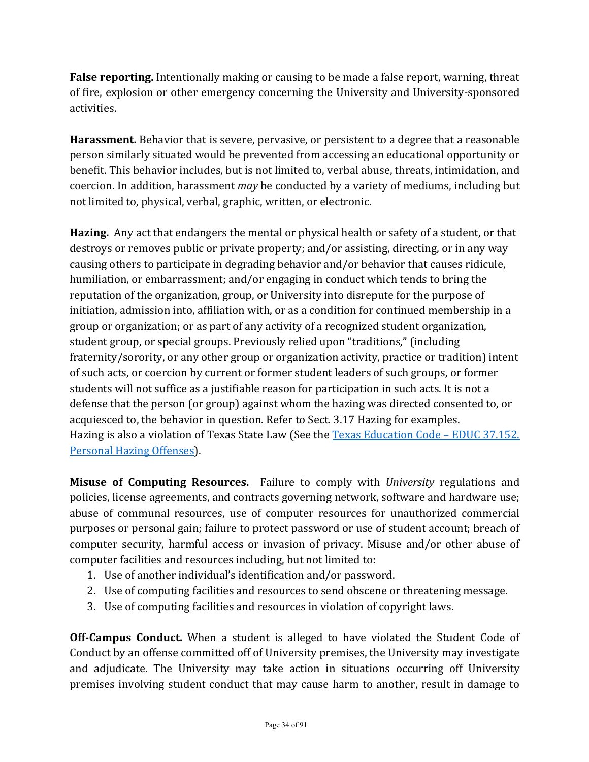**False reporting.** Intentionally making or causing to be made a false report, warning, threat of fire, explosion or other emergency concerning the University and University-sponsored activities.

**Harassment.** Behavior that is severe, pervasive, or persistent to a degree that a reasonable person similarly situated would be prevented from accessing an educational opportunity or benefit. This behavior includes, but is not limited to, verbal abuse, threats, intimidation, and coercion. In addition, harassment *may* be conducted by a variety of mediums, including but not limited to, physical, verbal, graphic, written, or electronic.

**Hazing.** Any act that endangers the mental or physical health or safety of a student, or that destroys or removes public or private property; and/or assisting, directing, or in any way causing others to participate in degrading behavior and/or behavior that causes ridicule, humiliation, or embarrassment; and/or engaging in conduct which tends to bring the reputation of the organization, group, or University into disrepute for the purpose of initiation, admission into, affiliation with, or as a condition for continued membership in a group or organization; or as part of any activity of a recognized student organization, student group, or special groups. Previously relied upon "traditions," (including fraternity/sorority, or any other group or organization activity, practice or tradition) intent of such acts, or coercion by current or former student leaders of such groups, or former students will not suffice as a justifiable reason for participation in such acts. It is not a defense that the person (or group) against whom the hazing was directed consented to, or acquiesced to, the behavior in question. Refer to Sect. 3.17 Hazing for examples. Hazing is also a violation of Texas State Law (See the [Texas Education Code – EDUC 37.152. Personal Hazing Offenses](#)).

**Misuse of Computing Resources.** Failure to comply with *University* regulations and policies, license agreements, and contracts governing network, software and hardware use; abuse of communal resources, use of computer resources for unauthorized commercial purposes or personal gain; failure to protect password or use of student account; breach of computer security, harmful access or invasion of privacy. Misuse and/or other abuse of computer facilities and resources including, but not limited to:

1. Use of another individual's identification and/or password.
2. Use of computing facilities and resources to send obscene or threatening message.
3. Use of computing facilities and resources in violation of copyright laws.

**Off-Campus Conduct.** When a student is alleged to have violated the Student Code of Conduct by an offense committed off of University premises, the University may investigate and adjudicate. The University may take action in situations occurring off University premises involving student conduct that may cause harm to another, result in damage to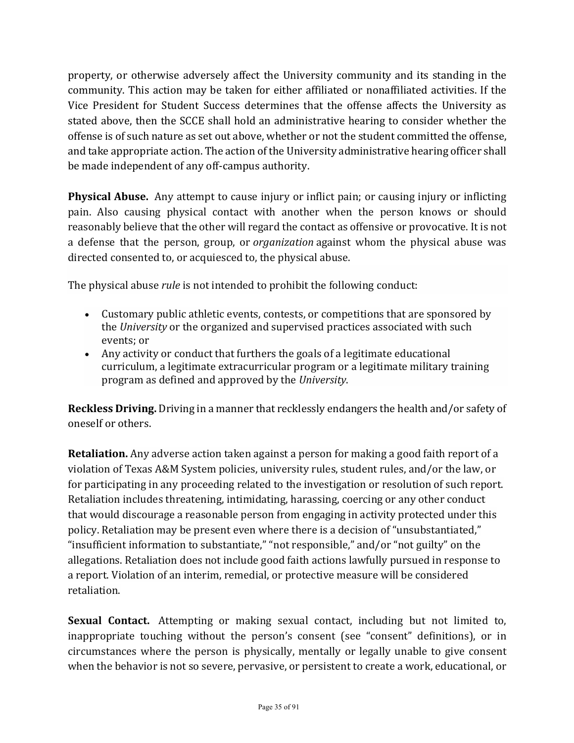property, or otherwise adversely affect the University community and its standing in the community. This action may be taken for either affiliated or nonaffiliated activities. If the Vice President for Student Success determines that the offense affects the University as stated above, then the SCCE shall hold an administrative hearing to consider whether the offense is of such nature as set out above, whether or not the student committed the offense, and take appropriate action. The action of the University administrative hearing officer shall be made independent of any off-campus authority.

**Physical Abuse.** Any attempt to cause injury or inflict pain; or causing injury or inflicting pain. Also causing physical contact with another when the person knows or should reasonably believe that the other will regard the contact as offensive or provocative. It is not a defense that the person, group, or *organization* against whom the physical abuse was directed consented to, or acquiesced to, the physical abuse.

The physical abuse *rule* is not intended to prohibit the following conduct:

- Customary public athletic events, contests, or competitions that are sponsored by the *University* or the organized and supervised practices associated with such events; or
- Any activity or conduct that furthers the goals of a legitimate educational curriculum, a legitimate extracurricular program or a legitimate military training program as defined and approved by the *University*.

**Reckless Driving.** Driving in a manner that recklessly endangers the health and/or safety of oneself or others.

**Retaliation.** Any adverse action taken against a person for making a good faith report of a violation of Texas A&M System policies, university rules, student rules, and/or the law, or for participating in any proceeding related to the investigation or resolution of such report. Retaliation includes threatening, intimidating, harassing, coercing or any other conduct that would discourage a reasonable person from engaging in activity protected under this policy. Retaliation may be present even where there is a decision of "unsubstantiated," "insufficient information to substantiate," "not responsible," and/or "not guilty" on the allegations. Retaliation does not include good faith actions lawfully pursued in response to a report. Violation of an interim, remedial, or protective measure will be considered retaliation.

**Sexual Contact.** Attempting or making sexual contact, including but not limited to, inappropriate touching without the person's consent (see "consent" definitions), or in circumstances where the person is physically, mentally or legally unable to give consent when the behavior is not so severe, pervasive, or persistent to create a work, educational, or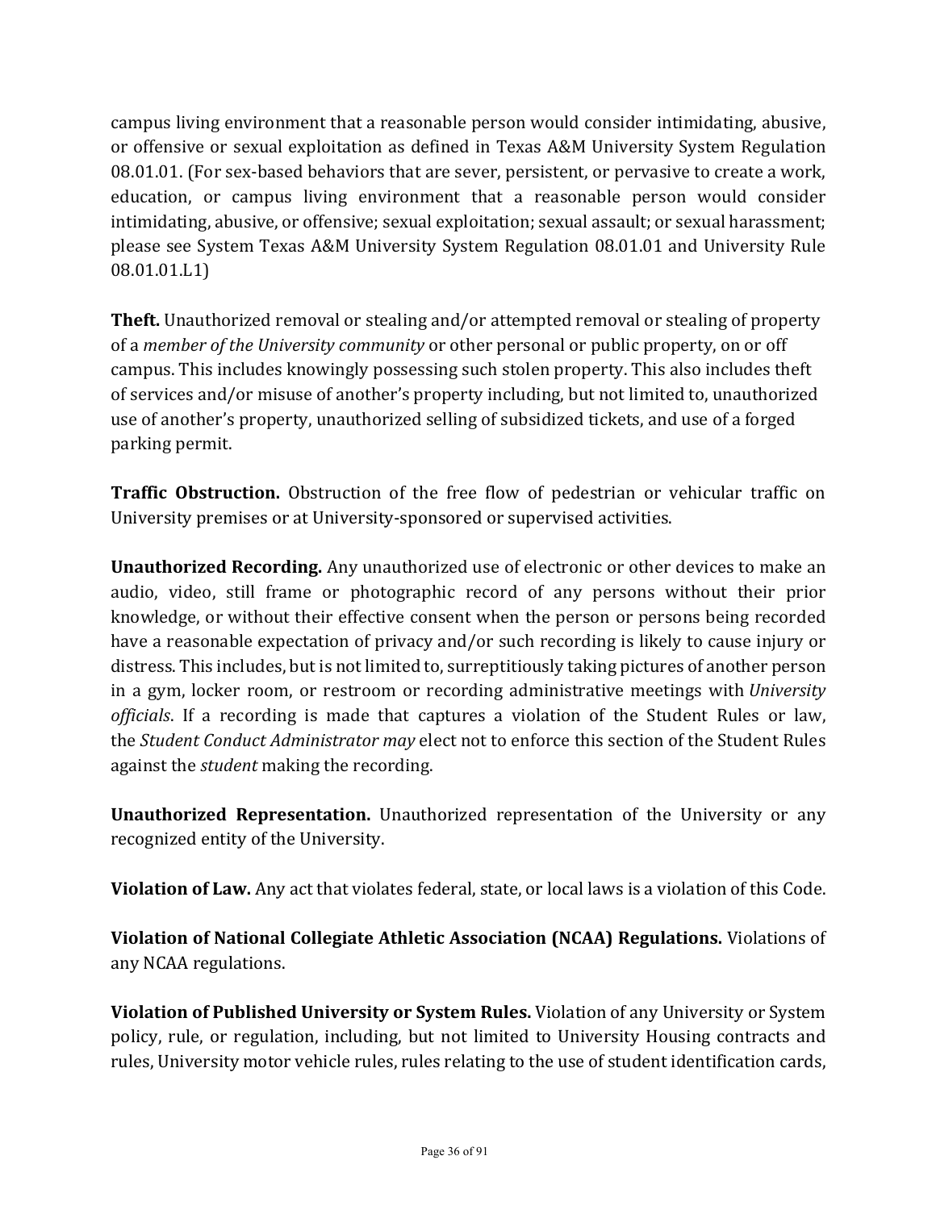campus living environment that a reasonable person would consider intimidating, abusive, or offensive or sexual exploitation as defined in Texas A&M University System Regulation 08.01.01. (For sex-based behaviors that are sever, persistent, or pervasive to create a work, education, or campus living environment that a reasonable person would consider intimidating, abusive, or offensive; sexual exploitation; sexual assault; or sexual harassment; please see System Texas A&M University System Regulation 08.01.01 and University Rule 08.01.01.L1)

**Theft.** Unauthorized removal or stealing and/or attempted removal or stealing of property of a *member of the University community* or other personal or public property, on or off campus. This includes knowingly possessing such stolen property. This also includes theft of services and/or misuse of another's property including, but not limited to, unauthorized use of another's property, unauthorized selling of subsidized tickets, and use of a forged parking permit.

**Traffic Obstruction.** Obstruction of the free flow of pedestrian or vehicular traffic on University premises or at University-sponsored or supervised activities.

**Unauthorized Recording.** Any unauthorized use of electronic or other devices to make an audio, video, still frame or photographic record of any persons without their prior knowledge, or without their effective consent when the person or persons being recorded have a reasonable expectation of privacy and/or such recording is likely to cause injury or distress. This includes, but is not limited to, surreptitiously taking pictures of another person in a gym, locker room, or restroom or recording administrative meetings with *University officials*. If a recording is made that captures a violation of the Student Rules or law, the *Student Conduct Administrator may* elect not to enforce this section of the Student Rules against the *student* making the recording.

**Unauthorized Representation.** Unauthorized representation of the University or any recognized entity of the University.

**Violation of Law.** Any act that violates federal, state, or local laws is a violation of this Code.

**Violation of National Collegiate Athletic Association (NCAA) Regulations.** Violations of any NCAA regulations.

**Violation of Published University or System Rules.** Violation of any University or System policy, rule, or regulation, including, but not limited to University Housing contracts and rules, University motor vehicle rules, rules relating to the use of student identification cards,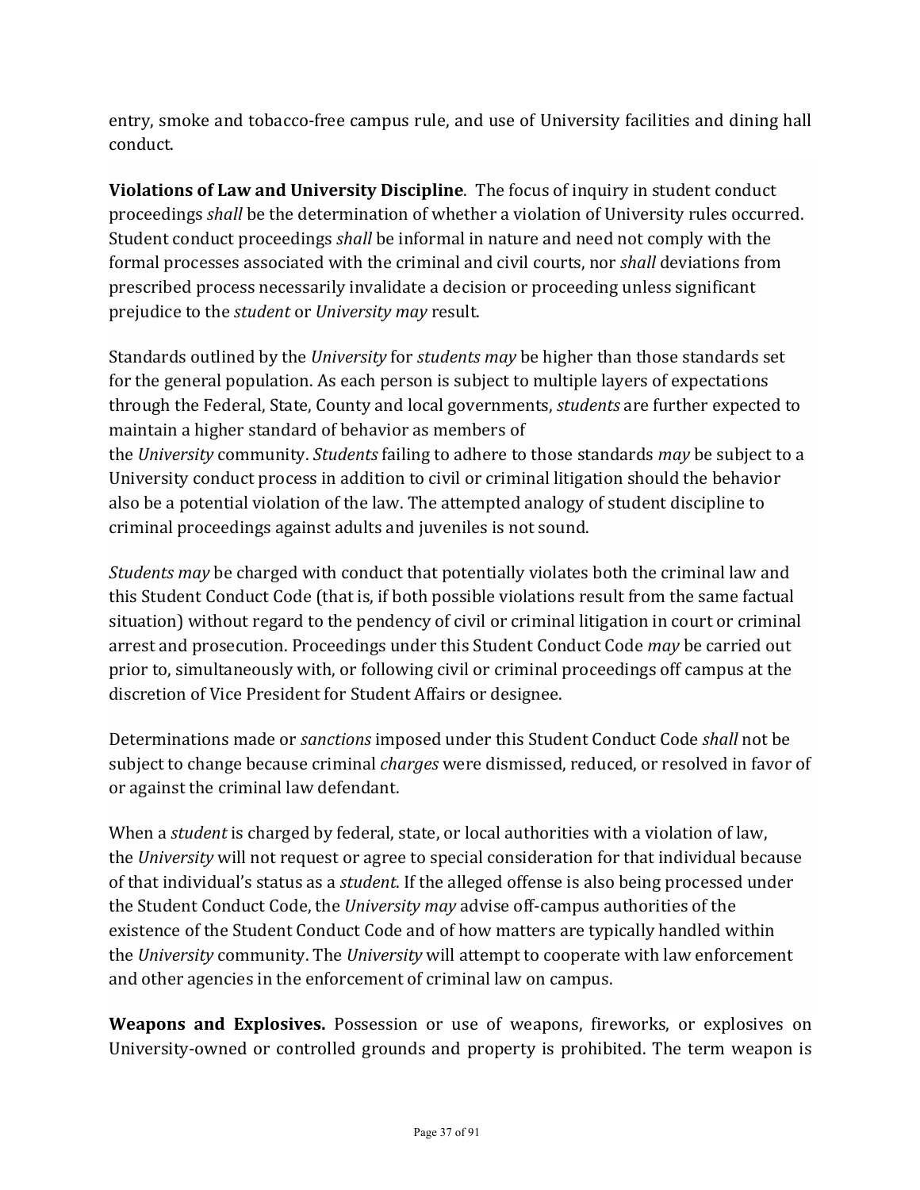entry, smoke and tobacco-free campus rule, and use of University facilities and dining hall conduct.

**Violations of Law and University Discipline**. The focus of inquiry in student conduct proceedings *shall* be the determination of whether a violation of University rules occurred. Student conduct proceedings *shall* be informal in nature and need not comply with the formal processes associated with the criminal and civil courts, nor *shall* deviations from prescribed process necessarily invalidate a decision or proceeding unless significant prejudice to the *student* or *University may* result.

Standards outlined by the *University* for *students may* be higher than those standards set for the general population. As each person is subject to multiple layers of expectations through the Federal, State, County and local governments, *students* are further expected to maintain a higher standard of behavior as members of the *University* community. *Students* failing to adhere to those standards *may* be subject to a University conduct process in addition to civil or criminal litigation should the behavior also be a potential violation of the law. The attempted analogy of student discipline to criminal proceedings against adults and juveniles is not sound.

*Students may* be charged with conduct that potentially violates both the criminal law and this Student Conduct Code (that is, if both possible violations result from the same factual situation) without regard to the pendency of civil or criminal litigation in court or criminal arrest and prosecution. Proceedings under this Student Conduct Code *may* be carried out prior to, simultaneously with, or following civil or criminal proceedings off campus at the discretion of Vice President for Student Affairs or designee.

Determinations made or *sanctions* imposed under this Student Conduct Code *shall* not be subject to change because criminal *charges* were dismissed, reduced, or resolved in favor of or against the criminal law defendant.

When a *student* is charged by federal, state, or local authorities with a violation of law, the *University* will not request or agree to special consideration for that individual because of that individual's status as a *student*. If the alleged offense is also being processed under the Student Conduct Code, the *University may* advise off-campus authorities of the existence of the Student Conduct Code and of how matters are typically handled within the *University* community. The *University* will attempt to cooperate with law enforcement and other agencies in the enforcement of criminal law on campus.

**Weapons and Explosives.** Possession or use of weapons, fireworks, or explosives on University-owned or controlled grounds and property is prohibited. The term weapon is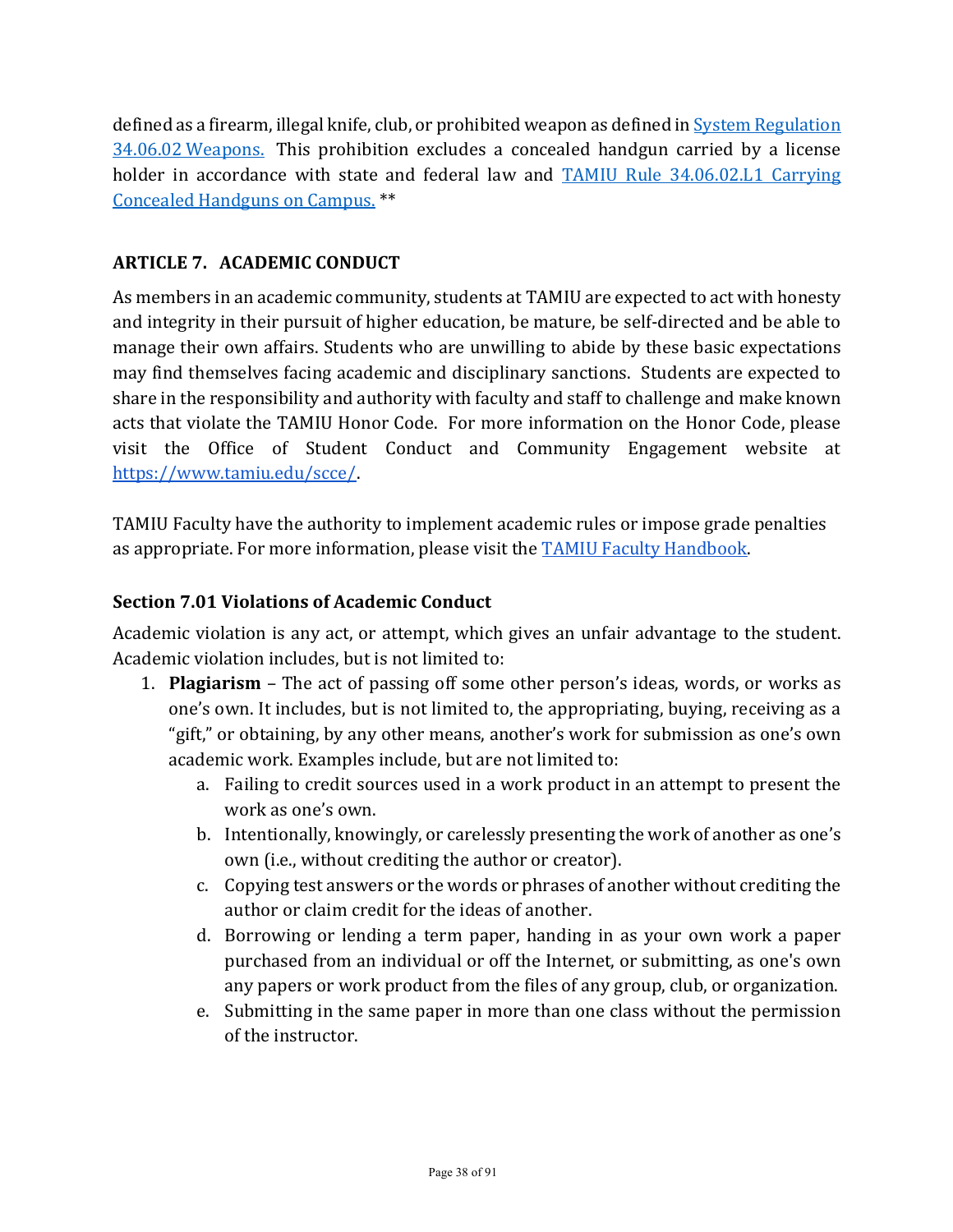defined as a firearm, illegal knife, club, or prohibited weapon as defined in [System Regulation 34.06.02 Weapons.](#) This prohibition excludes a concealed handgun carried by a license holder in accordance with state and federal law and [TAMIU Rule 34.06.02.L1 Carrying Concealed Handguns on Campus.](#) **

## ARTICLE 7. ACADEMIC CONDUCT

As members in an academic community, students at TAMIU are expected to act with honesty and integrity in their pursuit of higher education, be mature, be self-directed and be able to manage their own affairs. Students who are unwilling to abide by these basic expectations may find themselves facing academic and disciplinary sanctions. Students are expected to share in the responsibility and authority with faculty and staff to challenge and make known acts that violate the TAMIU Honor Code. For more information on the Honor Code, please visit the Office of Student Conduct and Community Engagement website at https://www.tamiu.edu/scce/.

TAMIU Faculty have the authority to implement academic rules or impose grade penalties as appropriate. For more information, please visit the [TAMIU Faculty Handbook](#).

### Section 7.01 Violations of Academic Conduct

Academic violation is any act, or attempt, which gives an unfair advantage to the student. Academic violation includes, but is not limited to:

1. **Plagiarism** – The act of passing off some other person's ideas, words, or works as one's own. It includes, but is not limited to, the appropriating, buying, receiving as a "gift," or obtaining, by any other means, another's work for submission as one's own academic work. Examples include, but are not limited to:
    a. Failing to credit sources used in a work product in an attempt to present the work as one's own.
    b. Intentionally, knowingly, or carelessly presenting the work of another as one's own (i.e., without crediting the author or creator).
    c. Copying test answers or the words or phrases of another without crediting the author or claim credit for the ideas of another.
    d. Borrowing or lending a term paper, handing in as your own work a paper purchased from an individual or off the Internet, or submitting, as one's own any papers or work product from the files of any group, club, or organization.
    e. Submitting in the same paper in more than one class without the permission of the instructor.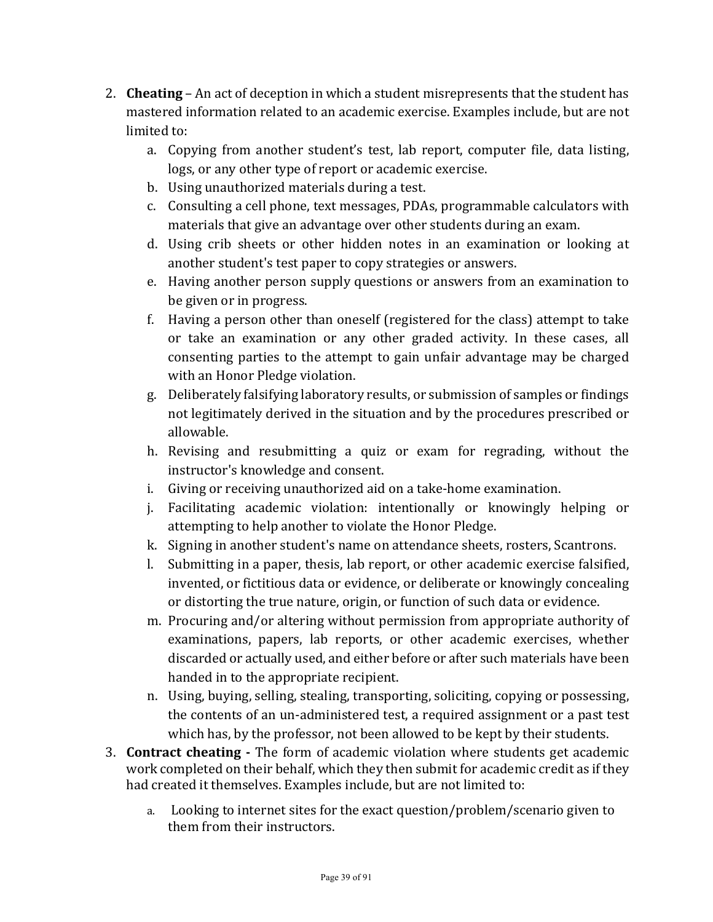2. **Cheating** – An act of deception in which a student misrepresents that the student has mastered information related to an academic exercise. Examples include, but are not limited to:
    a. Copying from another student's test, lab report, computer file, data listing, logs, or any other type of report or academic exercise.
    b. Using unauthorized materials during a test.
    c. Consulting a cell phone, text messages, PDAs, programmable calculators with materials that give an advantage over other students during an exam.
    d. Using crib sheets or other hidden notes in an examination or looking at another student's test paper to copy strategies or answers.
    e. Having another person supply questions or answers from an examination to be given or in progress.
    f. Having a person other than oneself (registered for the class) attempt to take or take an examination or any other graded activity. In these cases, all consenting parties to the attempt to gain unfair advantage may be charged with an Honor Pledge violation.
    g. Deliberately falsifying laboratory results, or submission of samples or findings not legitimately derived in the situation and by the procedures prescribed or allowable.
    h. Revising and resubmitting a quiz or exam for regrading, without the instructor's knowledge and consent.
    i. Giving or receiving unauthorized aid on a take-home examination.
    j. Facilitating academic violation: intentionally or knowingly helping or attempting to help another to violate the Honor Pledge.
    k. Signing in another student's name on attendance sheets, rosters, Scantrons.
    l. Submitting in a paper, thesis, lab report, or other academic exercise falsified, invented, or fictitious data or evidence, or deliberate or knowingly concealing or distorting the true nature, origin, or function of such data or evidence.
    m. Procuring and/or altering without permission from appropriate authority of examinations, papers, lab reports, or other academic exercises, whether discarded or actually used, and either before or after such materials have been handed in to the appropriate recipient.
    n. Using, buying, selling, stealing, transporting, soliciting, copying or possessing, the contents of an un-administered test, a required assignment or a past test which has, by the professor, not been allowed to be kept by their students.
3. **Contract cheating -** The form of academic violation where students get academic work completed on their behalf, which they then submit for academic credit as if they had created it themselves. Examples include, but are not limited to:
    a. Looking to internet sites for the exact question/problem/scenario given to them from their instructors.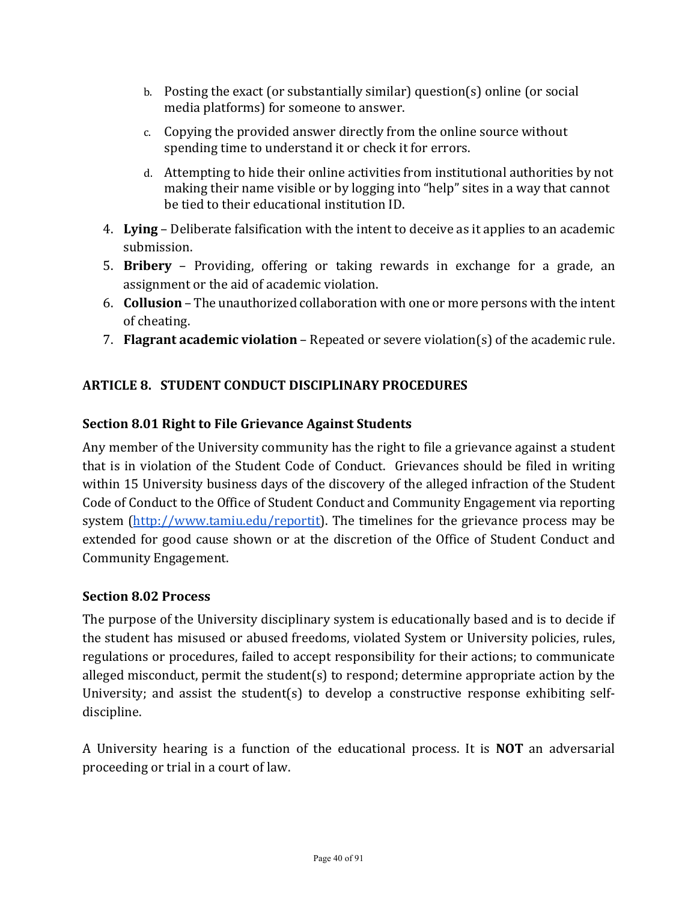b. Posting the exact (or substantially similar) question(s) online (or social media platforms) for someone to answer.

c. Copying the provided answer directly from the online source without spending time to understand it or check it for errors.

d. Attempting to hide their online activities from institutional authorities by not making their name visible or by logging into "help" sites in a way that cannot be tied to their educational institution ID.

4. **Lying** – Deliberate falsification with the intent to deceive as it applies to an academic submission.
5. **Bribery** – Providing, offering or taking rewards in exchange for a grade, an assignment or the aid of academic violation.
6. **Collusion** – The unauthorized collaboration with one or more persons with the intent of cheating.
7. **Flagrant academic violation** – Repeated or severe violation(s) of the academic rule.

## ARTICLE 8. STUDENT CONDUCT DISCIPLINARY PROCEDURES

### Section 8.01 Right to File Grievance Against Students

Any member of the University community has the right to file a grievance against a student that is in violation of the Student Code of Conduct. Grievances should be filed in writing within 15 University business days of the discovery of the alleged infraction of the Student Code of Conduct to the Office of Student Conduct and Community Engagement via reporting system ([http://www.tamiu.edu/reportit](http://www.tamiu.edu/reportit)). The timelines for the grievance process may be extended for good cause shown or at the discretion of the Office of Student Conduct and Community Engagement.

### Section 8.02 Process

The purpose of the University disciplinary system is educationally based and is to decide if the student has misused or abused freedoms, violated System or University policies, rules, regulations or procedures, failed to accept responsibility for their actions; to communicate alleged misconduct, permit the student(s) to respond; determine appropriate action by the University; and assist the student(s) to develop a constructive response exhibiting self-discipline.

A University hearing is a function of the educational process. It is **NOT** an adversarial proceeding or trial in a court of law.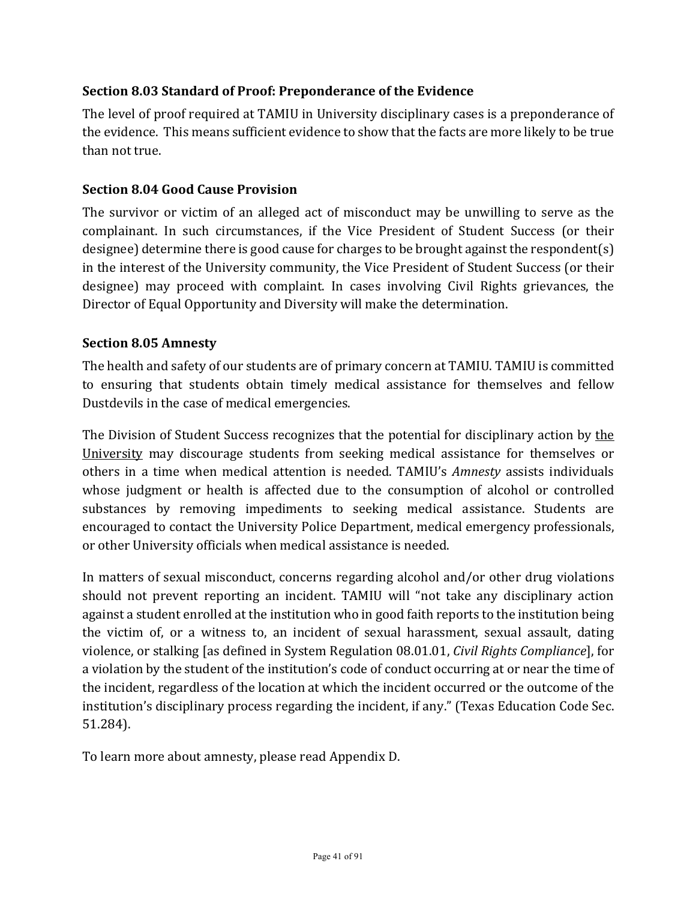### Section 8.03 Standard of Proof: Preponderance of the Evidence

The level of proof required at TAMIU in University disciplinary cases is a preponderance of the evidence. This means sufficient evidence to show that the facts are more likely to be true than not true.

### Section 8.04 Good Cause Provision

The survivor or victim of an alleged act of misconduct may be unwilling to serve as the complainant. In such circumstances, if the Vice President of Student Success (or their designee) determine there is good cause for charges to be brought against the respondent(s) in the interest of the University community, the Vice President of Student Success (or their designee) may proceed with complaint. In cases involving Civil Rights grievances, the Director of Equal Opportunity and Diversity will make the determination.

### Section 8.05 Amnesty

The health and safety of our students are of primary concern at TAMIU. TAMIU is committed to ensuring that students obtain timely medical assistance for themselves and fellow Dustdevils in the case of medical emergencies.

The Division of Student Success recognizes that the potential for disciplinary action by the University may discourage students from seeking medical assistance for themselves or others in a time when medical attention is needed. TAMIU's *Amnesty* assists individuals whose judgment or health is affected due to the consumption of alcohol or controlled substances by removing impediments to seeking medical assistance. Students are encouraged to contact the University Police Department, medical emergency professionals, or other University officials when medical assistance is needed.

In matters of sexual misconduct, concerns regarding alcohol and/or other drug violations should not prevent reporting an incident. TAMIU will "not take any disciplinary action against a student enrolled at the institution who in good faith reports to the institution being the victim of, or a witness to, an incident of sexual harassment, sexual assault, dating violence, or stalking [as defined in System Regulation 08.01.01, *Civil Rights Compliance*], for a violation by the student of the institution's code of conduct occurring at or near the time of the incident, regardless of the location at which the incident occurred or the outcome of the institution's disciplinary process regarding the incident, if any." (Texas Education Code Sec. 51.284).

To learn more about amnesty, please read Appendix D.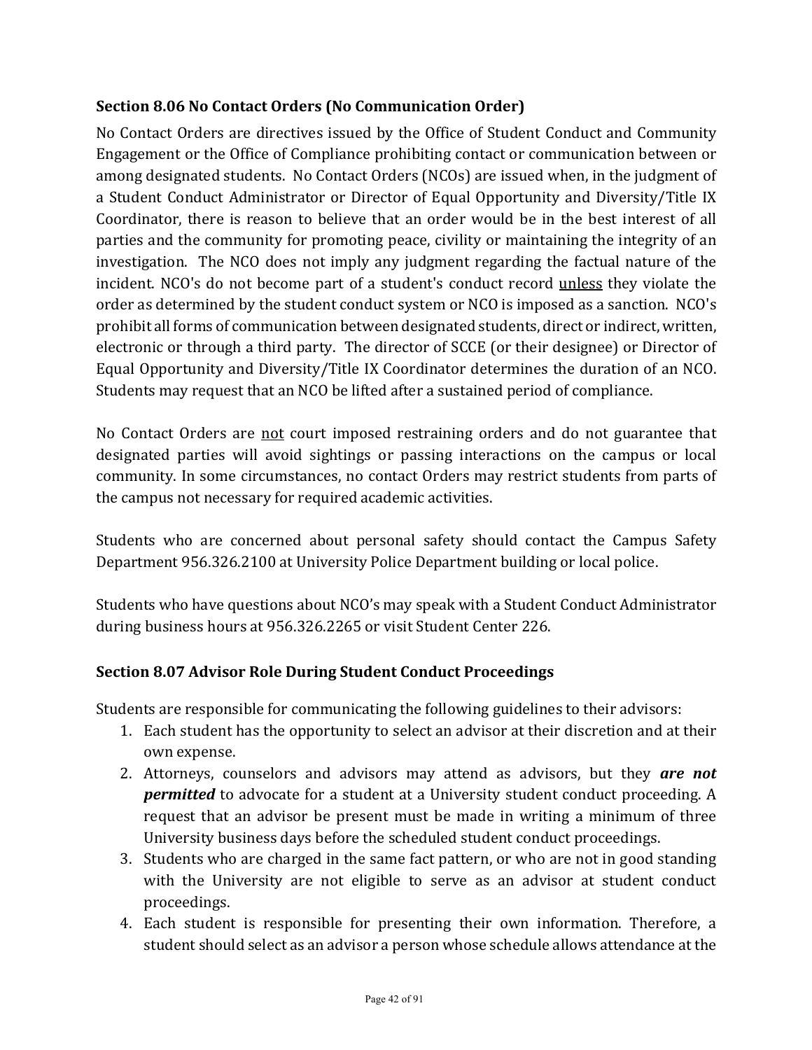### Section 8.06 No Contact Orders (No Communication Order)

No Contact Orders are directives issued by the Office of Student Conduct and Community Engagement or the Office of Compliance prohibiting contact or communication between or among designated students. No Contact Orders (NCOs) are issued when, in the judgment of a Student Conduct Administrator or Director of Equal Opportunity and Diversity/Title IX Coordinator, there is reason to believe that an order would be in the best interest of all parties and the community for promoting peace, civility or maintaining the integrity of an investigation. The NCO does not imply any judgment regarding the factual nature of the incident. NCO's do not become part of a student's conduct record <u>unless</u> they violate the order as determined by the student conduct system or NCO is imposed as a sanction. NCO's prohibit all forms of communication between designated students, direct or indirect, written, electronic or through a third party. The director of SCCE (or their designee) or Director of Equal Opportunity and Diversity/Title IX Coordinator determines the duration of an NCO. Students may request that an NCO be lifted after a sustained period of compliance.

No Contact Orders are <u>not</u> court imposed restraining orders and do not guarantee that designated parties will avoid sightings or passing interactions on the campus or local community. In some circumstances, no contact Orders may restrict students from parts of the campus not necessary for required academic activities.

Students who are concerned about personal safety should contact the Campus Safety Department 956.326.2100 at University Police Department building or local police.

Students who have questions about NCO's may speak with a Student Conduct Administrator during business hours at 956.326.2265 or visit Student Center 226.

### Section 8.07 Advisor Role During Student Conduct Proceedings

Students are responsible for communicating the following guidelines to their advisors:

1. Each student has the opportunity to select an advisor at their discretion and at their own expense.
2. Attorneys, counselors and advisors may attend as advisors, but they ***are not permitted*** to advocate for a student at a University student conduct proceeding. A request that an advisor be present must be made in writing a minimum of three University business days before the scheduled student conduct proceedings.
3. Students who are charged in the same fact pattern, or who are not in good standing with the University are not eligible to serve as an advisor at student conduct proceedings.
4. Each student is responsible for presenting their own information. Therefore, a student should select as an advisor a person whose schedule allows attendance at the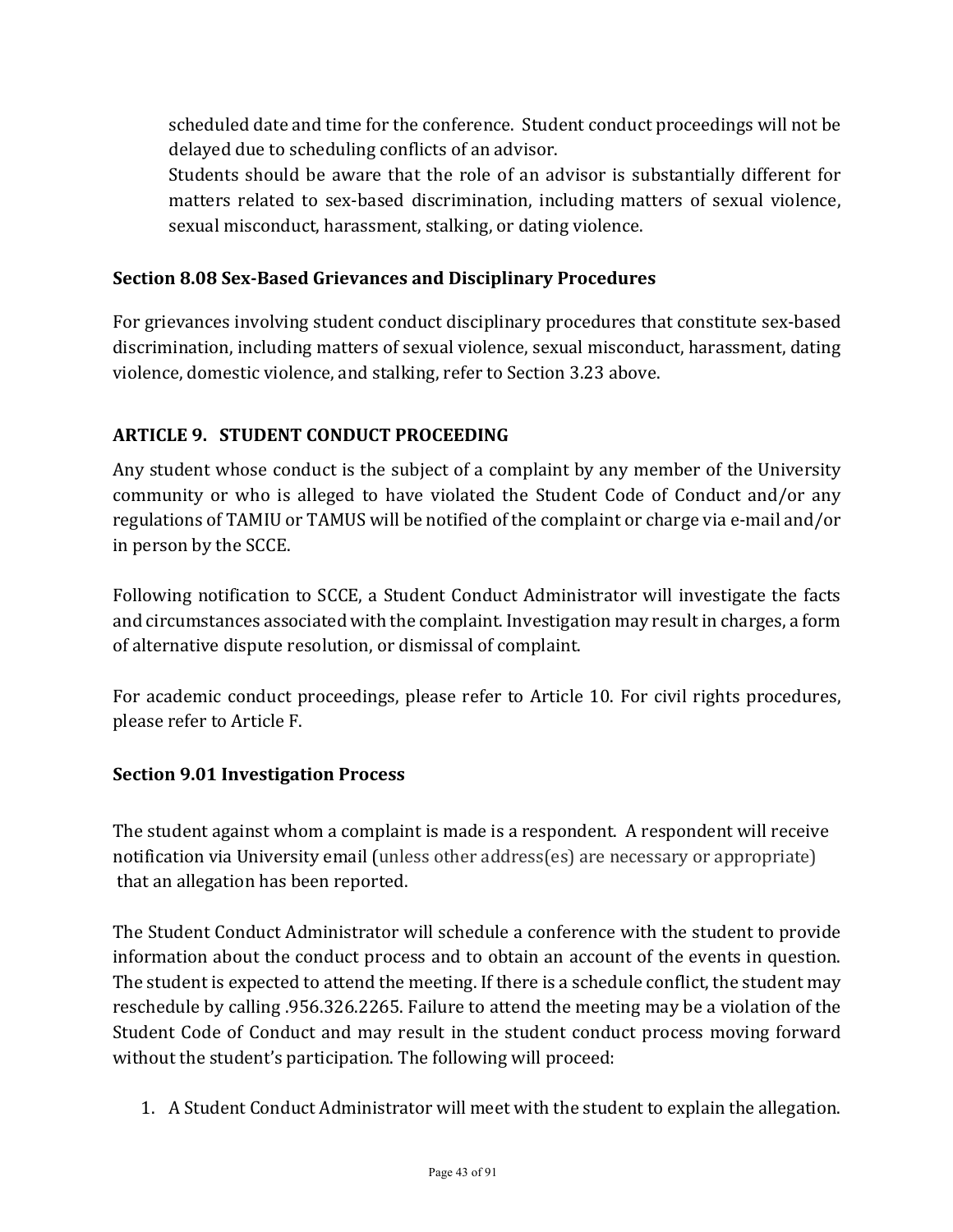scheduled date and time for the conference. Student conduct proceedings will not be delayed due to scheduling conflicts of an advisor.

Students should be aware that the role of an advisor is substantially different for matters related to sex-based discrimination, including matters of sexual violence, sexual misconduct, harassment, stalking, or dating violence.

### Section 8.08 Sex-Based Grievances and Disciplinary Procedures

For grievances involving student conduct disciplinary procedures that constitute sex-based discrimination, including matters of sexual violence, sexual misconduct, harassment, dating violence, domestic violence, and stalking, refer to Section 3.23 above.

## ARTICLE 9. STUDENT CONDUCT PROCEEDING

Any student whose conduct is the subject of a complaint by any member of the University community or who is alleged to have violated the Student Code of Conduct and/or any regulations of TAMIU or TAMUS will be notified of the complaint or charge via e-mail and/or in person by the SCCE.

Following notification to SCCE, a Student Conduct Administrator will investigate the facts and circumstances associated with the complaint. Investigation may result in charges, a form of alternative dispute resolution, or dismissal of complaint.

For academic conduct proceedings, please refer to Article 10. For civil rights procedures, please refer to Article F.

### Section 9.01 Investigation Process

The student against whom a complaint is made is a respondent. A respondent will receive notification via University email (unless other address(es) are necessary or appropriate) that an allegation has been reported.

The Student Conduct Administrator will schedule a conference with the student to provide information about the conduct process and to obtain an account of the events in question. The student is expected to attend the meeting. If there is a schedule conflict, the student may reschedule by calling .956.326.2265. Failure to attend the meeting may be a violation of the Student Code of Conduct and may result in the student conduct process moving forward without the student's participation. The following will proceed:

1. A Student Conduct Administrator will meet with the student to explain the allegation.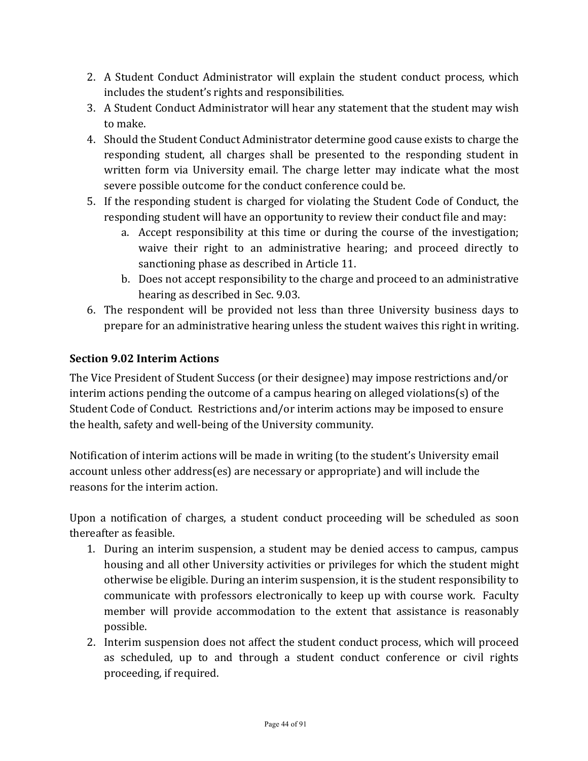2. A Student Conduct Administrator will explain the student conduct process, which includes the student's rights and responsibilities.
3. A Student Conduct Administrator will hear any statement that the student may wish to make.
4. Should the Student Conduct Administrator determine good cause exists to charge the responding student, all charges shall be presented to the responding student in written form via University email. The charge letter may indicate what the most severe possible outcome for the conduct conference could be.
5. If the responding student is charged for violating the Student Code of Conduct, the responding student will have an opportunity to review their conduct file and may:
    a. Accept responsibility at this time or during the course of the investigation; waive their right to an administrative hearing; and proceed directly to sanctioning phase as described in Article 11.
    b. Does not accept responsibility to the charge and proceed to an administrative hearing as described in Sec. 9.03.
6. The respondent will be provided not less than three University business days to prepare for an administrative hearing unless the student waives this right in writing.

### Section 9.02 Interim Actions

The Vice President of Student Success (or their designee) may impose restrictions and/or interim actions pending the outcome of a campus hearing on alleged violations(s) of the Student Code of Conduct. Restrictions and/or interim actions may be imposed to ensure the health, safety and well-being of the University community.

Notification of interim actions will be made in writing (to the student's University email account unless other address(es) are necessary or appropriate) and will include the reasons for the interim action.

Upon a notification of charges, a student conduct proceeding will be scheduled as soon thereafter as feasible.

1. During an interim suspension, a student may be denied access to campus, campus housing and all other University activities or privileges for which the student might otherwise be eligible. During an interim suspension, it is the student responsibility to communicate with professors electronically to keep up with course work. Faculty member will provide accommodation to the extent that assistance is reasonably possible.
2. Interim suspension does not affect the student conduct process, which will proceed as scheduled, up to and through a student conduct conference or civil rights proceeding, if required.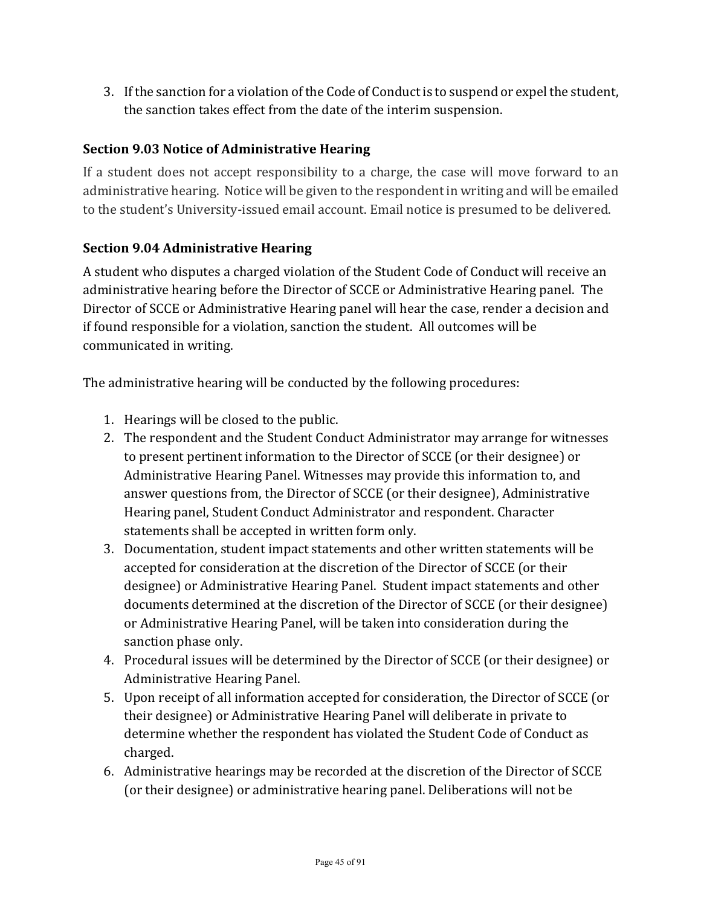3. If the sanction for a violation of the Code of Conduct is to suspend or expel the student, the sanction takes effect from the date of the interim suspension.

### Section 9.03 Notice of Administrative Hearing

If a student does not accept responsibility to a charge, the case will move forward to an administrative hearing. Notice will be given to the respondent in writing and will be emailed to the student's University-issued email account. Email notice is presumed to be delivered.

### Section 9.04 Administrative Hearing

A student who disputes a charged violation of the Student Code of Conduct will receive an administrative hearing before the Director of SCCE or Administrative Hearing panel. The Director of SCCE or Administrative Hearing panel will hear the case, render a decision and if found responsible for a violation, sanction the student. All outcomes will be communicated in writing.

The administrative hearing will be conducted by the following procedures:

1. Hearings will be closed to the public.
2. The respondent and the Student Conduct Administrator may arrange for witnesses to present pertinent information to the Director of SCCE (or their designee) or Administrative Hearing Panel. Witnesses may provide this information to, and answer questions from, the Director of SCCE (or their designee), Administrative Hearing panel, Student Conduct Administrator and respondent. Character statements shall be accepted in written form only.
3. Documentation, student impact statements and other written statements will be accepted for consideration at the discretion of the Director of SCCE (or their designee) or Administrative Hearing Panel. Student impact statements and other documents determined at the discretion of the Director of SCCE (or their designee) or Administrative Hearing Panel, will be taken into consideration during the sanction phase only.
4. Procedural issues will be determined by the Director of SCCE (or their designee) or Administrative Hearing Panel.
5. Upon receipt of all information accepted for consideration, the Director of SCCE (or their designee) or Administrative Hearing Panel will deliberate in private to determine whether the respondent has violated the Student Code of Conduct as charged.
6. Administrative hearings may be recorded at the discretion of the Director of SCCE (or their designee) or administrative hearing panel. Deliberations will not be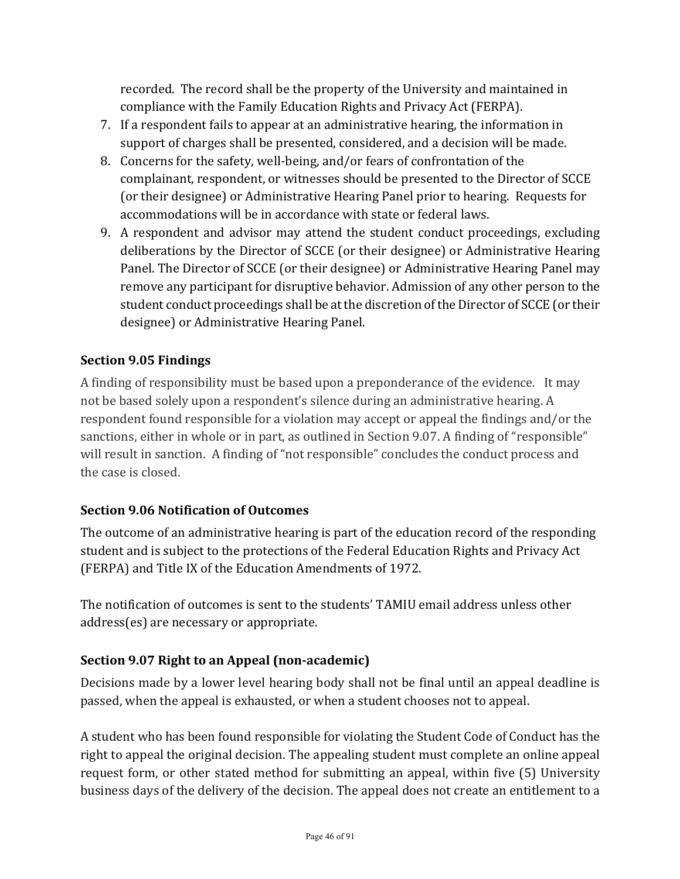recorded. The record shall be the property of the University and maintained in compliance with the Family Education Rights and Privacy Act (FERPA).

7. If a respondent fails to appear at an administrative hearing, the information in support of charges shall be presented, considered, and a decision will be made.
8. Concerns for the safety, well-being, and/or fears of confrontation of the complainant, respondent, or witnesses should be presented to the Director of SCCE (or their designee) or Administrative Hearing Panel prior to hearing. Requests for accommodations will be in accordance with state or federal laws.
9. A respondent and advisor may attend the student conduct proceedings, excluding deliberations by the Director of SCCE (or their designee) or Administrative Hearing Panel. The Director of SCCE (or their designee) or Administrative Hearing Panel may remove any participant for disruptive behavior. Admission of any other person to the student conduct proceedings shall be at the discretion of the Director of SCCE (or their designee) or Administrative Hearing Panel.

### Section 9.05 Findings

A finding of responsibility must be based upon a preponderance of the evidence. It may not be based solely upon a respondent's silence during an administrative hearing. A respondent found responsible for a violation may accept or appeal the findings and/or the sanctions, either in whole or in part, as outlined in Section 9.07. A finding of "responsible" will result in sanction. A finding of "not responsible" concludes the conduct process and the case is closed.

### Section 9.06 Notification of Outcomes

The outcome of an administrative hearing is part of the education record of the responding student and is subject to the protections of the Federal Education Rights and Privacy Act (FERPA) and Title IX of the Education Amendments of 1972.

The notification of outcomes is sent to the students' TAMIU email address unless other address(es) are necessary or appropriate.

### Section 9.07 Right to an Appeal (non-academic)

Decisions made by a lower level hearing body shall not be final until an appeal deadline is passed, when the appeal is exhausted, or when a student chooses not to appeal.

A student who has been found responsible for violating the Student Code of Conduct has the right to appeal the original decision. The appealing student must complete an online appeal request form, or other stated method for submitting an appeal, within five (5) University business days of the delivery of the decision. The appeal does not create an entitlement to a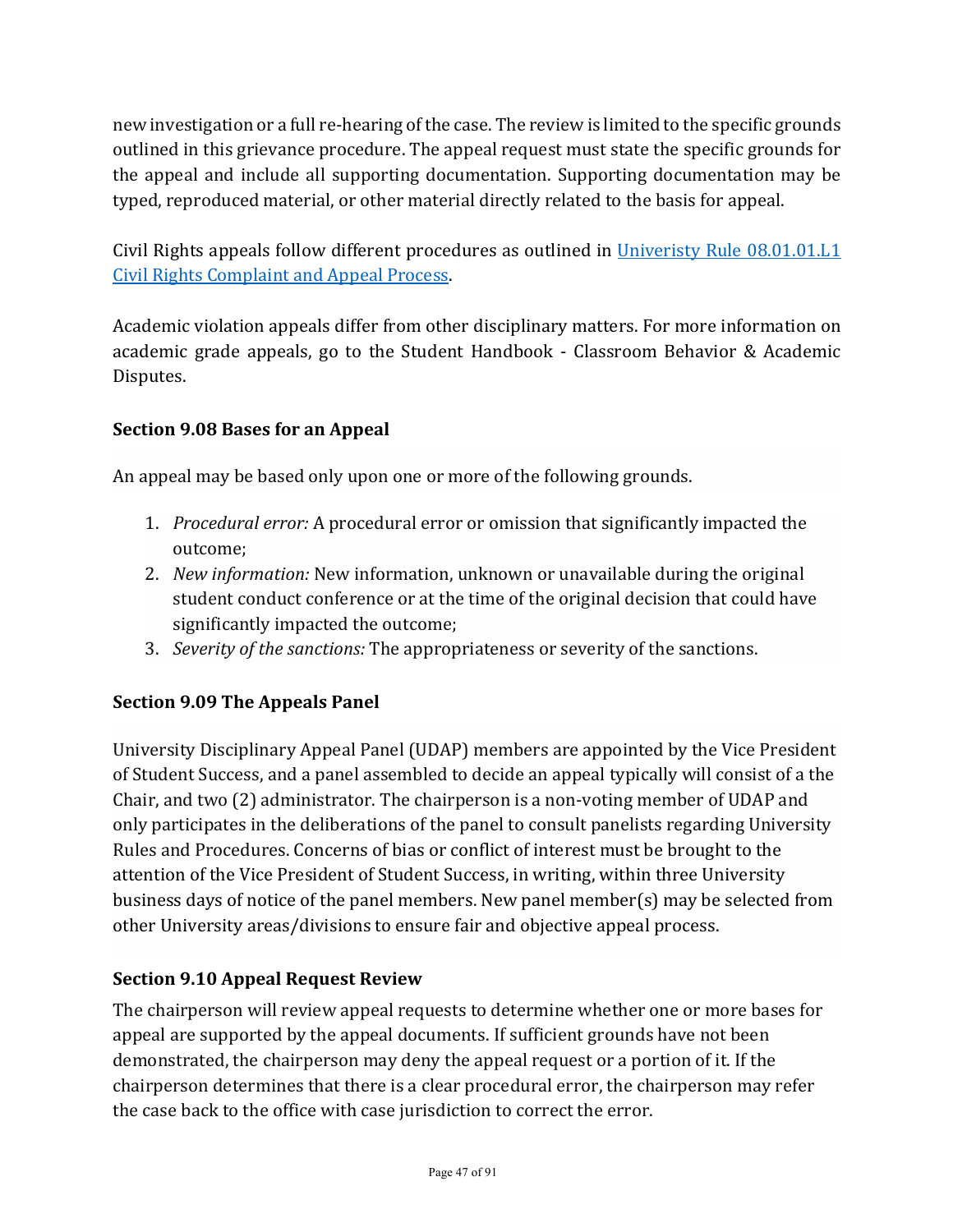new investigation or a full re-hearing of the case. The review is limited to the specific grounds outlined in this grievance procedure. The appeal request must state the specific grounds for the appeal and include all supporting documentation. Supporting documentation may be typed, reproduced material, or other material directly related to the basis for appeal.

Civil Rights appeals follow different procedures as outlined in [Univeristy Rule 08.01.01.L1 Civil Rights Complaint and Appeal Process](#).

Academic violation appeals differ from other disciplinary matters. For more information on academic grade appeals, go to the Student Handbook - Classroom Behavior & Academic Disputes.

### Section 9.08 Bases for an Appeal

An appeal may be based only upon one or more of the following grounds.

1. *Procedural error:* A procedural error or omission that significantly impacted the outcome;
2. *New information:* New information, unknown or unavailable during the original student conduct conference or at the time of the original decision that could have significantly impacted the outcome;
3. *Severity of the sanctions:* The appropriateness or severity of the sanctions.

### Section 9.09 The Appeals Panel

University Disciplinary Appeal Panel (UDAP) members are appointed by the Vice President of Student Success, and a panel assembled to decide an appeal typically will consist of a the Chair, and two (2) administrator. The chairperson is a non-voting member of UDAP and only participates in the deliberations of the panel to consult panelists regarding University Rules and Procedures. Concerns of bias or conflict of interest must be brought to the attention of the Vice President of Student Success, in writing, within three University business days of notice of the panel members. New panel member(s) may be selected from other University areas/divisions to ensure fair and objective appeal process.

### Section 9.10 Appeal Request Review

The chairperson will review appeal requests to determine whether one or more bases for appeal are supported by the appeal documents. If sufficient grounds have not been demonstrated, the chairperson may deny the appeal request or a portion of it. If the chairperson determines that there is a clear procedural error, the chairperson may refer the case back to the office with case jurisdiction to correct the error.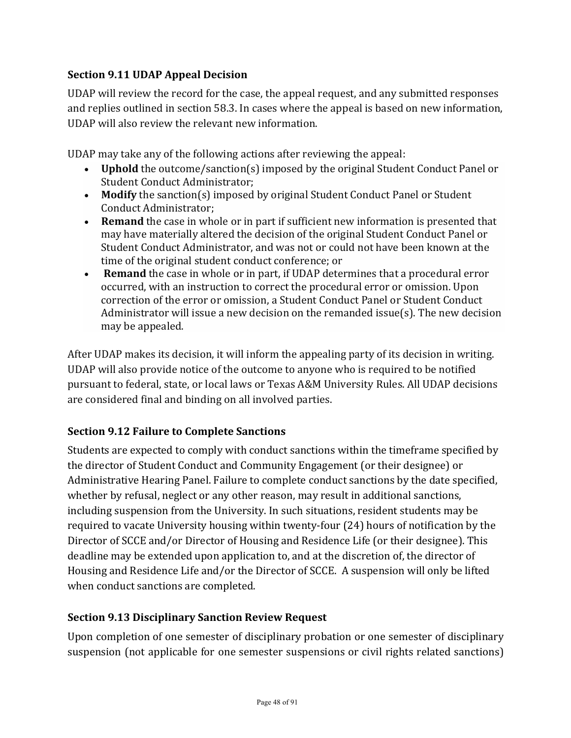### Section 9.11 UDAP Appeal Decision

UDAP will review the record for the case, the appeal request, and any submitted responses and replies outlined in section 58.3. In cases where the appeal is based on new information, UDAP will also review the relevant new information.

UDAP may take any of the following actions after reviewing the appeal:

- **Uphold** the outcome/sanction(s) imposed by the original Student Conduct Panel or Student Conduct Administrator;
- **Modify** the sanction(s) imposed by original Student Conduct Panel or Student Conduct Administrator;
- **Remand** the case in whole or in part if sufficient new information is presented that may have materially altered the decision of the original Student Conduct Panel or Student Conduct Administrator, and was not or could not have been known at the time of the original student conduct conference; or
- **Remand** the case in whole or in part, if UDAP determines that a procedural error occurred, with an instruction to correct the procedural error or omission. Upon correction of the error or omission, a Student Conduct Panel or Student Conduct Administrator will issue a new decision on the remanded issue(s). The new decision may be appealed.

After UDAP makes its decision, it will inform the appealing party of its decision in writing. UDAP will also provide notice of the outcome to anyone who is required to be notified pursuant to federal, state, or local laws or Texas A&M University Rules. All UDAP decisions are considered final and binding on all involved parties.

### Section 9.12 Failure to Complete Sanctions

Students are expected to comply with conduct sanctions within the timeframe specified by the director of Student Conduct and Community Engagement (or their designee) or Administrative Hearing Panel. Failure to complete conduct sanctions by the date specified, whether by refusal, neglect or any other reason, may result in additional sanctions, including suspension from the University. In such situations, resident students may be required to vacate University housing within twenty-four (24) hours of notification by the Director of SCCE and/or Director of Housing and Residence Life (or their designee). This deadline may be extended upon application to, and at the discretion of, the director of Housing and Residence Life and/or the Director of SCCE. A suspension will only be lifted when conduct sanctions are completed.

### Section 9.13 Disciplinary Sanction Review Request

Upon completion of one semester of disciplinary probation or one semester of disciplinary suspension (not applicable for one semester suspensions or civil rights related sanctions)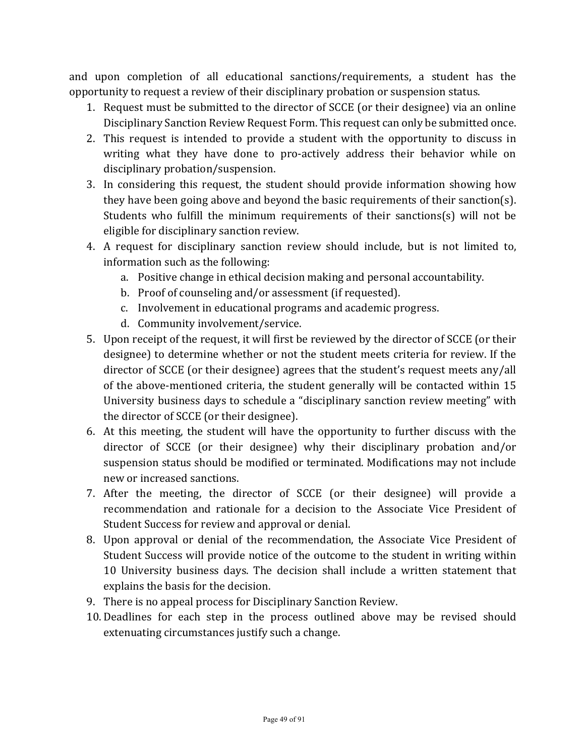and upon completion of all educational sanctions/requirements, a student has the opportunity to request a review of their disciplinary probation or suspension status.

1. Request must be submitted to the director of SCCE (or their designee) via an online Disciplinary Sanction Review Request Form. This request can only be submitted once.
2. This request is intended to provide a student with the opportunity to discuss in writing what they have done to pro-actively address their behavior while on disciplinary probation/suspension.
3. In considering this request, the student should provide information showing how they have been going above and beyond the basic requirements of their sanction(s). Students who fulfill the minimum requirements of their sanctions(s) will not be eligible for disciplinary sanction review.
4. A request for disciplinary sanction review should include, but is not limited to, information such as the following:
   a. Positive change in ethical decision making and personal accountability.
   b. Proof of counseling and/or assessment (if requested).
   c. Involvement in educational programs and academic progress.
   d. Community involvement/service.
5. Upon receipt of the request, it will first be reviewed by the director of SCCE (or their designee) to determine whether or not the student meets criteria for review. If the director of SCCE (or their designee) agrees that the student's request meets any/all of the above-mentioned criteria, the student generally will be contacted within 15 University business days to schedule a "disciplinary sanction review meeting" with the director of SCCE (or their designee).
6. At this meeting, the student will have the opportunity to further discuss with the director of SCCE (or their designee) why their disciplinary probation and/or suspension status should be modified or terminated. Modifications may not include new or increased sanctions.
7. After the meeting, the director of SCCE (or their designee) will provide a recommendation and rationale for a decision to the Associate Vice President of Student Success for review and approval or denial.
8. Upon approval or denial of the recommendation, the Associate Vice President of Student Success will provide notice of the outcome to the student in writing within 10 University business days. The decision shall include a written statement that explains the basis for the decision.
9. There is no appeal process for Disciplinary Sanction Review.
10. Deadlines for each step in the process outlined above may be revised should extenuating circumstances justify such a change.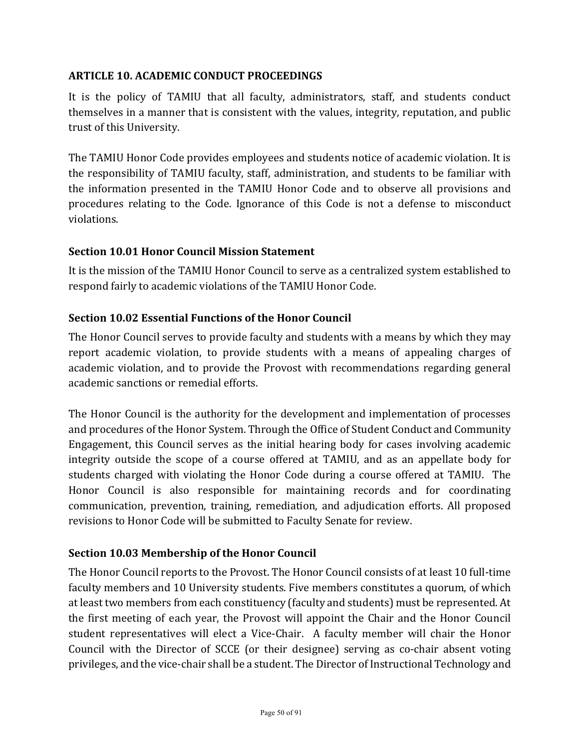## ARTICLE 10. ACADEMIC CONDUCT PROCEEDINGS

It is the policy of TAMIU that all faculty, administrators, staff, and students conduct themselves in a manner that is consistent with the values, integrity, reputation, and public trust of this University.

The TAMIU Honor Code provides employees and students notice of academic violation. It is the responsibility of TAMIU faculty, staff, administration, and students to be familiar with the information presented in the TAMIU Honor Code and to observe all provisions and procedures relating to the Code. Ignorance of this Code is not a defense to misconduct violations.

### Section 10.01 Honor Council Mission Statement

It is the mission of the TAMIU Honor Council to serve as a centralized system established to respond fairly to academic violations of the TAMIU Honor Code.

### Section 10.02 Essential Functions of the Honor Council

The Honor Council serves to provide faculty and students with a means by which they may report academic violation, to provide students with a means of appealing charges of academic violation, and to provide the Provost with recommendations regarding general academic sanctions or remedial efforts.

The Honor Council is the authority for the development and implementation of processes and procedures of the Honor System. Through the Office of Student Conduct and Community Engagement, this Council serves as the initial hearing body for cases involving academic integrity outside the scope of a course offered at TAMIU, and as an appellate body for students charged with violating the Honor Code during a course offered at TAMIU. The Honor Council is also responsible for maintaining records and for coordinating communication, prevention, training, remediation, and adjudication efforts. All proposed revisions to Honor Code will be submitted to Faculty Senate for review.

### Section 10.03 Membership of the Honor Council

The Honor Council reports to the Provost. The Honor Council consists of at least 10 full-time faculty members and 10 University students. Five members constitutes a quorum, of which at least two members from each constituency (faculty and students) must be represented. At the first meeting of each year, the Provost will appoint the Chair and the Honor Council student representatives will elect a Vice-Chair. A faculty member will chair the Honor Council with the Director of SCCE (or their designee) serving as co-chair absent voting privileges, and the vice-chair shall be a student. The Director of Instructional Technology and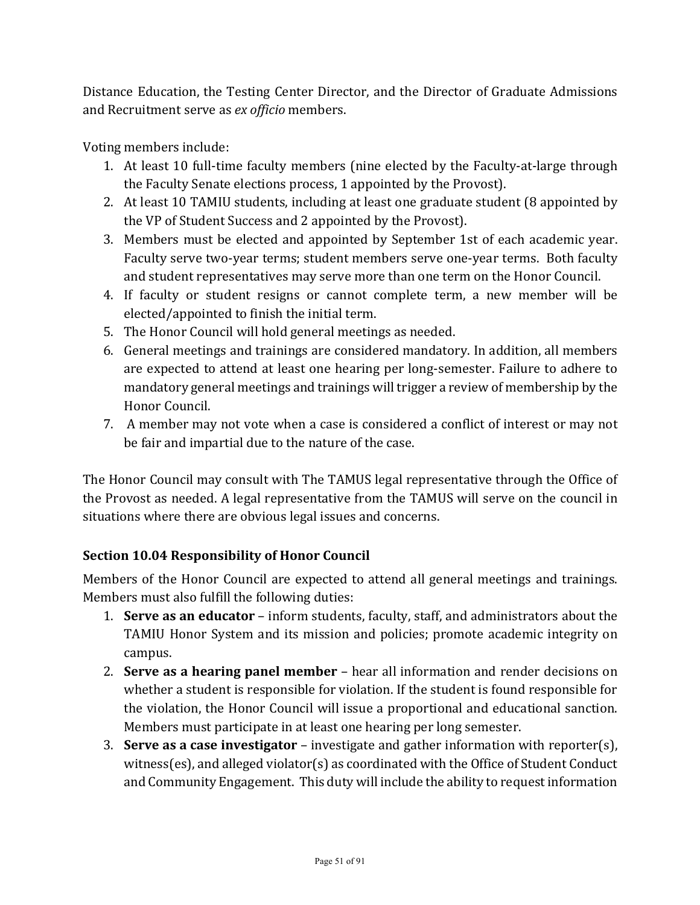Distance Education, the Testing Center Director, and the Director of Graduate Admissions and Recruitment serve as *ex officio* members.

Voting members include:

1. At least 10 full-time faculty members (nine elected by the Faculty-at-large through the Faculty Senate elections process, 1 appointed by the Provost).
2. At least 10 TAMIU students, including at least one graduate student (8 appointed by the VP of Student Success and 2 appointed by the Provost).
3. Members must be elected and appointed by September 1st of each academic year. Faculty serve two-year terms; student members serve one-year terms. Both faculty and student representatives may serve more than one term on the Honor Council.
4. If faculty or student resigns or cannot complete term, a new member will be elected/appointed to finish the initial term.
5. The Honor Council will hold general meetings as needed.
6. General meetings and trainings are considered mandatory. In addition, all members are expected to attend at least one hearing per long-semester. Failure to adhere to mandatory general meetings and trainings will trigger a review of membership by the Honor Council.
7. A member may not vote when a case is considered a conflict of interest or may not be fair and impartial due to the nature of the case.

The Honor Council may consult with The TAMUS legal representative through the Office of the Provost as needed. A legal representative from the TAMUS will serve on the council in situations where there are obvious legal issues and concerns.

### Section 10.04 Responsibility of Honor Council

Members of the Honor Council are expected to attend all general meetings and trainings. Members must also fulfill the following duties:

1. **Serve as an educator** – inform students, faculty, staff, and administrators about the TAMIU Honor System and its mission and policies; promote academic integrity on campus.
2. **Serve as a hearing panel member** – hear all information and render decisions on whether a student is responsible for violation. If the student is found responsible for the violation, the Honor Council will issue a proportional and educational sanction. Members must participate in at least one hearing per long semester.
3. **Serve as a case investigator** – investigate and gather information with reporter(s), witness(es), and alleged violator(s) as coordinated with the Office of Student Conduct and Community Engagement. This duty will include the ability to request information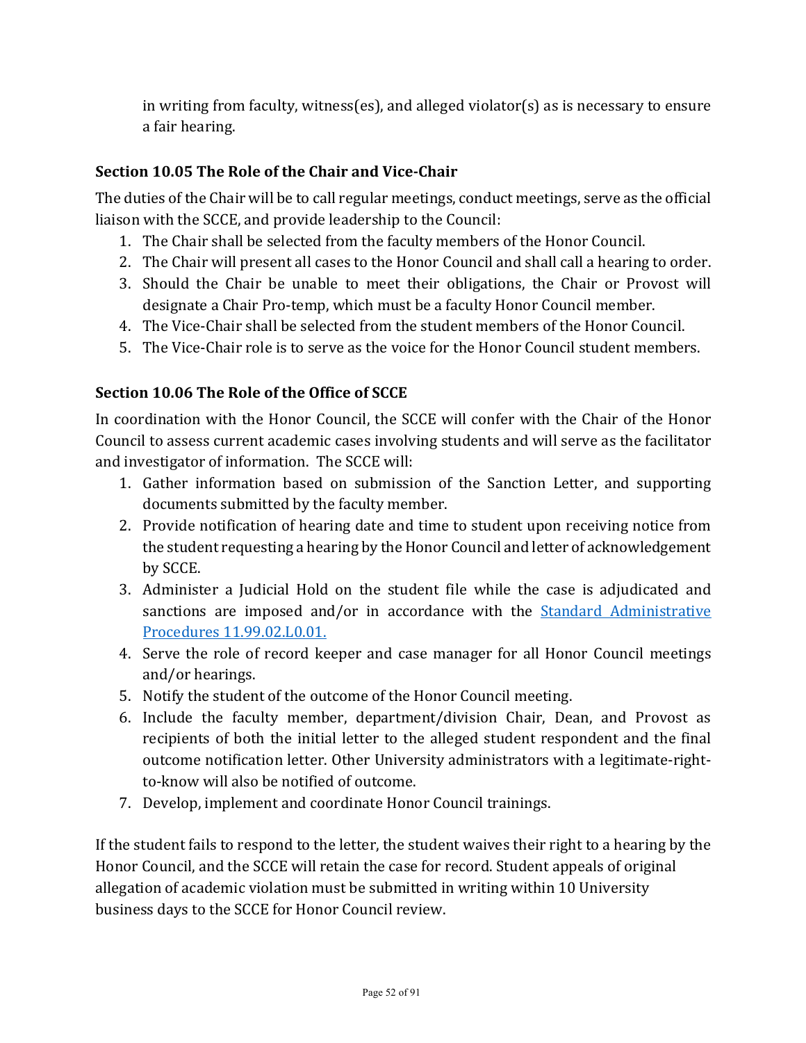in writing from faculty, witness(es), and alleged violator(s) as is necessary to ensure a fair hearing.

### Section 10.05 The Role of the Chair and Vice-Chair

The duties of the Chair will be to call regular meetings, conduct meetings, serve as the official liaison with the SCCE, and provide leadership to the Council:

1. The Chair shall be selected from the faculty members of the Honor Council.
2. The Chair will present all cases to the Honor Council and shall call a hearing to order.
3. Should the Chair be unable to meet their obligations, the Chair or Provost will designate a Chair Pro-temp, which must be a faculty Honor Council member.
4. The Vice-Chair shall be selected from the student members of the Honor Council.
5. The Vice-Chair role is to serve as the voice for the Honor Council student members.

### Section 10.06 The Role of the Office of SCCE

In coordination with the Honor Council, the SCCE will confer with the Chair of the Honor Council to assess current academic cases involving students and will serve as the facilitator and investigator of information. The SCCE will:

1. Gather information based on submission of the Sanction Letter, and supporting documents submitted by the faculty member.
2. Provide notification of hearing date and time to student upon receiving notice from the student requesting a hearing by the Honor Council and letter of acknowledgement by SCCE.
3. Administer a Judicial Hold on the student file while the case is adjudicated and sanctions are imposed and/or in accordance with the Standard Administrative Procedures 11.99.02.L0.01.
4. Serve the role of record keeper and case manager for all Honor Council meetings and/or hearings.
5. Notify the student of the outcome of the Honor Council meeting.
6. Include the faculty member, department/division Chair, Dean, and Provost as recipients of both the initial letter to the alleged student respondent and the final outcome notification letter. Other University administrators with a legitimate-right-to-know will also be notified of outcome.
7. Develop, implement and coordinate Honor Council trainings.

If the student fails to respond to the letter, the student waives their right to a hearing by the Honor Council, and the SCCE will retain the case for record. Student appeals of original allegation of academic violation must be submitted in writing within 10 University business days to the SCCE for Honor Council review.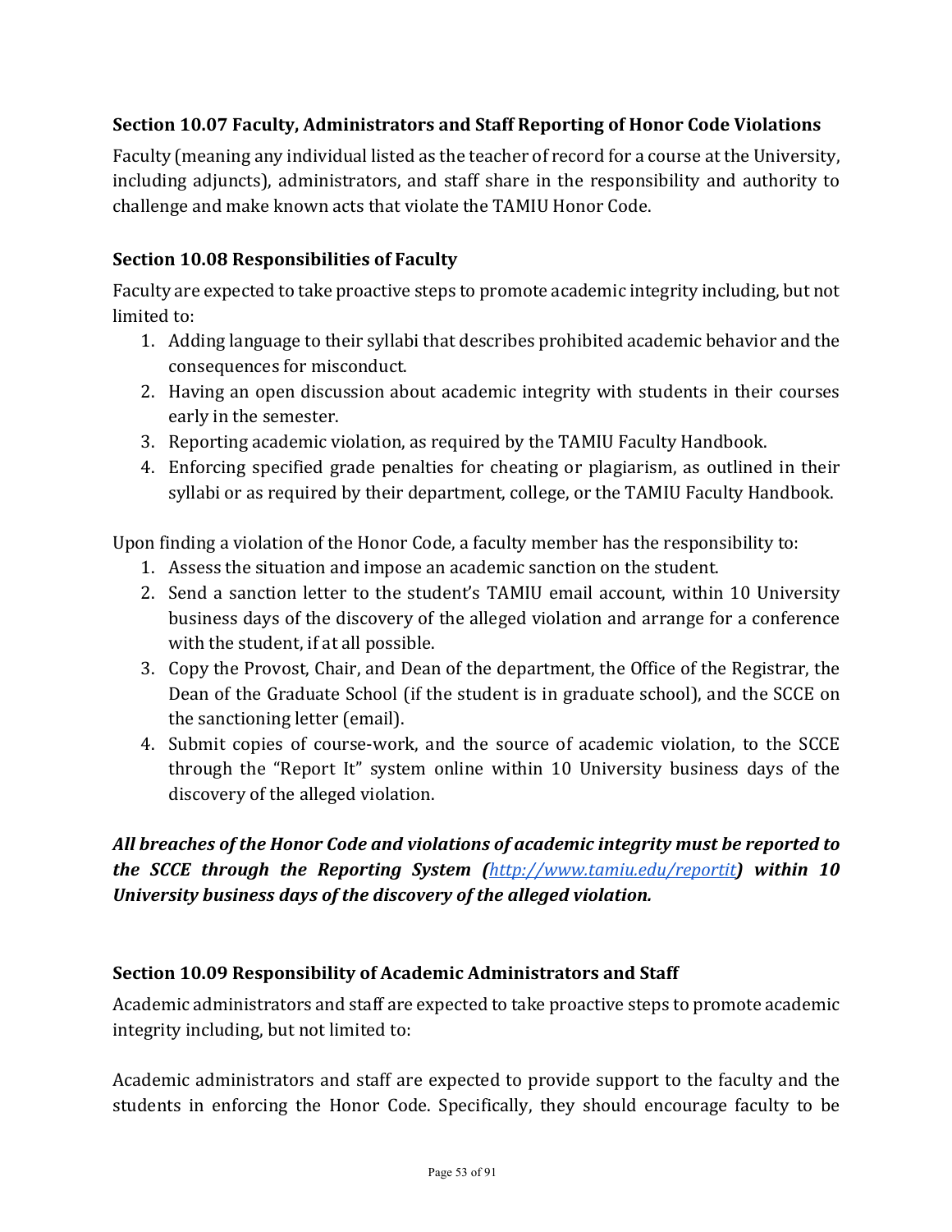### Section 10.07 Faculty, Administrators and Staff Reporting of Honor Code Violations

Faculty (meaning any individual listed as the teacher of record for a course at the University, including adjuncts), administrators, and staff share in the responsibility and authority to challenge and make known acts that violate the TAMIU Honor Code.

### Section 10.08 Responsibilities of Faculty

Faculty are expected to take proactive steps to promote academic integrity including, but not limited to:

1. Adding language to their syllabi that describes prohibited academic behavior and the consequences for misconduct.
2. Having an open discussion about academic integrity with students in their courses early in the semester.
3. Reporting academic violation, as required by the TAMIU Faculty Handbook.
4. Enforcing specified grade penalties for cheating or plagiarism, as outlined in their syllabi or as required by their department, college, or the TAMIU Faculty Handbook.

Upon finding a violation of the Honor Code, a faculty member has the responsibility to:

1. Assess the situation and impose an academic sanction on the student.
2. Send a sanction letter to the student's TAMIU email account, within 10 University business days of the discovery of the alleged violation and arrange for a conference with the student, if at all possible.
3. Copy the Provost, Chair, and Dean of the department, the Office of the Registrar, the Dean of the Graduate School (if the student is in graduate school), and the SCCE on the sanctioning letter (email).
4. Submit copies of course-work, and the source of academic violation, to the SCCE through the "Report It" system online within 10 University business days of the discovery of the alleged violation.

***All breaches of the Honor Code and violations of academic integrity must be reported to the SCCE through the Reporting System (http://www.tamiu.edu/reportit) within 10 University business days of the discovery of the alleged violation.***

### Section 10.09 Responsibility of Academic Administrators and Staff

Academic administrators and staff are expected to take proactive steps to promote academic integrity including, but not limited to:

Academic administrators and staff are expected to provide support to the faculty and the students in enforcing the Honor Code. Specifically, they should encourage faculty to be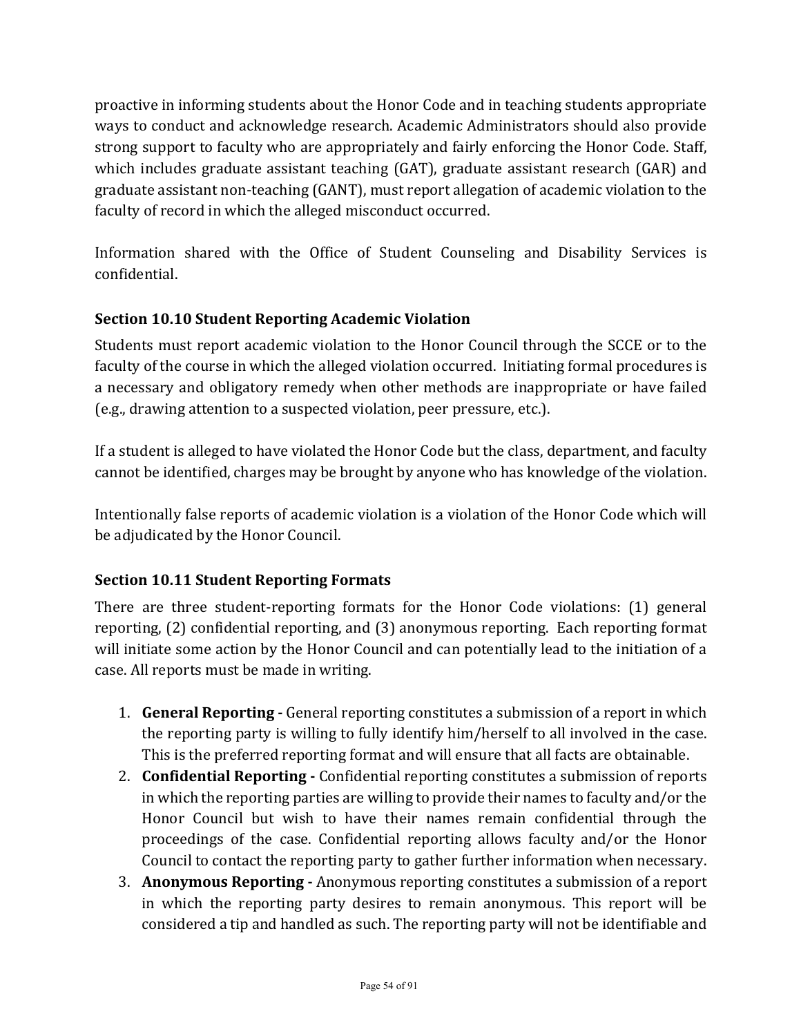proactive in informing students about the Honor Code and in teaching students appropriate ways to conduct and acknowledge research. Academic Administrators should also provide strong support to faculty who are appropriately and fairly enforcing the Honor Code. Staff, which includes graduate assistant teaching (GAT), graduate assistant research (GAR) and graduate assistant non-teaching (GANT), must report allegation of academic violation to the faculty of record in which the alleged misconduct occurred.

Information shared with the Office of Student Counseling and Disability Services is confidential.

### Section 10.10 Student Reporting Academic Violation

Students must report academic violation to the Honor Council through the SCCE or to the faculty of the course in which the alleged violation occurred. Initiating formal procedures is a necessary and obligatory remedy when other methods are inappropriate or have failed (e.g., drawing attention to a suspected violation, peer pressure, etc.).

If a student is alleged to have violated the Honor Code but the class, department, and faculty cannot be identified, charges may be brought by anyone who has knowledge of the violation.

Intentionally false reports of academic violation is a violation of the Honor Code which will be adjudicated by the Honor Council.

### Section 10.11 Student Reporting Formats

There are three student-reporting formats for the Honor Code violations: (1) general reporting, (2) confidential reporting, and (3) anonymous reporting. Each reporting format will initiate some action by the Honor Council and can potentially lead to the initiation of a case. All reports must be made in writing.

1. **General Reporting -** General reporting constitutes a submission of a report in which the reporting party is willing to fully identify him/herself to all involved in the case. This is the preferred reporting format and will ensure that all facts are obtainable.
2. **Confidential Reporting -** Confidential reporting constitutes a submission of reports in which the reporting parties are willing to provide their names to faculty and/or the Honor Council but wish to have their names remain confidential through the proceedings of the case. Confidential reporting allows faculty and/or the Honor Council to contact the reporting party to gather further information when necessary.
3. **Anonymous Reporting -** Anonymous reporting constitutes a submission of a report in which the reporting party desires to remain anonymous. This report will be considered a tip and handled as such. The reporting party will not be identifiable and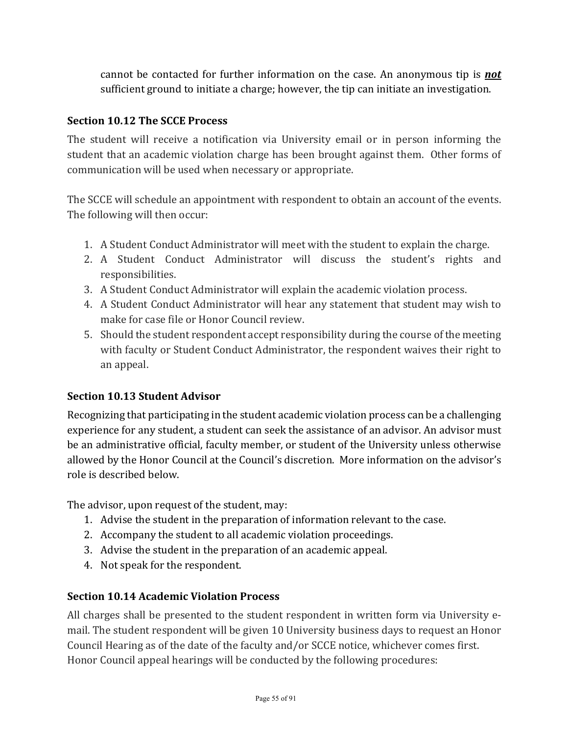cannot be contacted for further information on the case. An anonymous tip is ***not*** sufficient ground to initiate a charge; however, the tip can initiate an investigation.

### Section 10.12 The SCCE Process

The student will receive a notification via University email or in person informing the student that an academic violation charge has been brought against them. Other forms of communication will be used when necessary or appropriate.

The SCCE will schedule an appointment with respondent to obtain an account of the events. The following will then occur:

1. A Student Conduct Administrator will meet with the student to explain the charge.
2. A Student Conduct Administrator will discuss the student's rights and responsibilities.
3. A Student Conduct Administrator will explain the academic violation process.
4. A Student Conduct Administrator will hear any statement that student may wish to make for case file or Honor Council review.
5. Should the student respondent accept responsibility during the course of the meeting with faculty or Student Conduct Administrator, the respondent waives their right to an appeal.

### Section 10.13 Student Advisor

Recognizing that participating in the student academic violation process can be a challenging experience for any student, a student can seek the assistance of an advisor. An advisor must be an administrative official, faculty member, or student of the University unless otherwise allowed by the Honor Council at the Council's discretion. More information on the advisor's role is described below.

The advisor, upon request of the student, may:

1. Advise the student in the preparation of information relevant to the case.
2. Accompany the student to all academic violation proceedings.
3. Advise the student in the preparation of an academic appeal.
4. Not speak for the respondent.

### Section 10.14 Academic Violation Process

All charges shall be presented to the student respondent in written form via University e-mail. The student respondent will be given 10 University business days to request an Honor Council Hearing as of the date of the faculty and/or SCCE notice, whichever comes first. Honor Council appeal hearings will be conducted by the following procedures: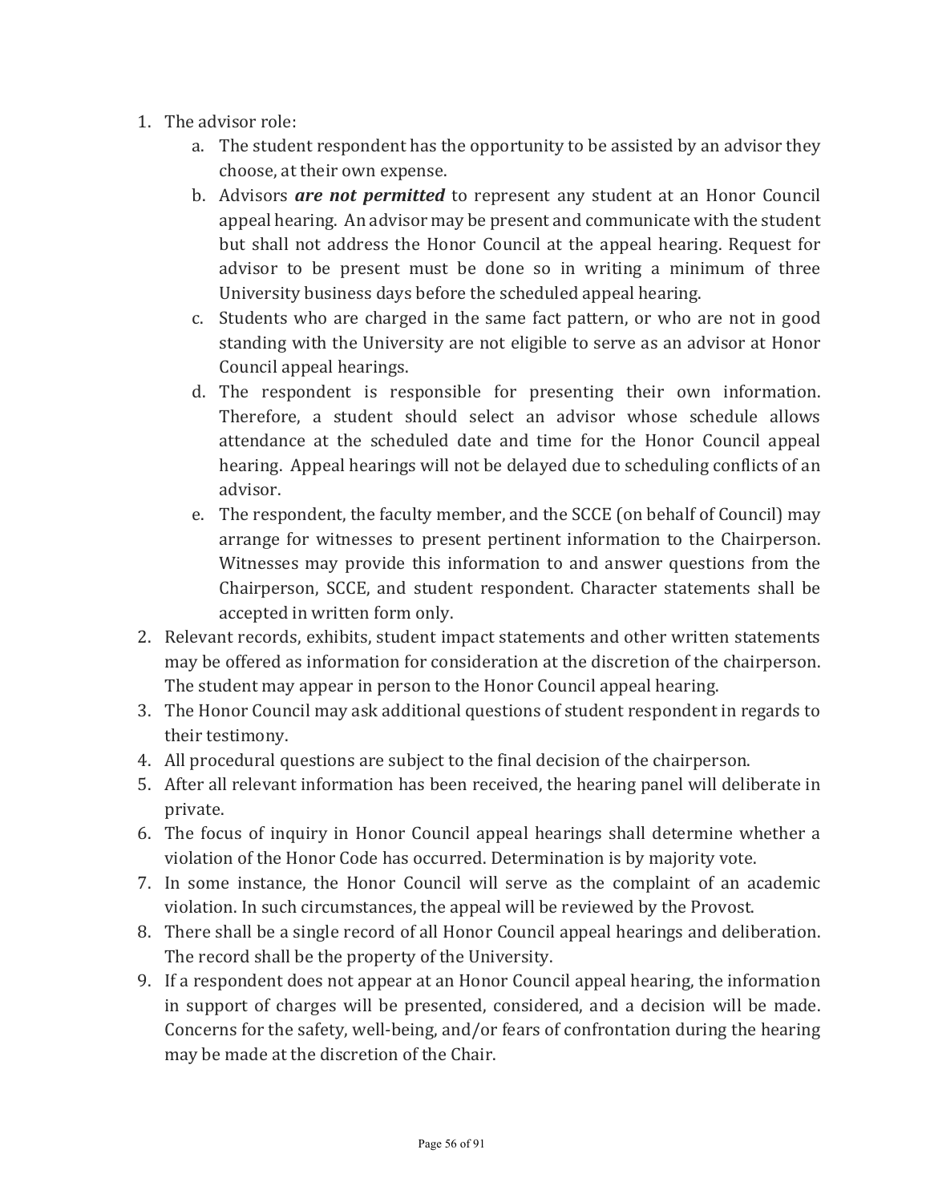1. The advisor role:
    a. The student respondent has the opportunity to be assisted by an advisor they choose, at their own expense.
    b. Advisors ***are not permitted*** to represent any student at an Honor Council appeal hearing. An advisor may be present and communicate with the student but shall not address the Honor Council at the appeal hearing. Request for advisor to be present must be done so in writing a minimum of three University business days before the scheduled appeal hearing.
    c. Students who are charged in the same fact pattern, or who are not in good standing with the University are not eligible to serve as an advisor at Honor Council appeal hearings.
    d. The respondent is responsible for presenting their own information. Therefore, a student should select an advisor whose schedule allows attendance at the scheduled date and time for the Honor Council appeal hearing. Appeal hearings will not be delayed due to scheduling conflicts of an advisor.
    e. The respondent, the faculty member, and the SCCE (on behalf of Council) may arrange for witnesses to present pertinent information to the Chairperson. Witnesses may provide this information to and answer questions from the Chairperson, SCCE, and student respondent. Character statements shall be accepted in written form only.
2. Relevant records, exhibits, student impact statements and other written statements may be offered as information for consideration at the discretion of the chairperson. The student may appear in person to the Honor Council appeal hearing.
3. The Honor Council may ask additional questions of student respondent in regards to their testimony.
4. All procedural questions are subject to the final decision of the chairperson.
5. After all relevant information has been received, the hearing panel will deliberate in private.
6. The focus of inquiry in Honor Council appeal hearings shall determine whether a violation of the Honor Code has occurred. Determination is by majority vote.
7. In some instance, the Honor Council will serve as the complaint of an academic violation. In such circumstances, the appeal will be reviewed by the Provost.
8. There shall be a single record of all Honor Council appeal hearings and deliberation. The record shall be the property of the University.
9. If a respondent does not appear at an Honor Council appeal hearing, the information in support of charges will be presented, considered, and a decision will be made. Concerns for the safety, well-being, and/or fears of confrontation during the hearing may be made at the discretion of the Chair.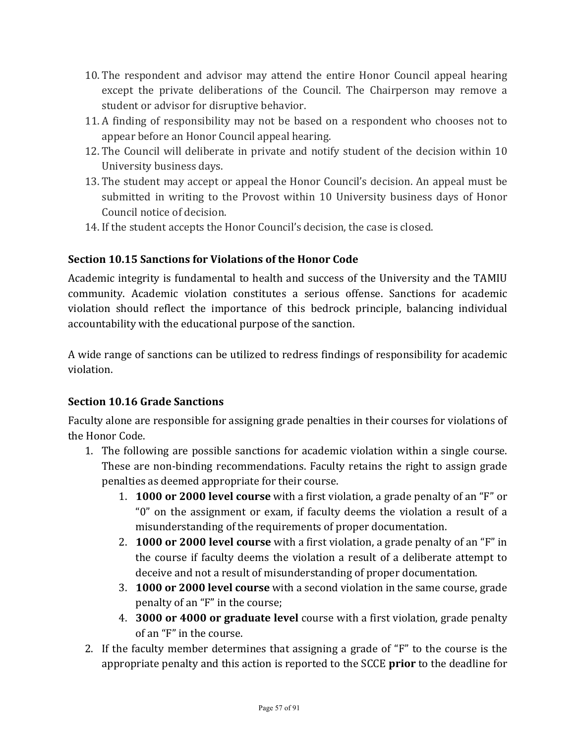10. The respondent and advisor may attend the entire Honor Council appeal hearing except the private deliberations of the Council. The Chairperson may remove a student or advisor for disruptive behavior.
11. A finding of responsibility may not be based on a respondent who chooses not to appear before an Honor Council appeal hearing.
12. The Council will deliberate in private and notify student of the decision within 10 University business days.
13. The student may accept or appeal the Honor Council's decision. An appeal must be submitted in writing to the Provost within 10 University business days of Honor Council notice of decision.
14. If the student accepts the Honor Council's decision, the case is closed.

### Section 10.15 Sanctions for Violations of the Honor Code

Academic integrity is fundamental to health and success of the University and the TAMIU community. Academic violation constitutes a serious offense. Sanctions for academic violation should reflect the importance of this bedrock principle, balancing individual accountability with the educational purpose of the sanction.

A wide range of sanctions can be utilized to redress findings of responsibility for academic violation.

### Section 10.16 Grade Sanctions

Faculty alone are responsible for assigning grade penalties in their courses for violations of the Honor Code.

1. The following are possible sanctions for academic violation within a single course. These are non-binding recommendations. Faculty retains the right to assign grade penalties as deemed appropriate for their course.
    1. **1000 or 2000 level course** with a first violation, a grade penalty of an "F" or "0" on the assignment or exam, if faculty deems the violation a result of a misunderstanding of the requirements of proper documentation.
    2. **1000 or 2000 level course** with a first violation, a grade penalty of an "F" in the course if faculty deems the violation a result of a deliberate attempt to deceive and not a result of misunderstanding of proper documentation.
    3. **1000 or 2000 level course** with a second violation in the same course, grade penalty of an "F" in the course;
    4. **3000 or 4000 or graduate level** course with a first violation, grade penalty of an "F" in the course.
2. If the faculty member determines that assigning a grade of "F" to the course is the appropriate penalty and this action is reported to the SCCE **prior** to the deadline for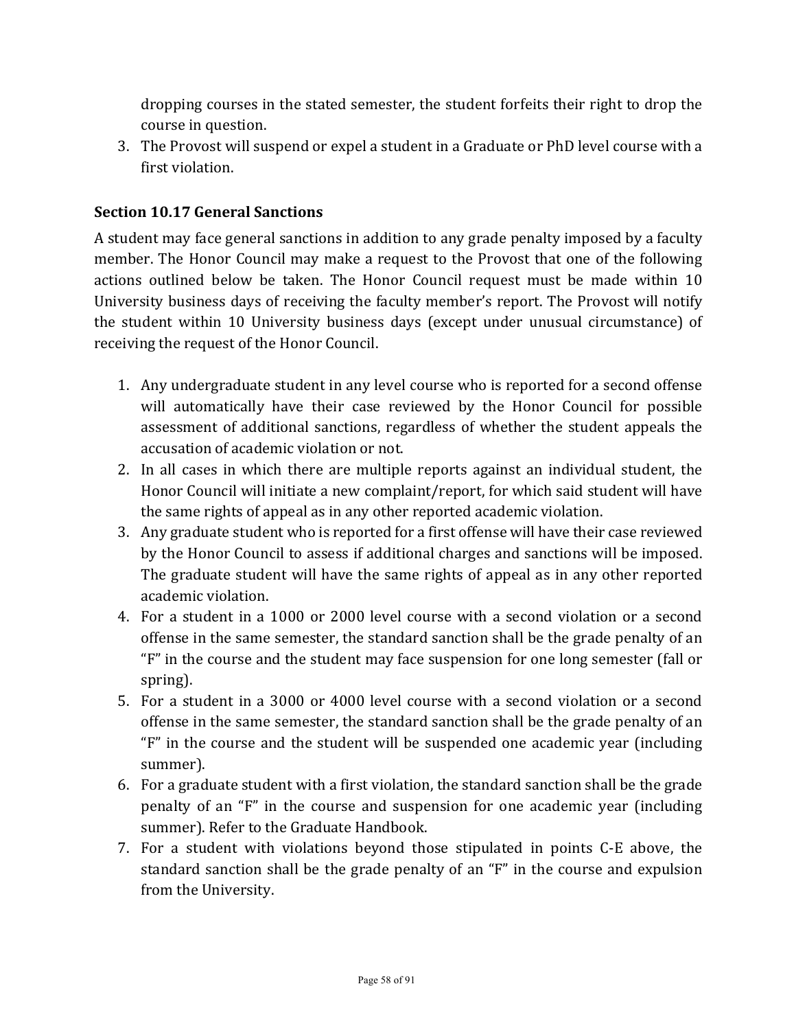dropping courses in the stated semester, the student forfeits their right to drop the course in question.

3. The Provost will suspend or expel a student in a Graduate or PhD level course with a first violation.

### Section 10.17 General Sanctions

A student may face general sanctions in addition to any grade penalty imposed by a faculty member. The Honor Council may make a request to the Provost that one of the following actions outlined below be taken. The Honor Council request must be made within 10 University business days of receiving the faculty member's report. The Provost will notify the student within 10 University business days (except under unusual circumstance) of receiving the request of the Honor Council.

1. Any undergraduate student in any level course who is reported for a second offense will automatically have their case reviewed by the Honor Council for possible assessment of additional sanctions, regardless of whether the student appeals the accusation of academic violation or not.
2. In all cases in which there are multiple reports against an individual student, the Honor Council will initiate a new complaint/report, for which said student will have the same rights of appeal as in any other reported academic violation.
3. Any graduate student who is reported for a first offense will have their case reviewed by the Honor Council to assess if additional charges and sanctions will be imposed. The graduate student will have the same rights of appeal as in any other reported academic violation.
4. For a student in a 1000 or 2000 level course with a second violation or a second offense in the same semester, the standard sanction shall be the grade penalty of an "F" in the course and the student may face suspension for one long semester (fall or spring).
5. For a student in a 3000 or 4000 level course with a second violation or a second offense in the same semester, the standard sanction shall be the grade penalty of an "F" in the course and the student will be suspended one academic year (including summer).
6. For a graduate student with a first violation, the standard sanction shall be the grade penalty of an "F" in the course and suspension for one academic year (including summer). Refer to the Graduate Handbook.
7. For a student with violations beyond those stipulated in points C-E above, the standard sanction shall be the grade penalty of an "F" in the course and expulsion from the University.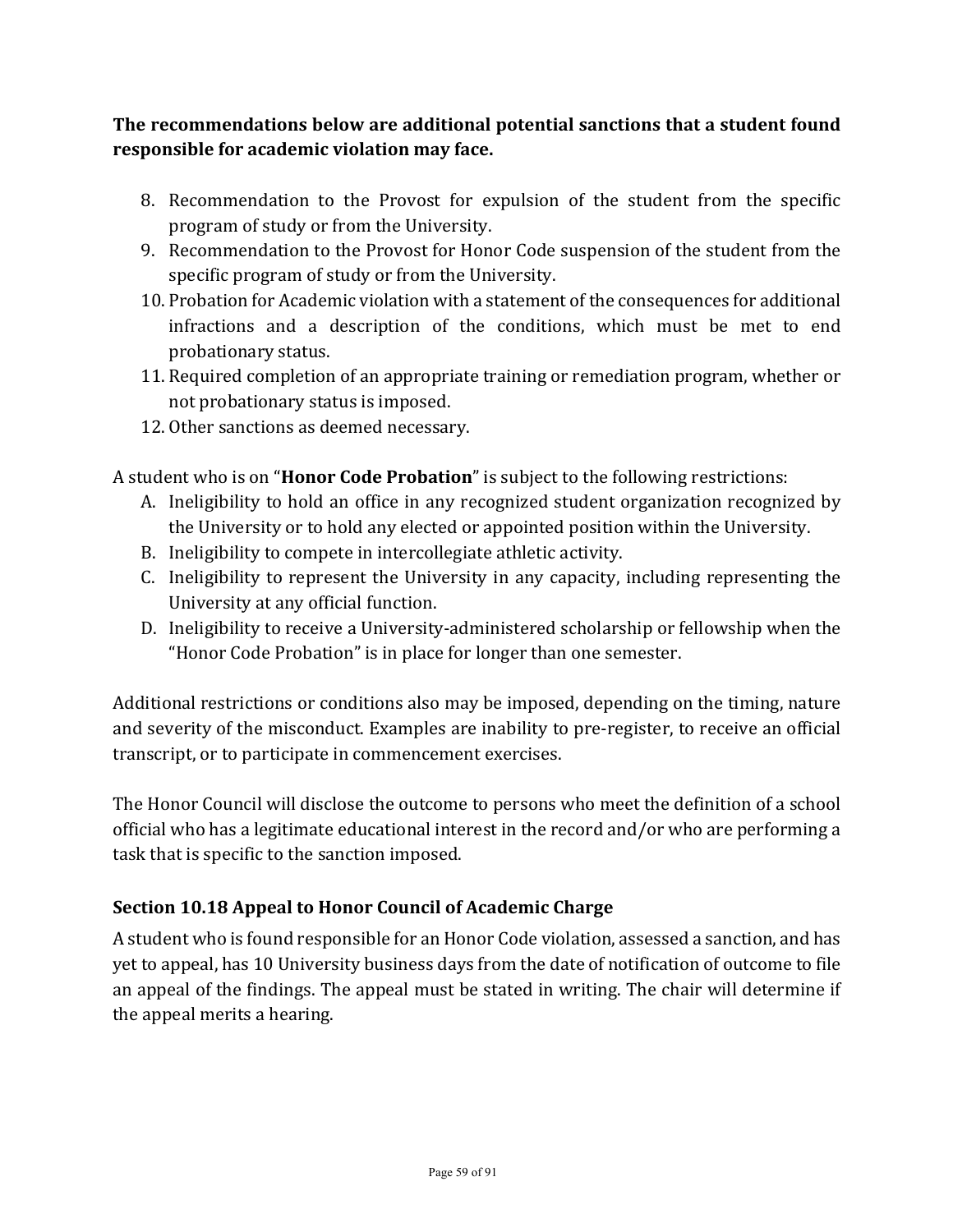**The recommendations below are additional potential sanctions that a student found responsible for academic violation may face.**

8. Recommendation to the Provost for expulsion of the student from the specific program of study or from the University.
9. Recommendation to the Provost for Honor Code suspension of the student from the specific program of study or from the University.
10. Probation for Academic violation with a statement of the consequences for additional infractions and a description of the conditions, which must be met to end probationary status.
11. Required completion of an appropriate training or remediation program, whether or not probationary status is imposed.
12. Other sanctions as deemed necessary.

A student who is on "**Honor Code Probation**" is subject to the following restrictions:

A. Ineligibility to hold an office in any recognized student organization recognized by the University or to hold any elected or appointed position within the University.
B. Ineligibility to compete in intercollegiate athletic activity.
C. Ineligibility to represent the University in any capacity, including representing the University at any official function.
D. Ineligibility to receive a University-administered scholarship or fellowship when the "Honor Code Probation" is in place for longer than one semester.

Additional restrictions or conditions also may be imposed, depending on the timing, nature and severity of the misconduct. Examples are inability to pre-register, to receive an official transcript, or to participate in commencement exercises.

The Honor Council will disclose the outcome to persons who meet the definition of a school official who has a legitimate educational interest in the record and/or who are performing a task that is specific to the sanction imposed.

### Section 10.18 Appeal to Honor Council of Academic Charge

A student who is found responsible for an Honor Code violation, assessed a sanction, and has yet to appeal, has 10 University business days from the date of notification of outcome to file an appeal of the findings. The appeal must be stated in writing. The chair will determine if the appeal merits a hearing.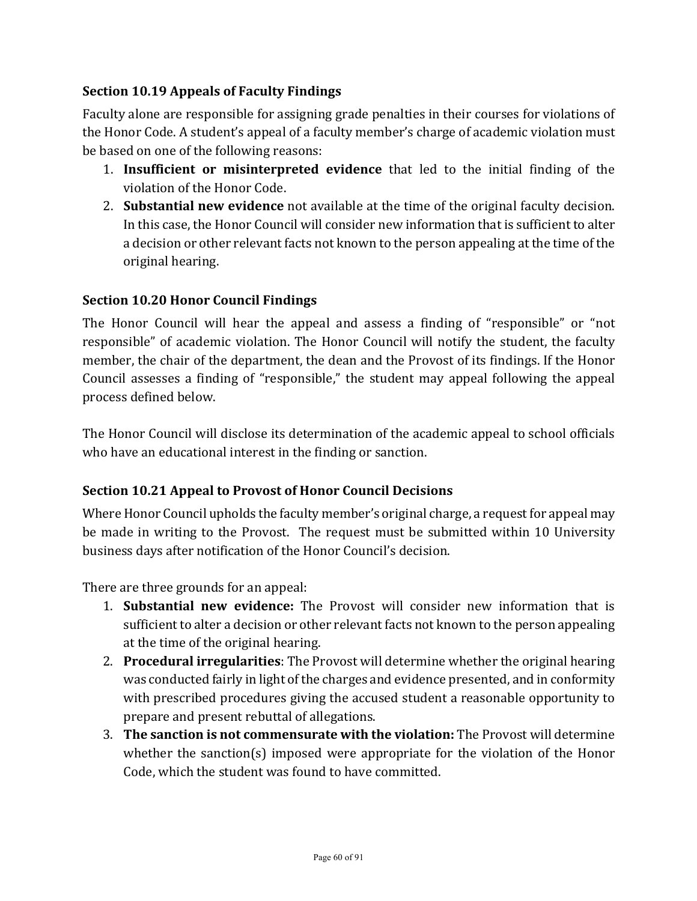### Section 10.19 Appeals of Faculty Findings

Faculty alone are responsible for assigning grade penalties in their courses for violations of the Honor Code. A student's appeal of a faculty member's charge of academic violation must be based on one of the following reasons:

1. **Insufficient or misinterpreted evidence** that led to the initial finding of the violation of the Honor Code.
2. **Substantial new evidence** not available at the time of the original faculty decision. In this case, the Honor Council will consider new information that is sufficient to alter a decision or other relevant facts not known to the person appealing at the time of the original hearing.

### Section 10.20 Honor Council Findings

The Honor Council will hear the appeal and assess a finding of "responsible" or "not responsible" of academic violation. The Honor Council will notify the student, the faculty member, the chair of the department, the dean and the Provost of its findings. If the Honor Council assesses a finding of "responsible," the student may appeal following the appeal process defined below.

The Honor Council will disclose its determination of the academic appeal to school officials who have an educational interest in the finding or sanction.

### Section 10.21 Appeal to Provost of Honor Council Decisions

Where Honor Council upholds the faculty member's original charge, a request for appeal may be made in writing to the Provost. The request must be submitted within 10 University business days after notification of the Honor Council's decision.

There are three grounds for an appeal:

1. **Substantial new evidence:** The Provost will consider new information that is sufficient to alter a decision or other relevant facts not known to the person appealing at the time of the original hearing.
2. **Procedural irregularities**: The Provost will determine whether the original hearing was conducted fairly in light of the charges and evidence presented, and in conformity with prescribed procedures giving the accused student a reasonable opportunity to prepare and present rebuttal of allegations.
3. **The sanction is not commensurate with the violation:** The Provost will determine whether the sanction(s) imposed were appropriate for the violation of the Honor Code, which the student was found to have committed.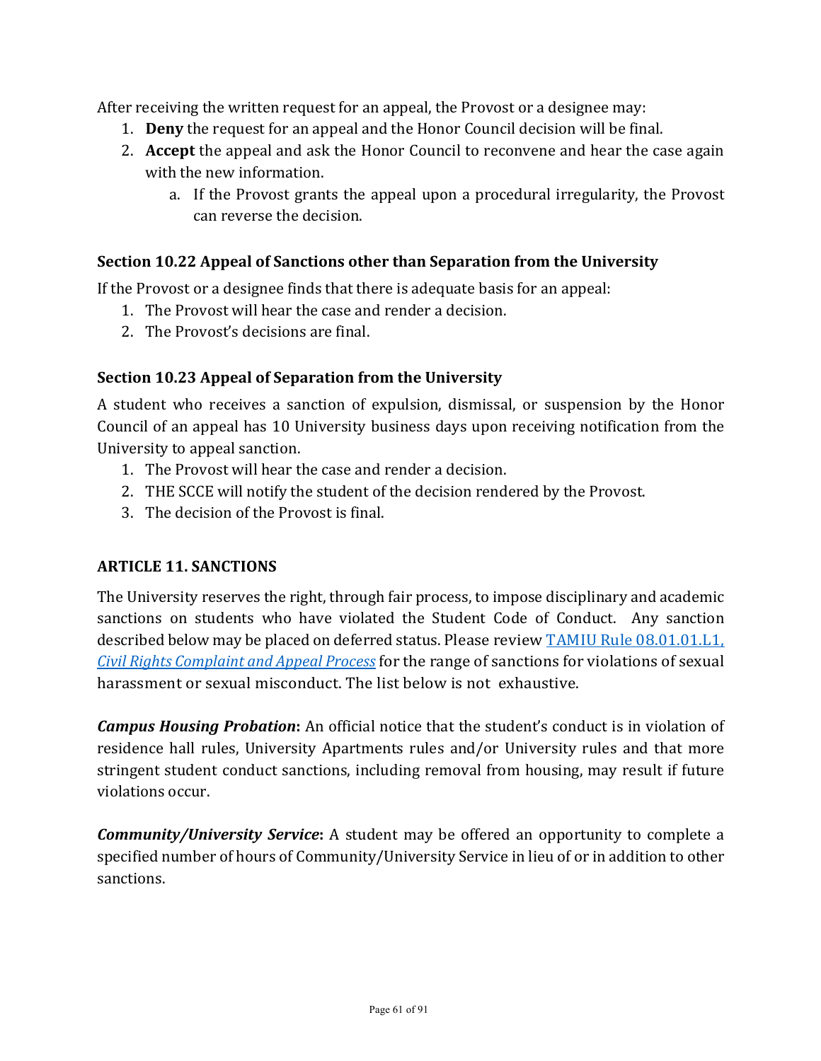After receiving the written request for an appeal, the Provost or a designee may:

1. **Deny** the request for an appeal and the Honor Council decision will be final.
2. **Accept** the appeal and ask the Honor Council to reconvene and hear the case again with the new information.
   a. If the Provost grants the appeal upon a procedural irregularity, the Provost can reverse the decision.

### Section 10.22 Appeal of Sanctions other than Separation from the University

If the Provost or a designee finds that there is adequate basis for an appeal:

1. The Provost will hear the case and render a decision.
2. The Provost's decisions are final.

### Section 10.23 Appeal of Separation from the University

A student who receives a sanction of expulsion, dismissal, or suspension by the Honor Council of an appeal has 10 University business days upon receiving notification from the University to appeal sanction.

1. The Provost will hear the case and render a decision.
2. THE SCCE will notify the student of the decision rendered by the Provost.
3. The decision of the Provost is final.

## ARTICLE 11. SANCTIONS

The University reserves the right, through fair process, to impose disciplinary and academic sanctions on students who have violated the Student Code of Conduct. Any sanction described below may be placed on deferred status. Please review TAMIU Rule 08.01.01.L1, *Civil Rights Complaint and Appeal Process* for the range of sanctions for violations of sexual harassment or sexual misconduct. The list below is not exhaustive.

***Campus Housing Probation*:** An official notice that the student's conduct is in violation of residence hall rules, University Apartments rules and/or University rules and that more stringent student conduct sanctions, including removal from housing, may result if future violations occur.

***Community/University Service*:** A student may be offered an opportunity to complete a specified number of hours of Community/University Service in lieu of or in addition to other sanctions.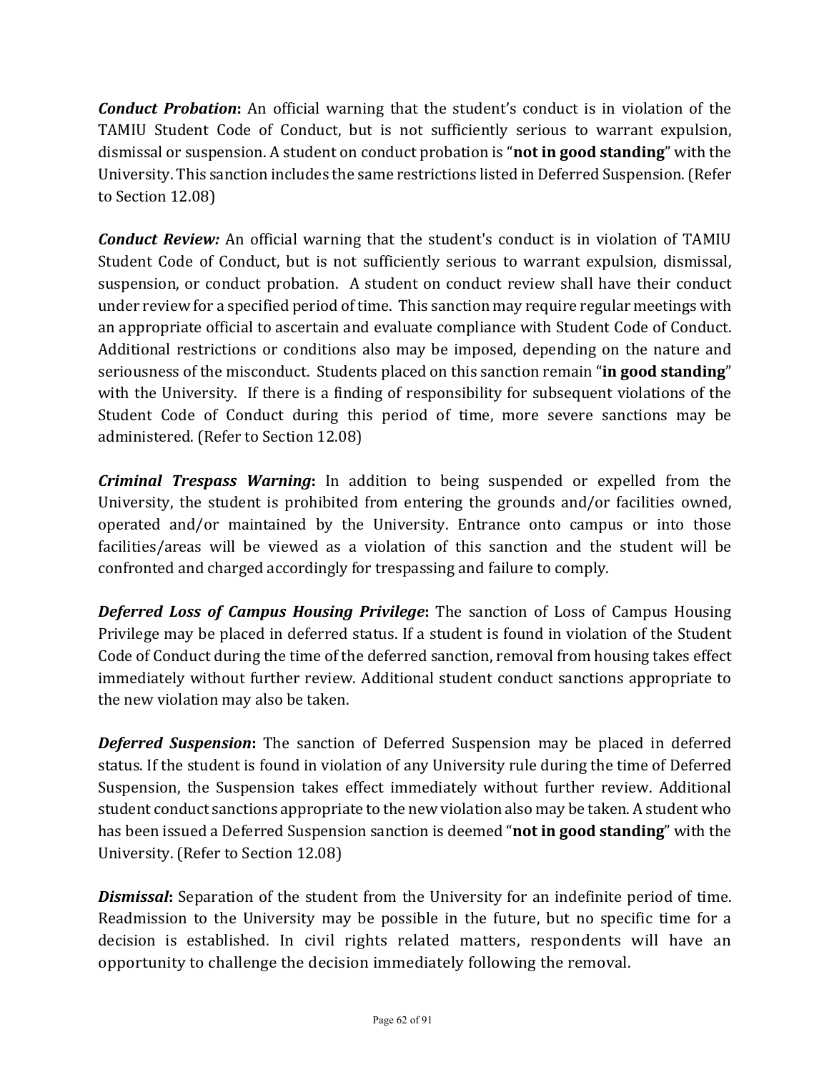***Conduct Probation*:** An official warning that the student's conduct is in violation of the TAMIU Student Code of Conduct, but is not sufficiently serious to warrant expulsion, dismissal or suspension. A student on conduct probation is "**not in good standing**" with the University. This sanction includes the same restrictions listed in Deferred Suspension. (Refer to Section 12.08)

***Conduct Review:*** An official warning that the student's conduct is in violation of TAMIU Student Code of Conduct, but is not sufficiently serious to warrant expulsion, dismissal, suspension, or conduct probation. A student on conduct review shall have their conduct under review for a specified period of time. This sanction may require regular meetings with an appropriate official to ascertain and evaluate compliance with Student Code of Conduct. Additional restrictions or conditions also may be imposed, depending on the nature and seriousness of the misconduct. Students placed on this sanction remain "**in good standing**" with the University. If there is a finding of responsibility for subsequent violations of the Student Code of Conduct during this period of time, more severe sanctions may be administered. (Refer to Section 12.08)

***Criminal Trespass Warning*:** In addition to being suspended or expelled from the University, the student is prohibited from entering the grounds and/or facilities owned, operated and/or maintained by the University. Entrance onto campus or into those facilities/areas will be viewed as a violation of this sanction and the student will be confronted and charged accordingly for trespassing and failure to comply.

***Deferred Loss of Campus Housing Privilege*:** The sanction of Loss of Campus Housing Privilege may be placed in deferred status. If a student is found in violation of the Student Code of Conduct during the time of the deferred sanction, removal from housing takes effect immediately without further review. Additional student conduct sanctions appropriate to the new violation may also be taken.

***Deferred Suspension*:** The sanction of Deferred Suspension may be placed in deferred status. If the student is found in violation of any University rule during the time of Deferred Suspension, the Suspension takes effect immediately without further review. Additional student conduct sanctions appropriate to the new violation also may be taken. A student who has been issued a Deferred Suspension sanction is deemed "**not in good standing**" with the University. (Refer to Section 12.08)

***Dismissal*:** Separation of the student from the University for an indefinite period of time. Readmission to the University may be possible in the future, but no specific time for a decision is established. In civil rights related matters, respondents will have an opportunity to challenge the decision immediately following the removal.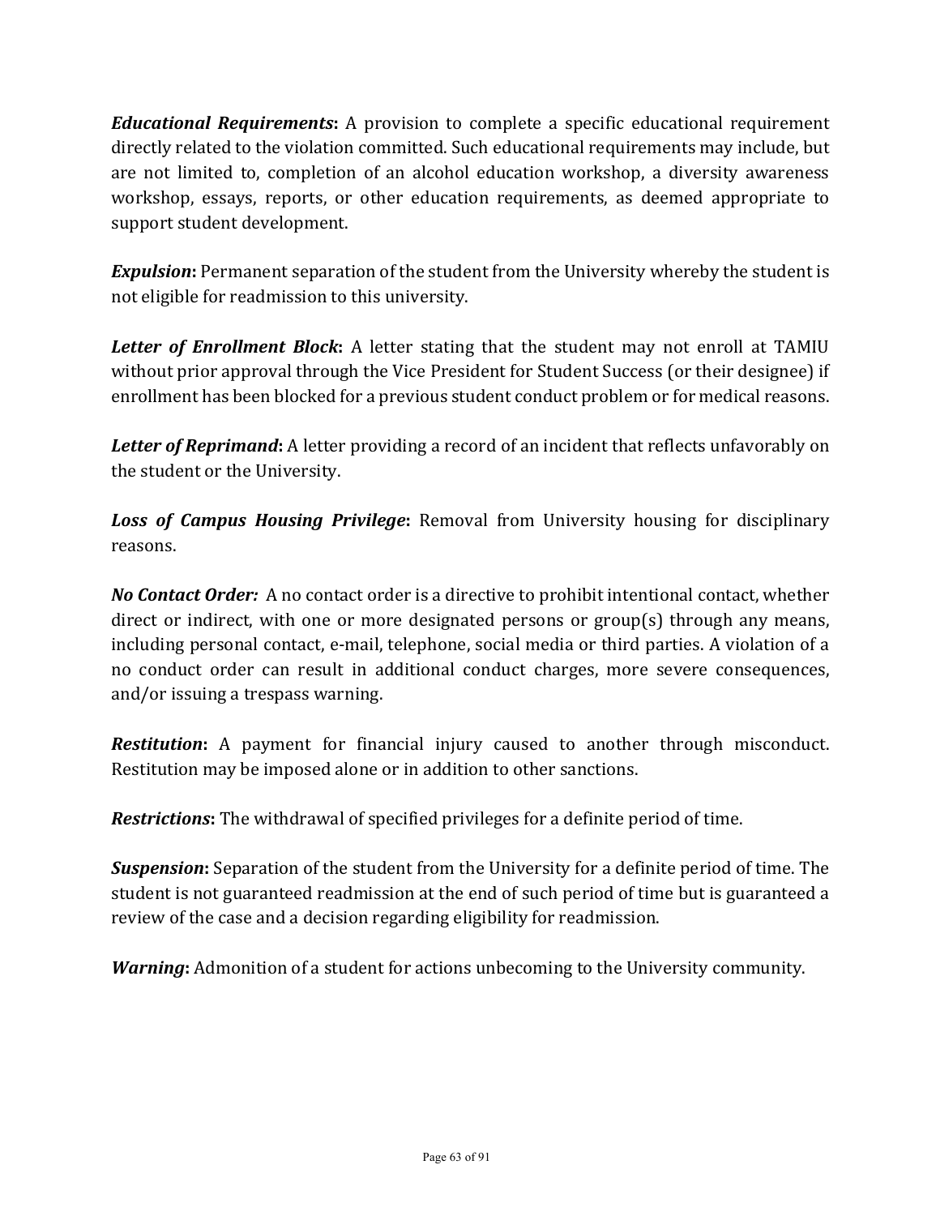***Educational Requirements*****:** A provision to complete a specific educational requirement directly related to the violation committed. Such educational requirements may include, but are not limited to, completion of an alcohol education workshop, a diversity awareness workshop, essays, reports, or other education requirements, as deemed appropriate to support student development.

***Expulsion*****:** Permanent separation of the student from the University whereby the student is not eligible for readmission to this university.

***Letter of Enrollment Block*****:** A letter stating that the student may not enroll at TAMIU without prior approval through the Vice President for Student Success (or their designee) if enrollment has been blocked for a previous student conduct problem or for medical reasons.

***Letter of Reprimand*****:** A letter providing a record of an incident that reflects unfavorably on the student or the University.

***Loss of Campus Housing Privilege*****:** Removal from University housing for disciplinary reasons.

***No Contact Order:*** A no contact order is a directive to prohibit intentional contact, whether direct or indirect, with one or more designated persons or group(s) through any means, including personal contact, e-mail, telephone, social media or third parties. A violation of a no conduct order can result in additional conduct charges, more severe consequences, and/or issuing a trespass warning.

***Restitution*****:** A payment for financial injury caused to another through misconduct. Restitution may be imposed alone or in addition to other sanctions.

***Restrictions*****:** The withdrawal of specified privileges for a definite period of time.

***Suspension*****:** Separation of the student from the University for a definite period of time. The student is not guaranteed readmission at the end of such period of time but is guaranteed a review of the case and a decision regarding eligibility for readmission.

***Warning*****:** Admonition of a student for actions unbecoming to the University community.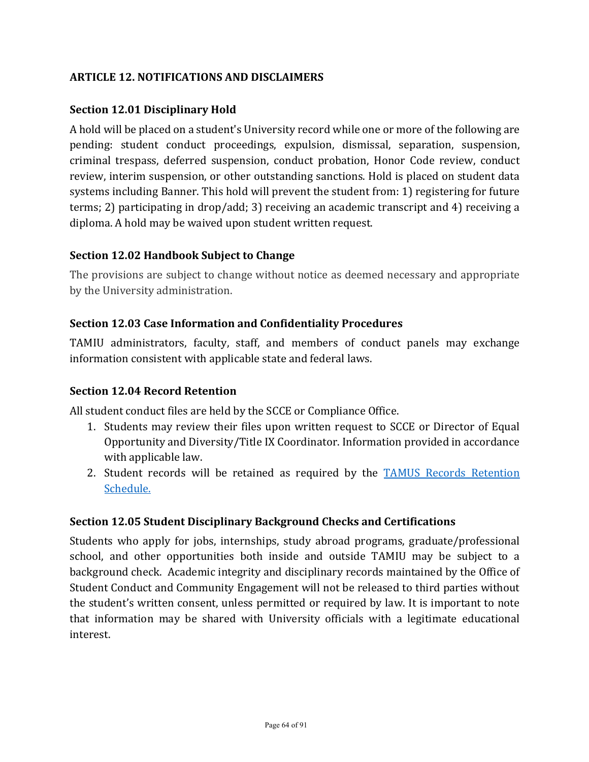## ARTICLE 12. NOTIFICATIONS AND DISCLAIMERS

### Section 12.01 Disciplinary Hold

A hold will be placed on a student's University record while one or more of the following are pending: student conduct proceedings, expulsion, dismissal, separation, suspension, criminal trespass, deferred suspension, conduct probation, Honor Code review, conduct review, interim suspension, or other outstanding sanctions. Hold is placed on student data systems including Banner. This hold will prevent the student from: 1) registering for future terms; 2) participating in drop/add; 3) receiving an academic transcript and 4) receiving a diploma. A hold may be waived upon student written request.

### Section 12.02 Handbook Subject to Change

The provisions are subject to change without notice as deemed necessary and appropriate by the University administration.

### Section 12.03 Case Information and Confidentiality Procedures

TAMIU administrators, faculty, staff, and members of conduct panels may exchange information consistent with applicable state and federal laws.

### Section 12.04 Record Retention

All student conduct files are held by the SCCE or Compliance Office.

1. Students may review their files upon written request to SCCE or Director of Equal Opportunity and Diversity/Title IX Coordinator. Information provided in accordance with applicable law.
2. Student records will be retained as required by the TAMUS Records Retention Schedule.

### Section 12.05 Student Disciplinary Background Checks and Certifications

Students who apply for jobs, internships, study abroad programs, graduate/professional school, and other opportunities both inside and outside TAMIU may be subject to a background check. Academic integrity and disciplinary records maintained by the Office of Student Conduct and Community Engagement will not be released to third parties without the student's written consent, unless permitted or required by law. It is important to note that information may be shared with University officials with a legitimate educational interest.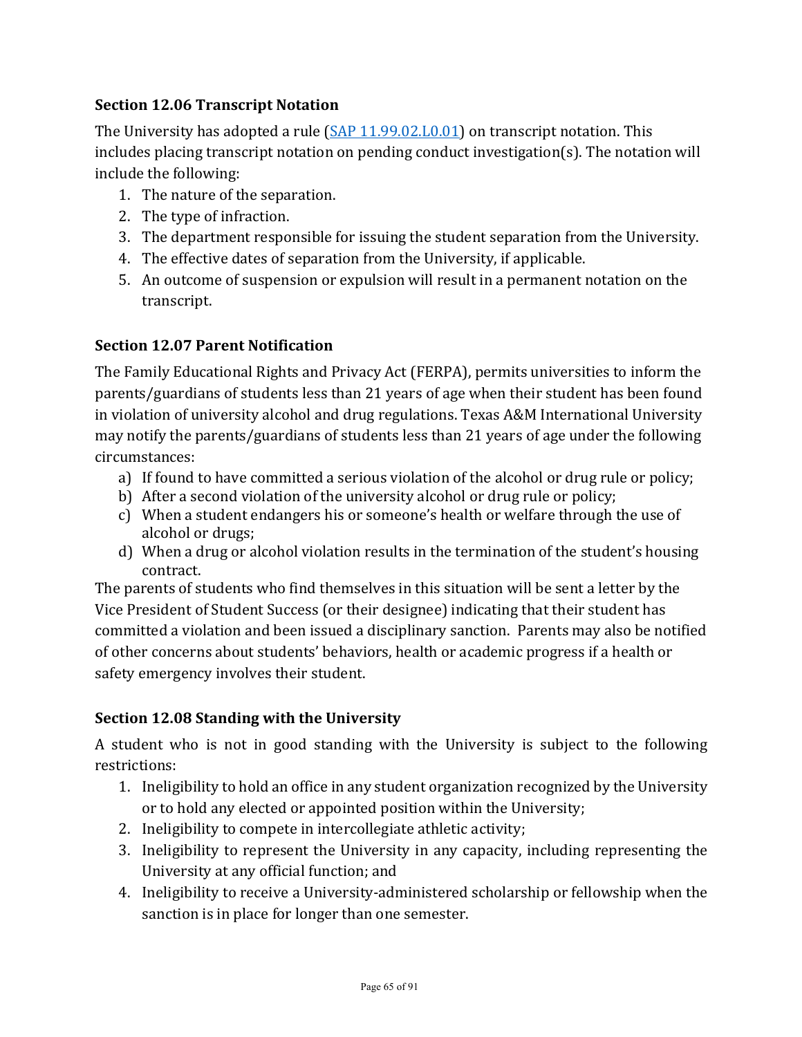### Section 12.06 Transcript Notation

The University has adopted a rule ([SAP 11.99.02.L0.01]) on transcript notation. This includes placing transcript notation on pending conduct investigation(s). The notation will include the following:

1. The nature of the separation.
2. The type of infraction.
3. The department responsible for issuing the student separation from the University.
4. The effective dates of separation from the University, if applicable.
5. An outcome of suspension or expulsion will result in a permanent notation on the transcript.

### Section 12.07 Parent Notification

The Family Educational Rights and Privacy Act (FERPA), permits universities to inform the parents/guardians of students less than 21 years of age when their student has been found in violation of university alcohol and drug regulations. Texas A&M International University may notify the parents/guardians of students less than 21 years of age under the following circumstances:

a) If found to have committed a serious violation of the alcohol or drug rule or policy;
b) After a second violation of the university alcohol or drug rule or policy;
c) When a student endangers his or someone's health or welfare through the use of alcohol or drugs;
d) When a drug or alcohol violation results in the termination of the student's housing contract.

The parents of students who find themselves in this situation will be sent a letter by the Vice President of Student Success (or their designee) indicating that their student has committed a violation and been issued a disciplinary sanction. Parents may also be notified of other concerns about students' behaviors, health or academic progress if a health or safety emergency involves their student.

### Section 12.08 Standing with the University

A student who is not in good standing with the University is subject to the following restrictions:

1. Ineligibility to hold an office in any student organization recognized by the University or to hold any elected or appointed position within the University;
2. Ineligibility to compete in intercollegiate athletic activity;
3. Ineligibility to represent the University in any capacity, including representing the University at any official function; and
4. Ineligibility to receive a University-administered scholarship or fellowship when the sanction is in place for longer than one semester.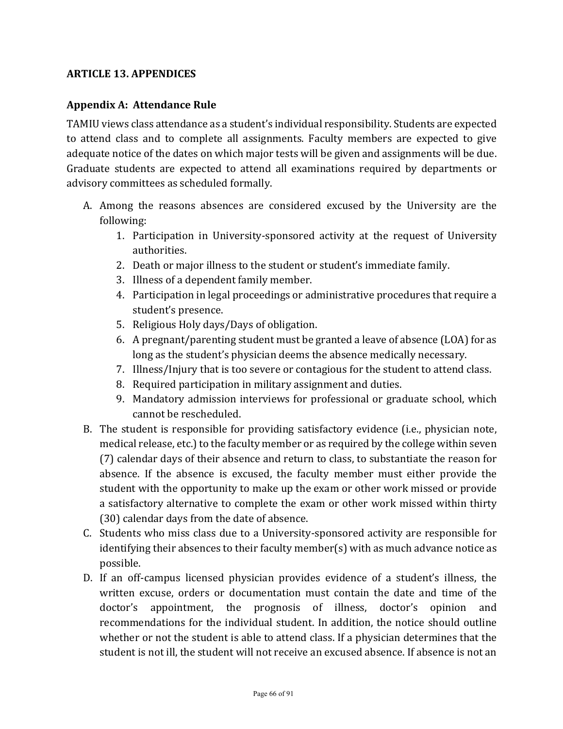## ARTICLE 13. APPENDICES

### Appendix A: Attendance Rule

TAMIU views class attendance as a student's individual responsibility. Students are expected to attend class and to complete all assignments. Faculty members are expected to give adequate notice of the dates on which major tests will be given and assignments will be due. Graduate students are expected to attend all examinations required by departments or advisory committees as scheduled formally.

A. Among the reasons absences are considered excused by the University are the following:
   1. Participation in University-sponsored activity at the request of University authorities.
   2. Death or major illness to the student or student's immediate family.
   3. Illness of a dependent family member.
   4. Participation in legal proceedings or administrative procedures that require a student's presence.
   5. Religious Holy days/Days of obligation.
   6. A pregnant/parenting student must be granted a leave of absence (LOA) for as long as the student's physician deems the absence medically necessary.
   7. Illness/Injury that is too severe or contagious for the student to attend class.
   8. Required participation in military assignment and duties.
   9. Mandatory admission interviews for professional or graduate school, which cannot be rescheduled.

B. The student is responsible for providing satisfactory evidence (i.e., physician note, medical release, etc.) to the faculty member or as required by the college within seven (7) calendar days of their absence and return to class, to substantiate the reason for absence. If the absence is excused, the faculty member must either provide the student with the opportunity to make up the exam or other work missed or provide a satisfactory alternative to complete the exam or other work missed within thirty (30) calendar days from the date of absence.

C. Students who miss class due to a University-sponsored activity are responsible for identifying their absences to their faculty member(s) with as much advance notice as possible.

D. If an off-campus licensed physician provides evidence of a student's illness, the written excuse, orders or documentation must contain the date and time of the doctor's appointment, the prognosis of illness, doctor's opinion and recommendations for the individual student. In addition, the notice should outline whether or not the student is able to attend class. If a physician determines that the student is not ill, the student will not receive an excused absence. If absence is not an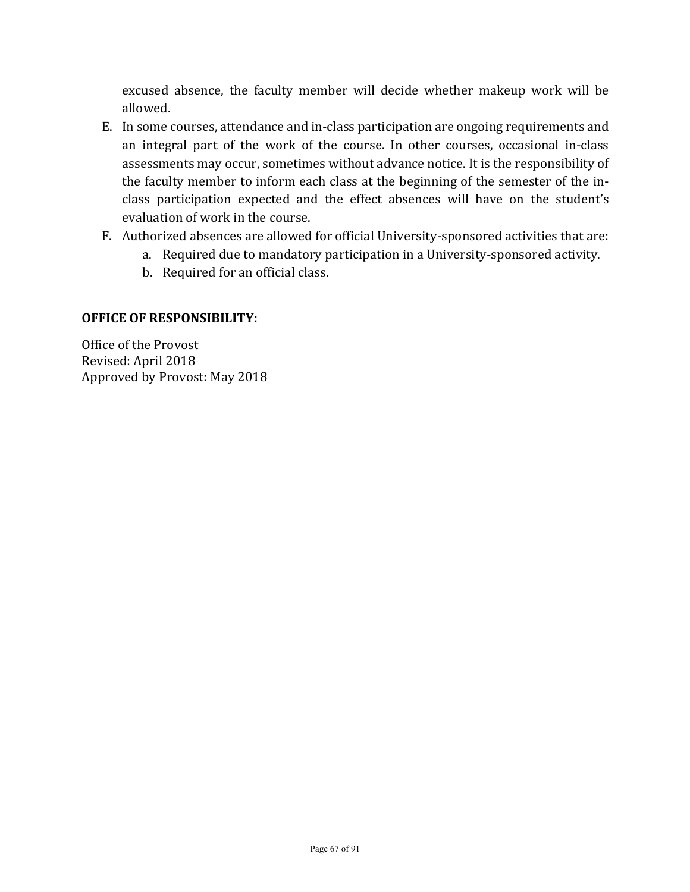excused absence, the faculty member will decide whether makeup work will be allowed.

E. In some courses, attendance and in-class participation are ongoing requirements and an integral part of the work of the course. In other courses, occasional in-class assessments may occur, sometimes without advance notice. It is the responsibility of the faculty member to inform each class at the beginning of the semester of the in-class participation expected and the effect absences will have on the student's evaluation of work in the course.
F. Authorized absences are allowed for official University-sponsored activities that are:
    a. Required due to mandatory participation in a University-sponsored activity.
    b. Required for an official class.

**OFFICE OF RESPONSIBILITY:**

Office of the Provost
Revised: April 2018
Approved by Provost: May 2018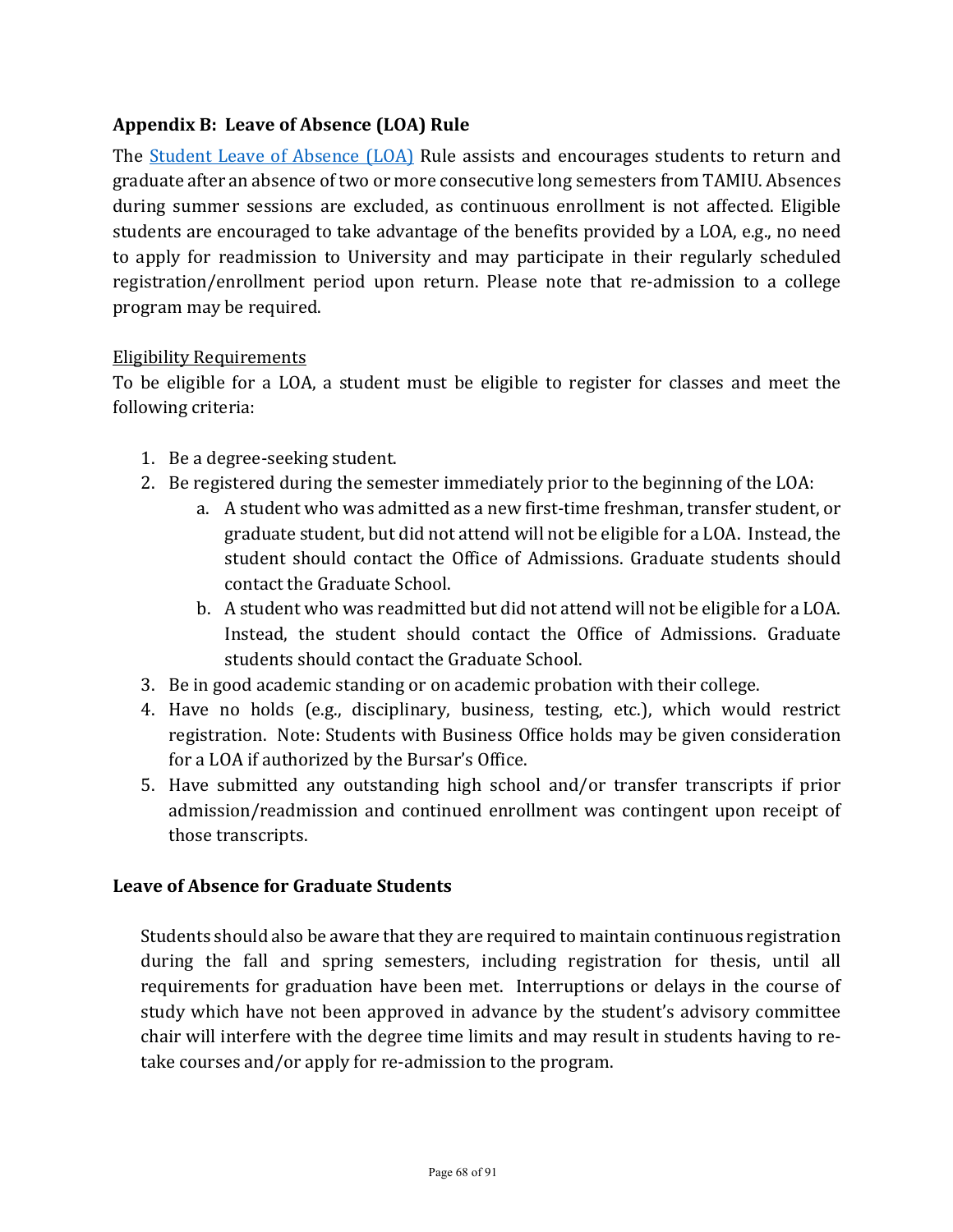## Appendix B: Leave of Absence (LOA) Rule

The [Student Leave of Absence (LOA)]() Rule assists and encourages students to return and graduate after an absence of two or more consecutive long semesters from TAMIU. Absences during summer sessions are excluded, as continuous enrollment is not affected. Eligible students are encouraged to take advantage of the benefits provided by a LOA, e.g., no need to apply for readmission to University and may participate in their regularly scheduled registration/enrollment period upon return. Please note that re-admission to a college program may be required.

<u>Eligibility Requirements</u>

To be eligible for a LOA, a student must be eligible to register for classes and meet the following criteria:

1. Be a degree-seeking student.
2. Be registered during the semester immediately prior to the beginning of the LOA:
   a. A student who was admitted as a new first-time freshman, transfer student, or graduate student, but did not attend will not be eligible for a LOA. Instead, the student should contact the Office of Admissions. Graduate students should contact the Graduate School.
   b. A student who was readmitted but did not attend will not be eligible for a LOA. Instead, the student should contact the Office of Admissions. Graduate students should contact the Graduate School.
3. Be in good academic standing or on academic probation with their college.
4. Have no holds (e.g., disciplinary, business, testing, etc.), which would restrict registration. Note: Students with Business Office holds may be given consideration for a LOA if authorized by the Bursar's Office.
5. Have submitted any outstanding high school and/or transfer transcripts if prior admission/readmission and continued enrollment was contingent upon receipt of those transcripts.

### Leave of Absence for Graduate Students

Students should also be aware that they are required to maintain continuous registration during the fall and spring semesters, including registration for thesis, until all requirements for graduation have been met. Interruptions or delays in the course of study which have not been approved in advance by the student's advisory committee chair will interfere with the degree time limits and may result in students having to re-take courses and/or apply for re-admission to the program.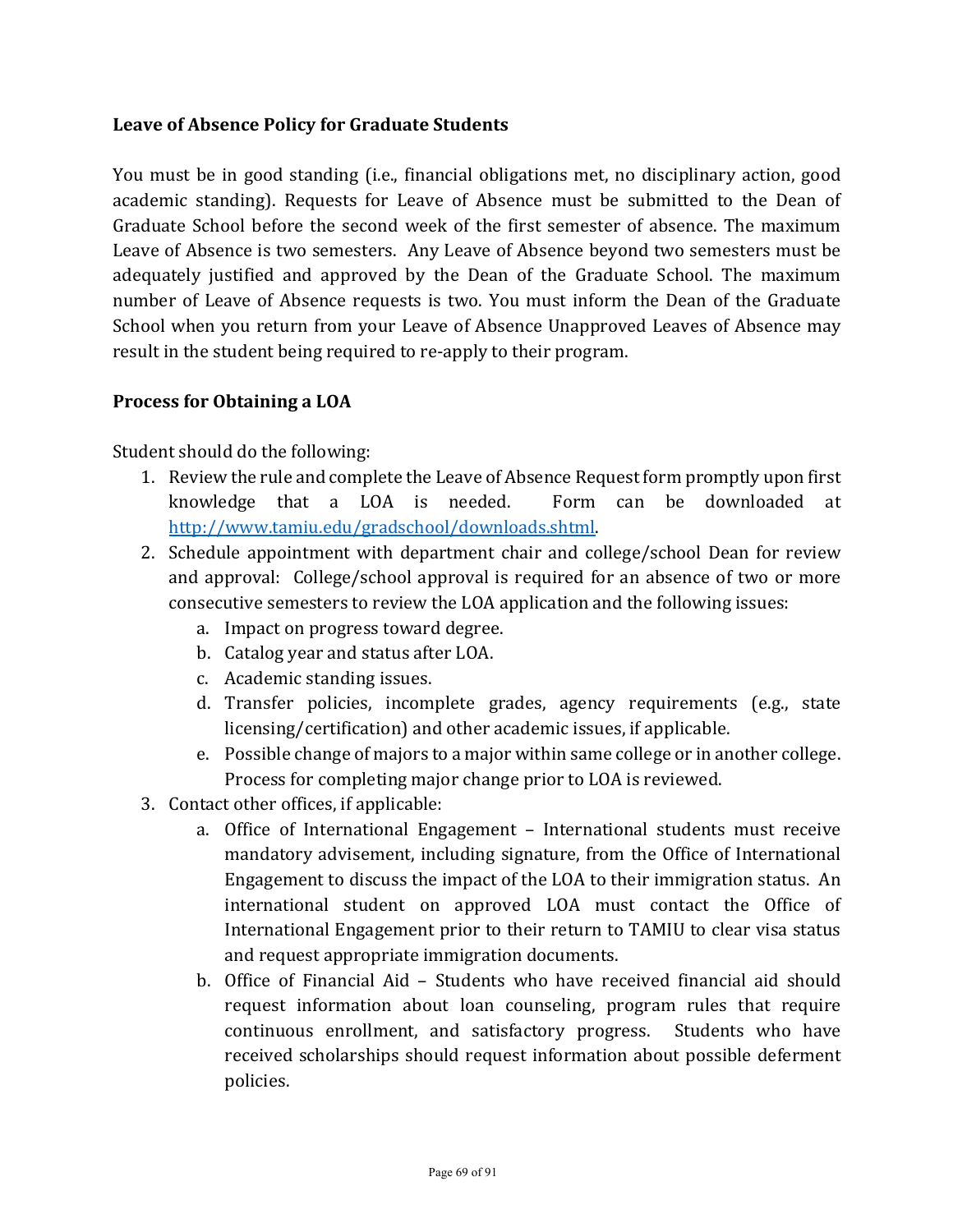**Leave of Absence Policy for Graduate Students**

You must be in good standing (i.e., financial obligations met, no disciplinary action, good academic standing). Requests for Leave of Absence must be submitted to the Dean of Graduate School before the second week of the first semester of absence. The maximum Leave of Absence is two semesters. Any Leave of Absence beyond two semesters must be adequately justified and approved by the Dean of the Graduate School. The maximum number of Leave of Absence requests is two. You must inform the Dean of the Graduate School when you return from your Leave of Absence Unapproved Leaves of Absence may result in the student being required to re-apply to their program.

**Process for Obtaining a LOA**

Student should do the following:

1. Review the rule and complete the Leave of Absence Request form promptly upon first knowledge that a LOA is needed. Form can be downloaded at [http://www.tamiu.edu/gradschool/downloads.shtml](http://www.tamiu.edu/gradschool/downloads.shtml).
2. Schedule appointment with department chair and college/school Dean for review and approval: College/school approval is required for an absence of two or more consecutive semesters to review the LOA application and the following issues:
   a. Impact on progress toward degree.
   b. Catalog year and status after LOA.
   c. Academic standing issues.
   d. Transfer policies, incomplete grades, agency requirements (e.g., state licensing/certification) and other academic issues, if applicable.
   e. Possible change of majors to a major within same college or in another college. Process for completing major change prior to LOA is reviewed.
3. Contact other offices, if applicable:
   a. Office of International Engagement – International students must receive mandatory advisement, including signature, from the Office of International Engagement to discuss the impact of the LOA to their immigration status. An international student on approved LOA must contact the Office of International Engagement prior to their return to TAMIU to clear visa status and request appropriate immigration documents.
   b. Office of Financial Aid – Students who have received financial aid should request information about loan counseling, program rules that require continuous enrollment, and satisfactory progress. Students who have received scholarships should request information about possible deferment policies.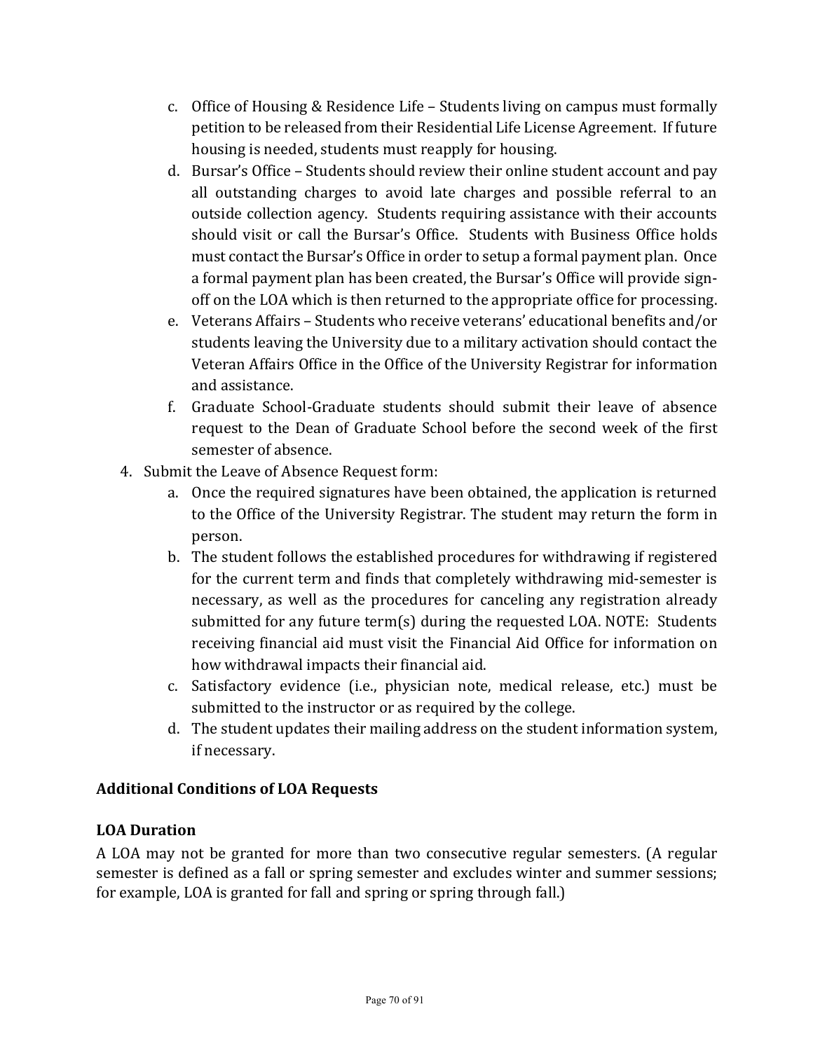c. Office of Housing & Residence Life – Students living on campus must formally petition to be released from their Residential Life License Agreement. If future housing is needed, students must reapply for housing.
d. Bursar's Office – Students should review their online student account and pay all outstanding charges to avoid late charges and possible referral to an outside collection agency. Students requiring assistance with their accounts should visit or call the Bursar's Office. Students with Business Office holds must contact the Bursar's Office in order to setup a formal payment plan. Once a formal payment plan has been created, the Bursar's Office will provide sign-off on the LOA which is then returned to the appropriate office for processing.
e. Veterans Affairs – Students who receive veterans' educational benefits and/or students leaving the University due to a military activation should contact the Veteran Affairs Office in the Office of the University Registrar for information and assistance.
f. Graduate School-Graduate students should submit their leave of absence request to the Dean of Graduate School before the second week of the first semester of absence.

4. Submit the Leave of Absence Request form:
   a. Once the required signatures have been obtained, the application is returned to the Office of the University Registrar. The student may return the form in person.
   b. The student follows the established procedures for withdrawing if registered for the current term and finds that completely withdrawing mid-semester is necessary, as well as the procedures for canceling any registration already submitted for any future term(s) during the requested LOA. NOTE: Students receiving financial aid must visit the Financial Aid Office for information on how withdrawal impacts their financial aid.
   c. Satisfactory evidence (i.e., physician note, medical release, etc.) must be submitted to the instructor or as required by the college.
   d. The student updates their mailing address on the student information system, if necessary.

**Additional Conditions of LOA Requests**

**LOA Duration**

A LOA may not be granted for more than two consecutive regular semesters. (A regular semester is defined as a fall or spring semester and excludes winter and summer sessions; for example, LOA is granted for fall and spring or spring through fall.)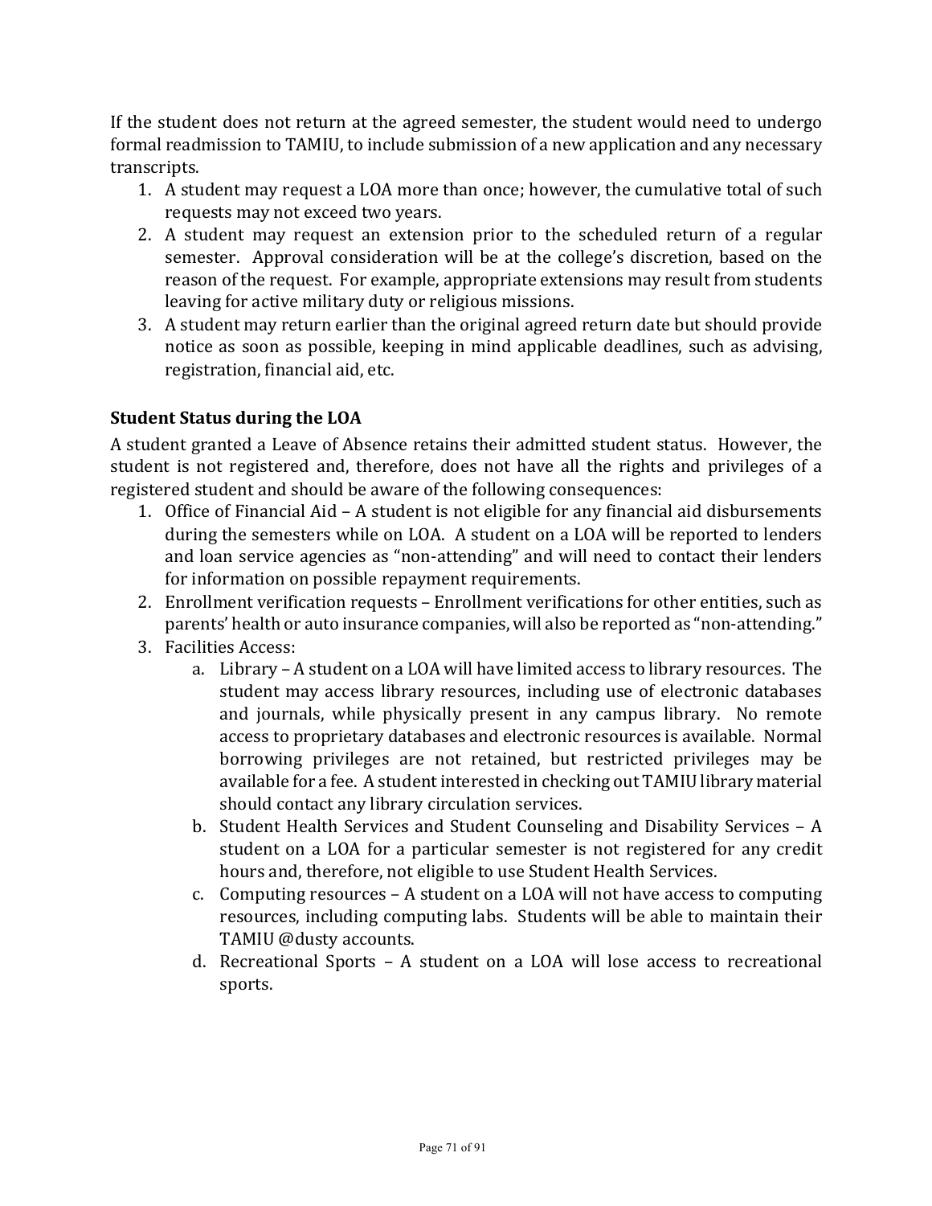If the student does not return at the agreed semester, the student would need to undergo formal readmission to TAMIU, to include submission of a new application and any necessary transcripts.

1. A student may request a LOA more than once; however, the cumulative total of such requests may not exceed two years.
2. A student may request an extension prior to the scheduled return of a regular semester. Approval consideration will be at the college's discretion, based on the reason of the request. For example, appropriate extensions may result from students leaving for active military duty or religious missions.
3. A student may return earlier than the original agreed return date but should provide notice as soon as possible, keeping in mind applicable deadlines, such as advising, registration, financial aid, etc.

### Student Status during the LOA

A student granted a Leave of Absence retains their admitted student status. However, the student is not registered and, therefore, does not have all the rights and privileges of a registered student and should be aware of the following consequences:

1. Office of Financial Aid – A student is not eligible for any financial aid disbursements during the semesters while on LOA. A student on a LOA will be reported to lenders and loan service agencies as "non-attending" and will need to contact their lenders for information on possible repayment requirements.
2. Enrollment verification requests – Enrollment verifications for other entities, such as parents' health or auto insurance companies, will also be reported as "non-attending."
3. Facilities Access:
    a. Library – A student on a LOA will have limited access to library resources. The student may access library resources, including use of electronic databases and journals, while physically present in any campus library. No remote access to proprietary databases and electronic resources is available. Normal borrowing privileges are not retained, but restricted privileges may be available for a fee. A student interested in checking out TAMIU library material should contact any library circulation services.
    b. Student Health Services and Student Counseling and Disability Services – A student on a LOA for a particular semester is not registered for any credit hours and, therefore, not eligible to use Student Health Services.
    c. Computing resources – A student on a LOA will not have access to computing resources, including computing labs. Students will be able to maintain their TAMIU @dusty accounts.
    d. Recreational Sports – A student on a LOA will lose access to recreational sports.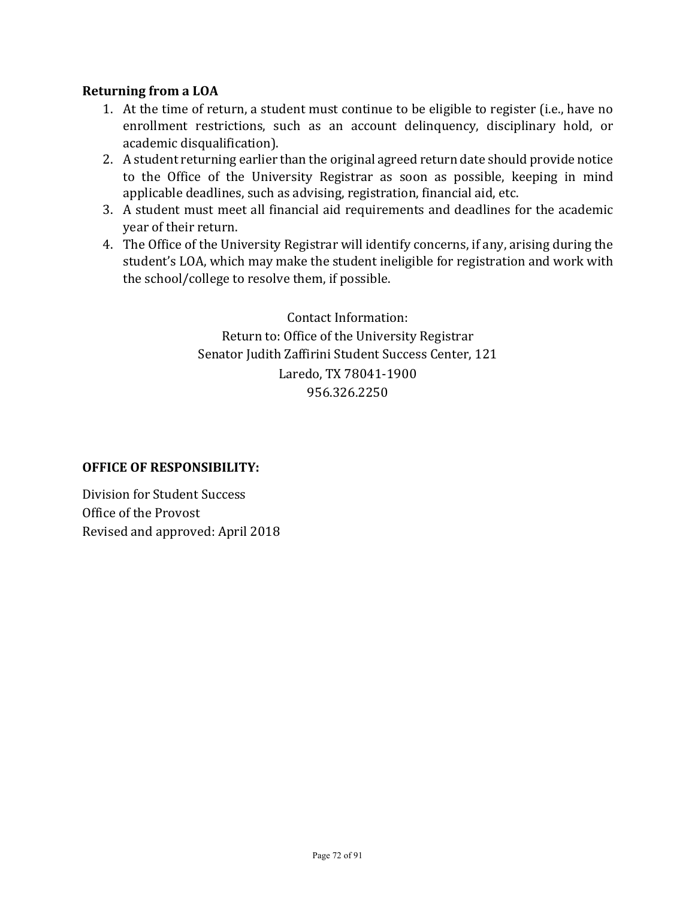**Returning from a LOA**

1. At the time of return, a student must continue to be eligible to register (i.e., have no enrollment restrictions, such as an account delinquency, disciplinary hold, or academic disqualification).
2. A student returning earlier than the original agreed return date should provide notice to the Office of the University Registrar as soon as possible, keeping in mind applicable deadlines, such as advising, registration, financial aid, etc.
3. A student must meet all financial aid requirements and deadlines for the academic year of their return.
4. The Office of the University Registrar will identify concerns, if any, arising during the student's LOA, which may make the student ineligible for registration and work with the school/college to resolve them, if possible.

Contact Information:
Return to: Office of the University Registrar
Senator Judith Zaffirini Student Success Center, 121
Laredo, TX 78041-1900
956.326.2250

**OFFICE OF RESPONSIBILITY:**

Division for Student Success
Office of the Provost
Revised and approved: April 2018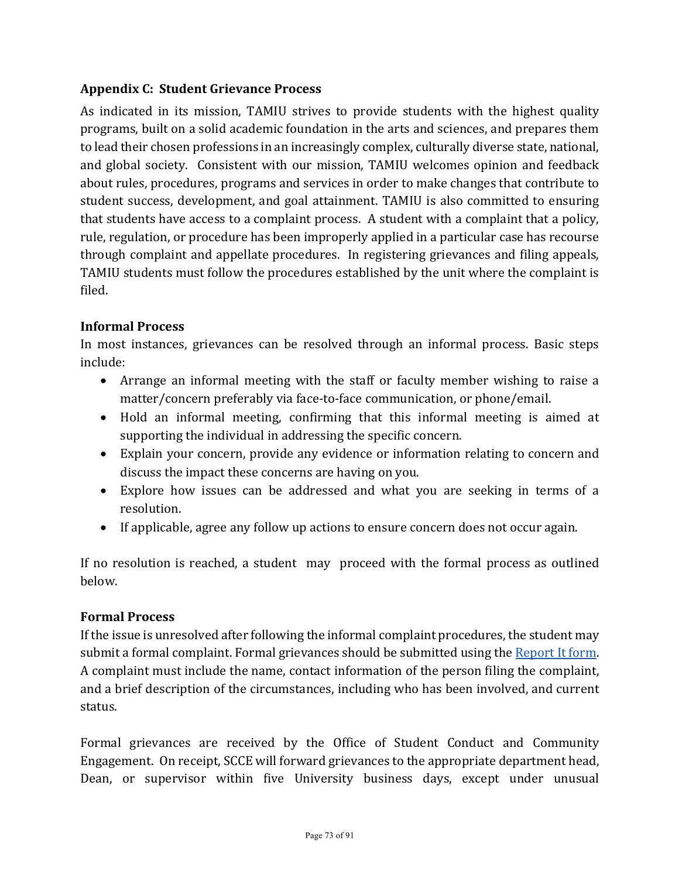## Appendix C: Student Grievance Process

As indicated in its mission, TAMIU strives to provide students with the highest quality programs, built on a solid academic foundation in the arts and sciences, and prepares them to lead their chosen professions in an increasingly complex, culturally diverse state, national, and global society. Consistent with our mission, TAMIU welcomes opinion and feedback about rules, procedures, programs and services in order to make changes that contribute to student success, development, and goal attainment. TAMIU is also committed to ensuring that students have access to a complaint process. A student with a complaint that a policy, rule, regulation, or procedure has been improperly applied in a particular case has recourse through complaint and appellate procedures. In registering grievances and filing appeals, TAMIU students must follow the procedures established by the unit where the complaint is filed.

### Informal Process

In most instances, grievances can be resolved through an informal process. Basic steps include:

- Arrange an informal meeting with the staff or faculty member wishing to raise a matter/concern preferably via face-to-face communication, or phone/email.
- Hold an informal meeting, confirming that this informal meeting is aimed at supporting the individual in addressing the specific concern.
- Explain your concern, provide any evidence or information relating to concern and discuss the impact these concerns are having on you.
- Explore how issues can be addressed and what you are seeking in terms of a resolution.
- If applicable, agree any follow up actions to ensure concern does not occur again.

If no resolution is reached, a student may proceed with the formal process as outlined below.

### Formal Process

If the issue is unresolved after following the informal complaint procedures, the student may submit a formal complaint. Formal grievances should be submitted using the Report It form. A complaint must include the name, contact information of the person filing the complaint, and a brief description of the circumstances, including who has been involved, and current status.

Formal grievances are received by the Office of Student Conduct and Community Engagement. On receipt, SCCE will forward grievances to the appropriate department head, Dean, or supervisor within five University business days, except under unusual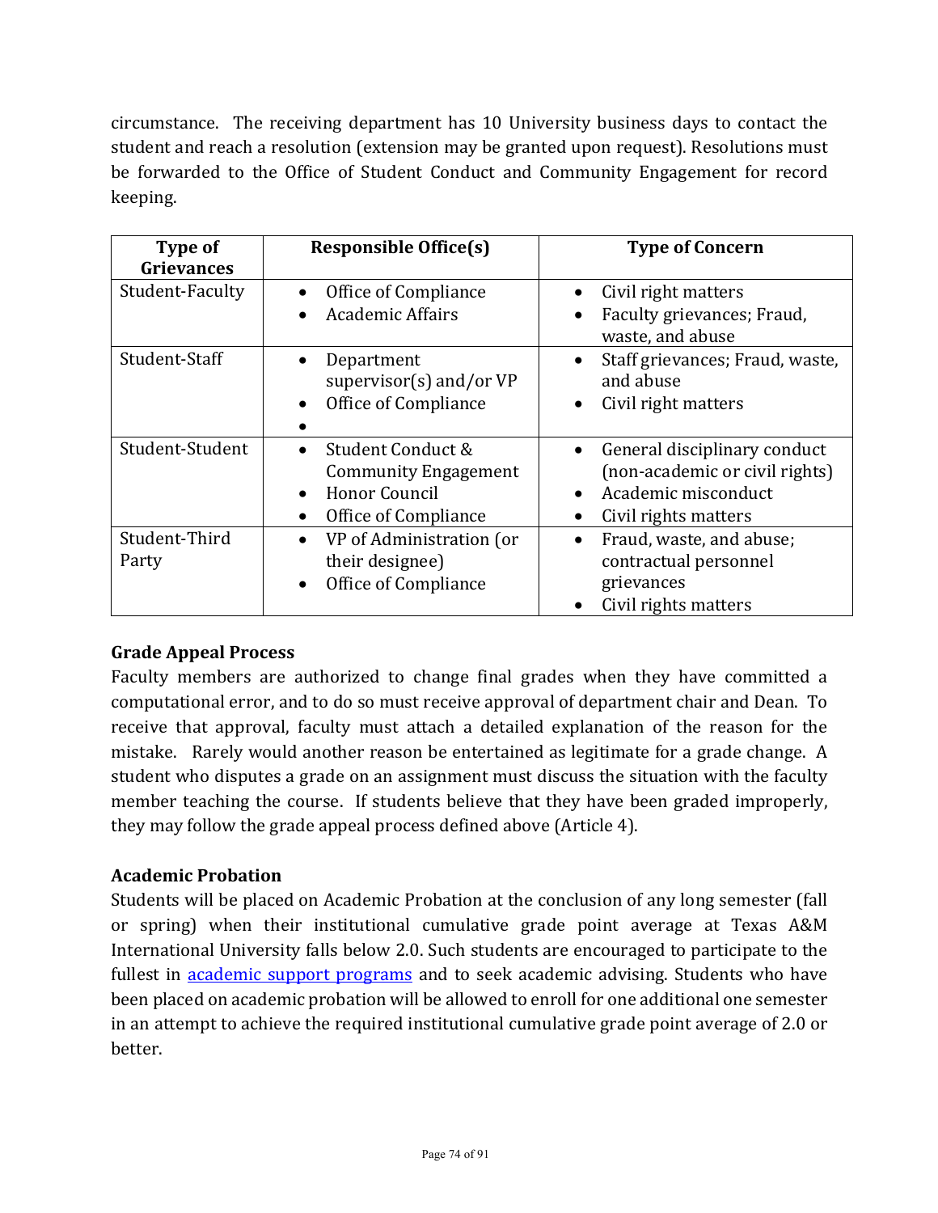circumstance. The receiving department has 10 University business days to contact the student and reach a resolution (extension may be granted upon request). Resolutions must be forwarded to the Office of Student Conduct and Community Engagement for record keeping.

| Type of Grievances | Responsible Office(s) | Type of Concern |
|---|---|---|
| Student-Faculty | • Office of Compliance<br>• Academic Affairs | • Civil right matters<br>• Faculty grievances; Fraud, waste, and abuse |
| Student-Staff | • Department supervisor(s) and/or VP<br>• Office of Compliance<br>• | • Staff grievances; Fraud, waste, and abuse<br>• Civil right matters |
| Student-Student | • Student Conduct & Community Engagement<br>• Honor Council<br>• Office of Compliance | • General disciplinary conduct (non-academic or civil rights)<br>• Academic misconduct<br>• Civil rights matters |
| Student-Third Party | • VP of Administration (or their designee)<br>• Office of Compliance | • Fraud, waste, and abuse; contractual personnel grievances<br>• Civil rights matters |

**Grade Appeal Process**

Faculty members are authorized to change final grades when they have committed a computational error, and to do so must receive approval of department chair and Dean. To receive that approval, faculty must attach a detailed explanation of the reason for the mistake. Rarely would another reason be entertained as legitimate for a grade change. A student who disputes a grade on an assignment must discuss the situation with the faculty member teaching the course. If students believe that they have been graded improperly, they may follow the grade appeal process defined above (Article 4).

**Academic Probation**

Students will be placed on Academic Probation at the conclusion of any long semester (fall or spring) when their institutional cumulative grade point average at Texas A&M International University falls below 2.0. Such students are encouraged to participate to the fullest in academic support programs and to seek academic advising. Students who have been placed on academic probation will be allowed to enroll for one additional one semester in an attempt to achieve the required institutional cumulative grade point average of 2.0 or better.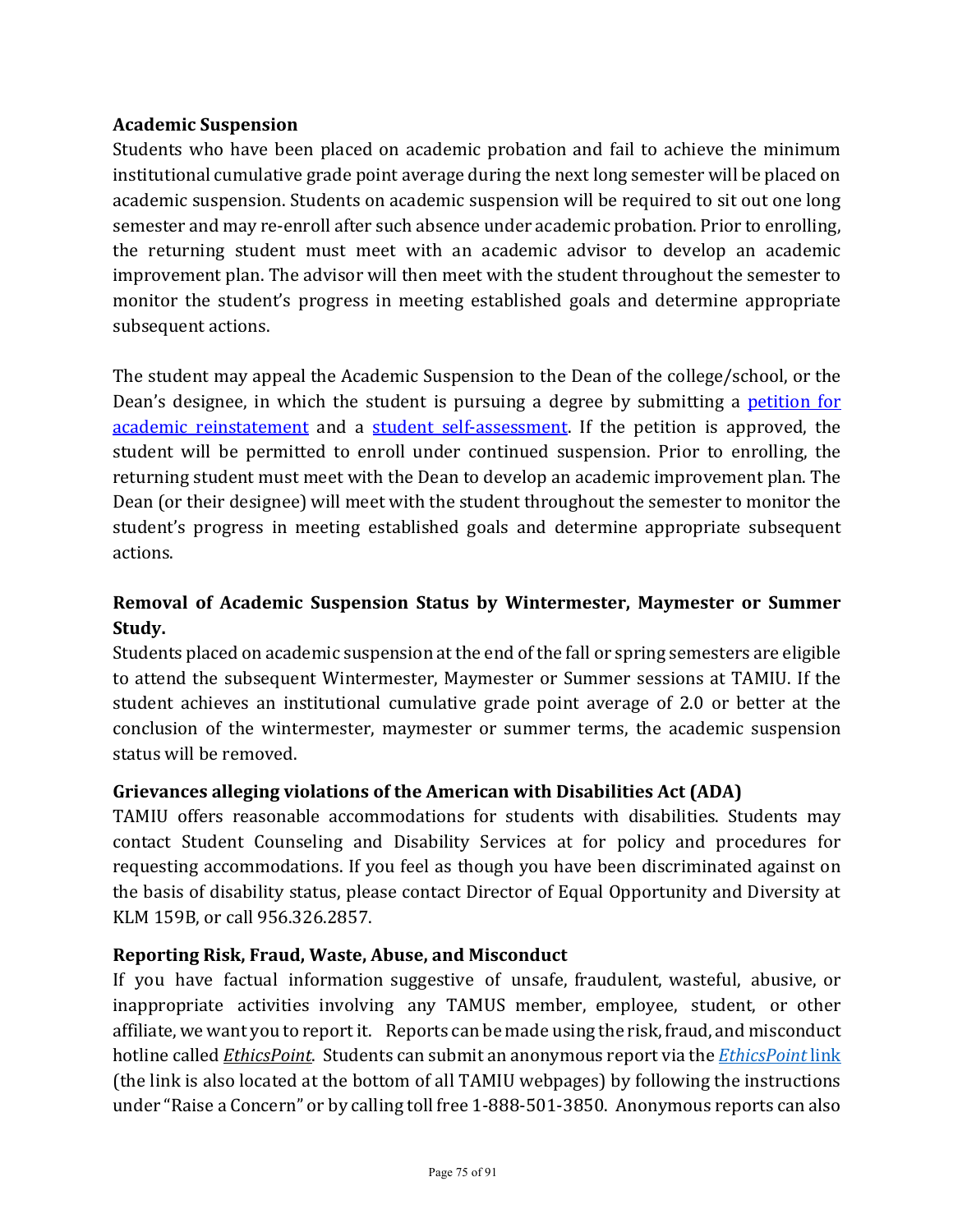### Academic Suspension

Students who have been placed on academic probation and fail to achieve the minimum institutional cumulative grade point average during the next long semester will be placed on academic suspension. Students on academic suspension will be required to sit out one long semester and may re-enroll after such absence under academic probation. Prior to enrolling, the returning student must meet with an academic advisor to develop an academic improvement plan. The advisor will then meet with the student throughout the semester to monitor the student's progress in meeting established goals and determine appropriate subsequent actions.

The student may appeal the Academic Suspension to the Dean of the college/school, or the Dean's designee, in which the student is pursuing a degree by submitting a petition for academic reinstatement and a student self-assessment. If the petition is approved, the student will be permitted to enroll under continued suspension. Prior to enrolling, the returning student must meet with the Dean to develop an academic improvement plan. The Dean (or their designee) will meet with the student throughout the semester to monitor the student's progress in meeting established goals and determine appropriate subsequent actions.

### Removal of Academic Suspension Status by Wintermester, Maymester or Summer Study.

Students placed on academic suspension at the end of the fall or spring semesters are eligible to attend the subsequent Wintermester, Maymester or Summer sessions at TAMIU. If the student achieves an institutional cumulative grade point average of 2.0 or better at the conclusion of the wintermester, maymester or summer terms, the academic suspension status will be removed.

### Grievances alleging violations of the American with Disabilities Act (ADA)

TAMIU offers reasonable accommodations for students with disabilities. Students may contact Student Counseling and Disability Services at for policy and procedures for requesting accommodations. If you feel as though you have been discriminated against on the basis of disability status, please contact Director of Equal Opportunity and Diversity at KLM 159B, or call 956.326.2857.

### Reporting Risk, Fraud, Waste, Abuse, and Misconduct

If you have factual information suggestive of unsafe, fraudulent, wasteful, abusive, or inappropriate activities involving any TAMUS member, employee, student, or other affiliate, we want you to report it. Reports can be made using the risk, fraud, and misconduct hotline called *EthicsPoint*. Students can submit an anonymous report via the *EthicsPoint* link (the link is also located at the bottom of all TAMIU webpages) by following the instructions under "Raise a Concern" or by calling toll free 1-888-501-3850. Anonymous reports can also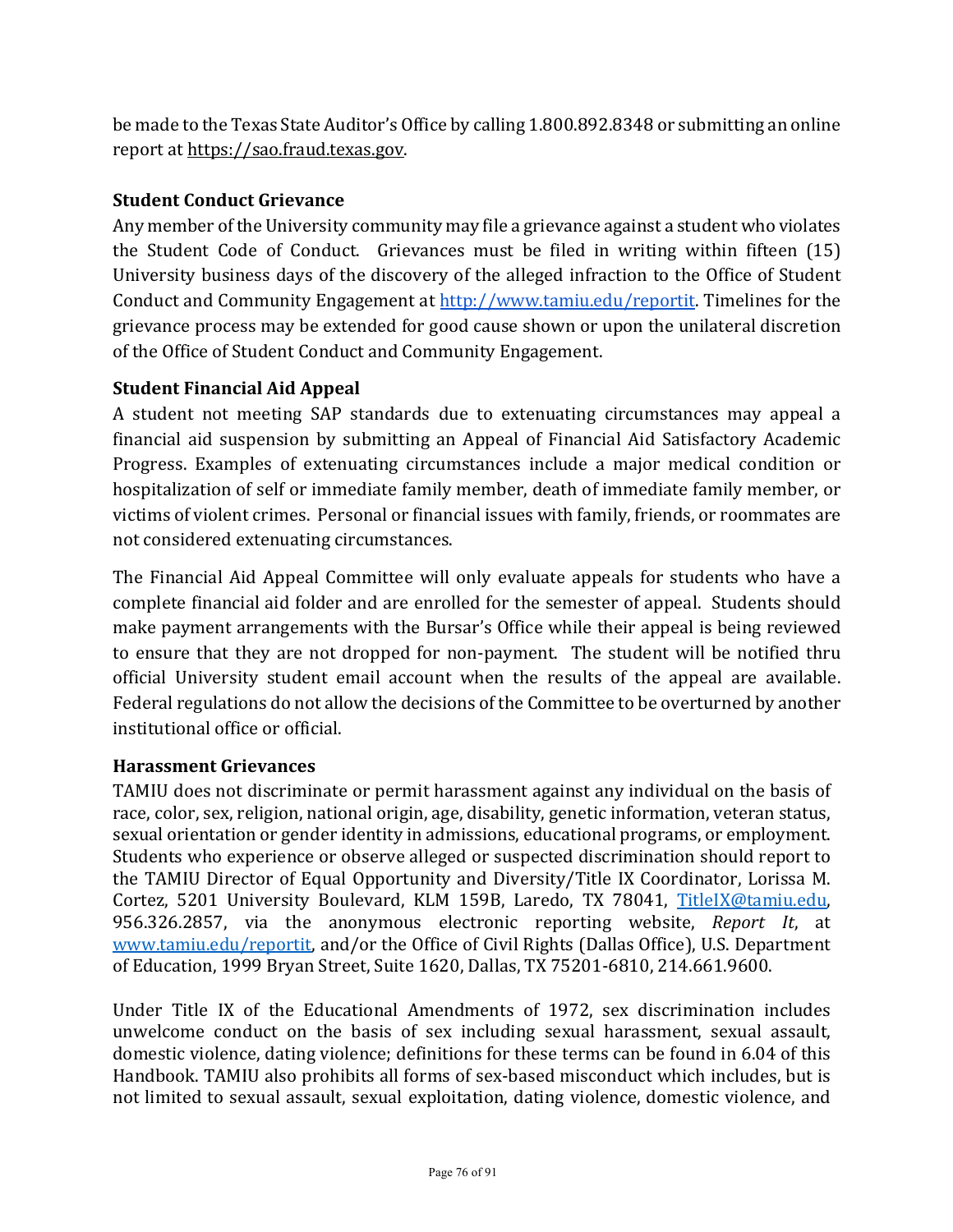be made to the Texas State Auditor's Office by calling 1.800.892.8348 or submitting an online report at https://sao.fraud.texas.gov.

**Student Conduct Grievance**

Any member of the University community may file a grievance against a student who violates the Student Code of Conduct. Grievances must be filed in writing within fifteen (15) University business days of the discovery of the alleged infraction to the Office of Student Conduct and Community Engagement at http://www.tamiu.edu/reportit. Timelines for the grievance process may be extended for good cause shown or upon the unilateral discretion of the Office of Student Conduct and Community Engagement.

**Student Financial Aid Appeal**

A student not meeting SAP standards due to extenuating circumstances may appeal a financial aid suspension by submitting an Appeal of Financial Aid Satisfactory Academic Progress. Examples of extenuating circumstances include a major medical condition or hospitalization of self or immediate family member, death of immediate family member, or victims of violent crimes. Personal or financial issues with family, friends, or roommates are not considered extenuating circumstances.

The Financial Aid Appeal Committee will only evaluate appeals for students who have a complete financial aid folder and are enrolled for the semester of appeal. Students should make payment arrangements with the Bursar's Office while their appeal is being reviewed to ensure that they are not dropped for non-payment. The student will be notified thru official University student email account when the results of the appeal are available. Federal regulations do not allow the decisions of the Committee to be overturned by another institutional office or official.

**Harassment Grievances**

TAMIU does not discriminate or permit harassment against any individual on the basis of race, color, sex, religion, national origin, age, disability, genetic information, veteran status, sexual orientation or gender identity in admissions, educational programs, or employment. Students who experience or observe alleged or suspected discrimination should report to the TAMIU Director of Equal Opportunity and Diversity/Title IX Coordinator, Lorissa M. Cortez, 5201 University Boulevard, KLM 159B, Laredo, TX 78041, TitleIX@tamiu.edu, 956.326.2857, via the anonymous electronic reporting website, *Report It*, at www.tamiu.edu/reportit, and/or the Office of Civil Rights (Dallas Office), U.S. Department of Education, 1999 Bryan Street, Suite 1620, Dallas, TX 75201-6810, 214.661.9600.

Under Title IX of the Educational Amendments of 1972, sex discrimination includes unwelcome conduct on the basis of sex including sexual harassment, sexual assault, domestic violence, dating violence; definitions for these terms can be found in 6.04 of this Handbook. TAMIU also prohibits all forms of sex-based misconduct which includes, but is not limited to sexual assault, sexual exploitation, dating violence, domestic violence, and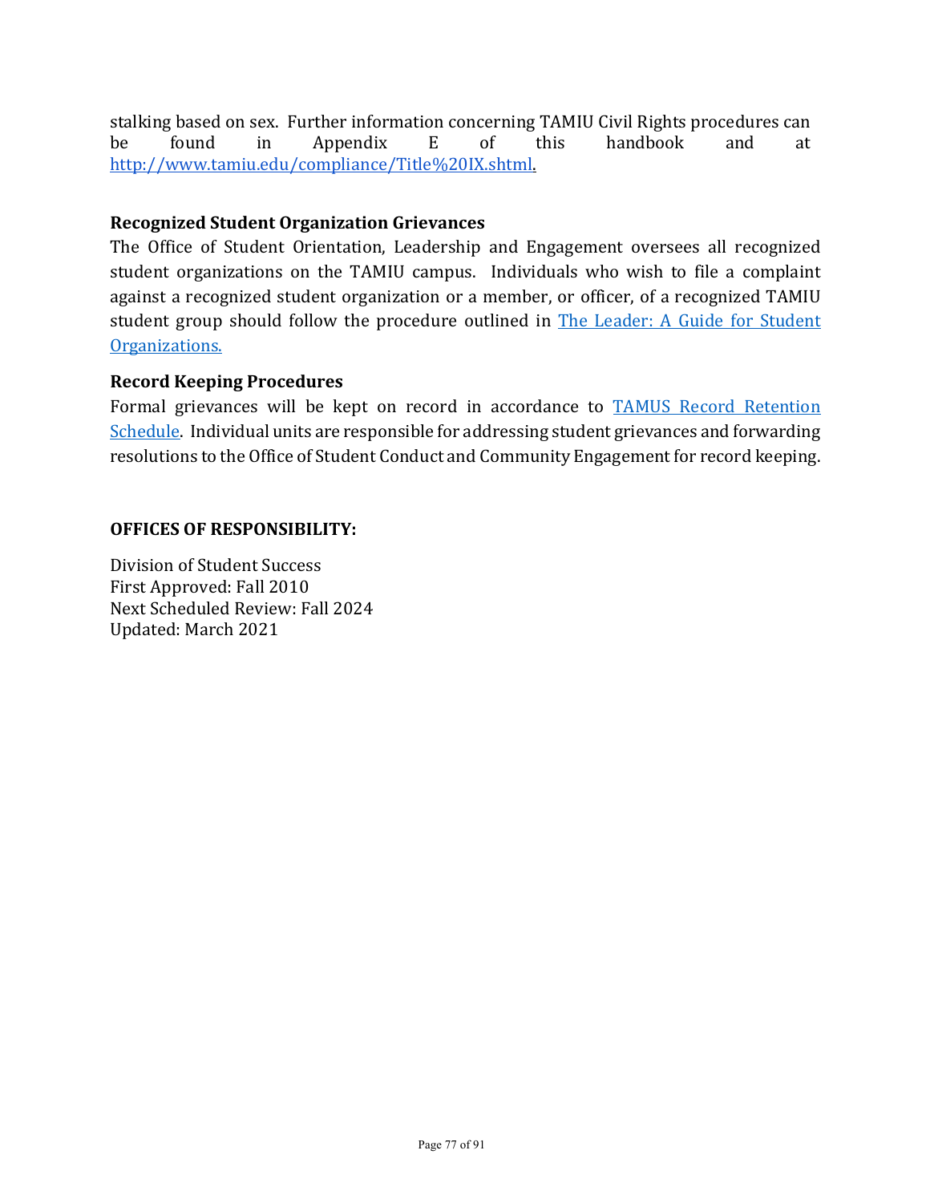stalking based on sex. Further information concerning TAMIU Civil Rights procedures can be found in Appendix E of this handbook and at [http://www.tamiu.edu/compliance/Title%20IX.shtml](http://www.tamiu.edu/compliance/Title%20IX.shtml).

### Recognized Student Organization Grievances

The Office of Student Orientation, Leadership and Engagement oversees all recognized student organizations on the TAMIU campus. Individuals who wish to file a complaint against a recognized student organization or a member, or officer, of a recognized TAMIU student group should follow the procedure outlined in [The Leader: A Guide for Student Organizations.]()

### Record Keeping Procedures

Formal grievances will be kept on record in accordance to [TAMUS Record Retention Schedule](). Individual units are responsible for addressing student grievances and forwarding resolutions to the Office of Student Conduct and Community Engagement for record keeping.

**OFFICES OF RESPONSIBILITY:**

Division of Student Success
First Approved: Fall 2010
Next Scheduled Review: Fall 2024
Updated: March 2021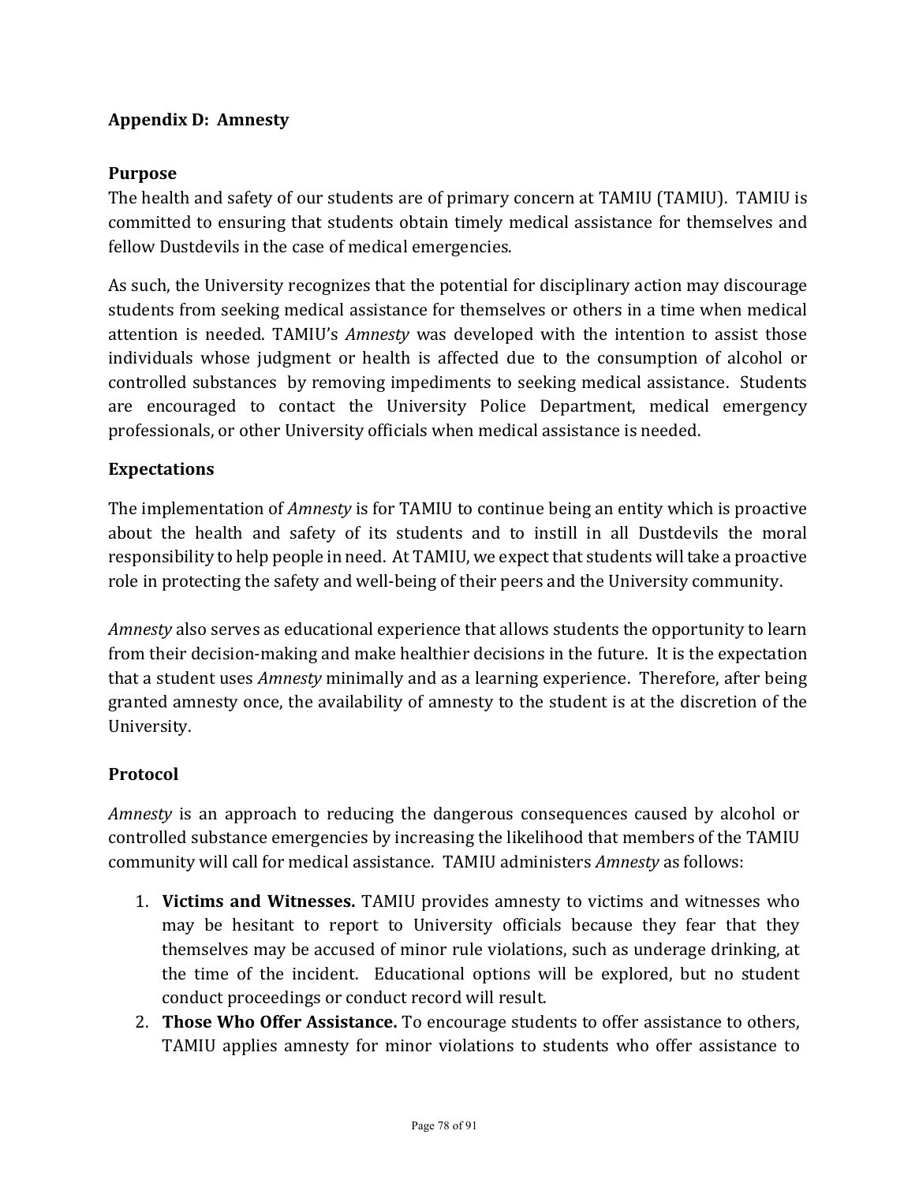## Appendix D: Amnesty

### Purpose

The health and safety of our students are of primary concern at TAMIU (TAMIU). TAMIU is committed to ensuring that students obtain timely medical assistance for themselves and fellow Dustdevils in the case of medical emergencies.

As such, the University recognizes that the potential for disciplinary action may discourage students from seeking medical assistance for themselves or others in a time when medical attention is needed. TAMIU's *Amnesty* was developed with the intention to assist those individuals whose judgment or health is affected due to the consumption of alcohol or controlled substances by removing impediments to seeking medical assistance. Students are encouraged to contact the University Police Department, medical emergency professionals, or other University officials when medical assistance is needed.

### Expectations

The implementation of *Amnesty* is for TAMIU to continue being an entity which is proactive about the health and safety of its students and to instill in all Dustdevils the moral responsibility to help people in need. At TAMIU, we expect that students will take a proactive role in protecting the safety and well-being of their peers and the University community.

*Amnesty* also serves as educational experience that allows students the opportunity to learn from their decision-making and make healthier decisions in the future. It is the expectation that a student uses *Amnesty* minimally and as a learning experience. Therefore, after being granted amnesty once, the availability of amnesty to the student is at the discretion of the University.

### Protocol

*Amnesty* is an approach to reducing the dangerous consequences caused by alcohol or controlled substance emergencies by increasing the likelihood that members of the TAMIU community will call for medical assistance. TAMIU administers *Amnesty* as follows:

1. **Victims and Witnesses.** TAMIU provides amnesty to victims and witnesses who may be hesitant to report to University officials because they fear that they themselves may be accused of minor rule violations, such as underage drinking, at the time of the incident. Educational options will be explored, but no student conduct proceedings or conduct record will result.
2. **Those Who Offer Assistance.** To encourage students to offer assistance to others, TAMIU applies amnesty for minor violations to students who offer assistance to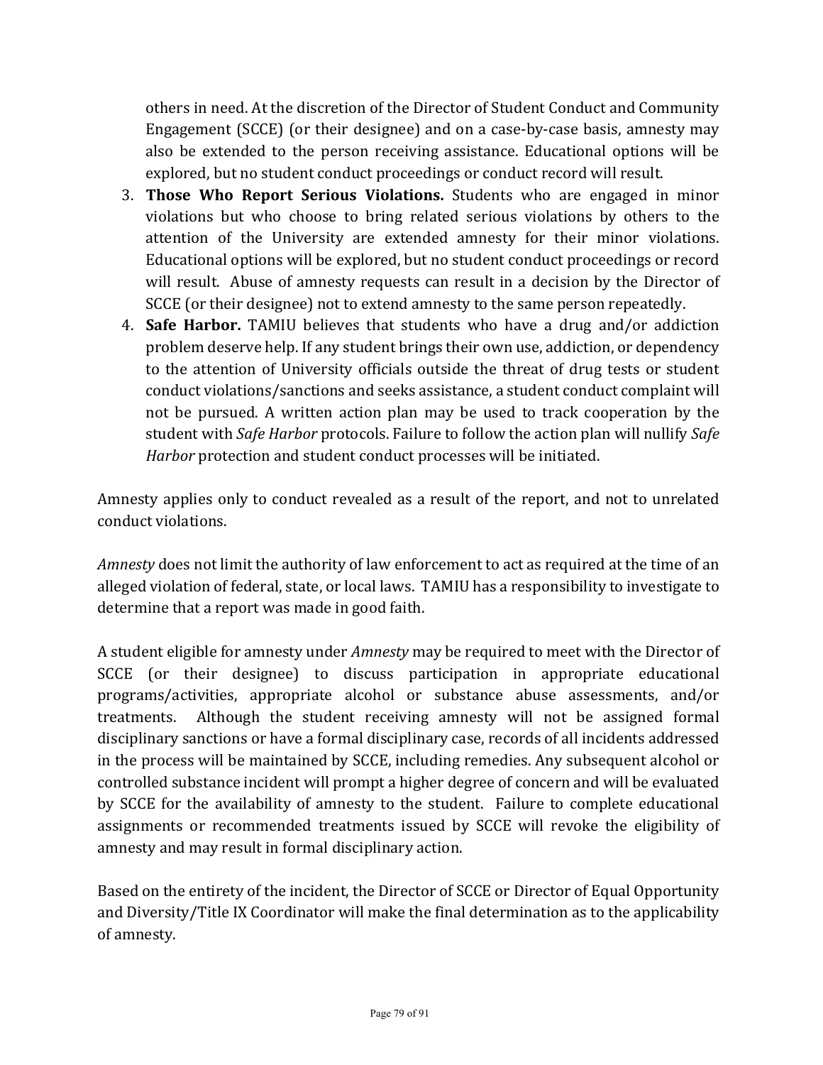others in need. At the discretion of the Director of Student Conduct and Community Engagement (SCCE) (or their designee) and on a case-by-case basis, amnesty may also be extended to the person receiving assistance. Educational options will be explored, but no student conduct proceedings or conduct record will result.

3. **Those Who Report Serious Violations.** Students who are engaged in minor violations but who choose to bring related serious violations by others to the attention of the University are extended amnesty for their minor violations. Educational options will be explored, but no student conduct proceedings or record will result. Abuse of amnesty requests can result in a decision by the Director of SCCE (or their designee) not to extend amnesty to the same person repeatedly.
4. **Safe Harbor.** TAMIU believes that students who have a drug and/or addiction problem deserve help. If any student brings their own use, addiction, or dependency to the attention of University officials outside the threat of drug tests or student conduct violations/sanctions and seeks assistance, a student conduct complaint will not be pursued. A written action plan may be used to track cooperation by the student with *Safe Harbor* protocols. Failure to follow the action plan will nullify *Safe Harbor* protection and student conduct processes will be initiated.

Amnesty applies only to conduct revealed as a result of the report, and not to unrelated conduct violations.

*Amnesty* does not limit the authority of law enforcement to act as required at the time of an alleged violation of federal, state, or local laws. TAMIU has a responsibility to investigate to determine that a report was made in good faith.

A student eligible for amnesty under *Amnesty* may be required to meet with the Director of SCCE (or their designee) to discuss participation in appropriate educational programs/activities, appropriate alcohol or substance abuse assessments, and/or treatments. Although the student receiving amnesty will not be assigned formal disciplinary sanctions or have a formal disciplinary case, records of all incidents addressed in the process will be maintained by SCCE, including remedies. Any subsequent alcohol or controlled substance incident will prompt a higher degree of concern and will be evaluated by SCCE for the availability of amnesty to the student. Failure to complete educational assignments or recommended treatments issued by SCCE will revoke the eligibility of amnesty and may result in formal disciplinary action.

Based on the entirety of the incident, the Director of SCCE or Director of Equal Opportunity and Diversity/Title IX Coordinator will make the final determination as to the applicability of amnesty.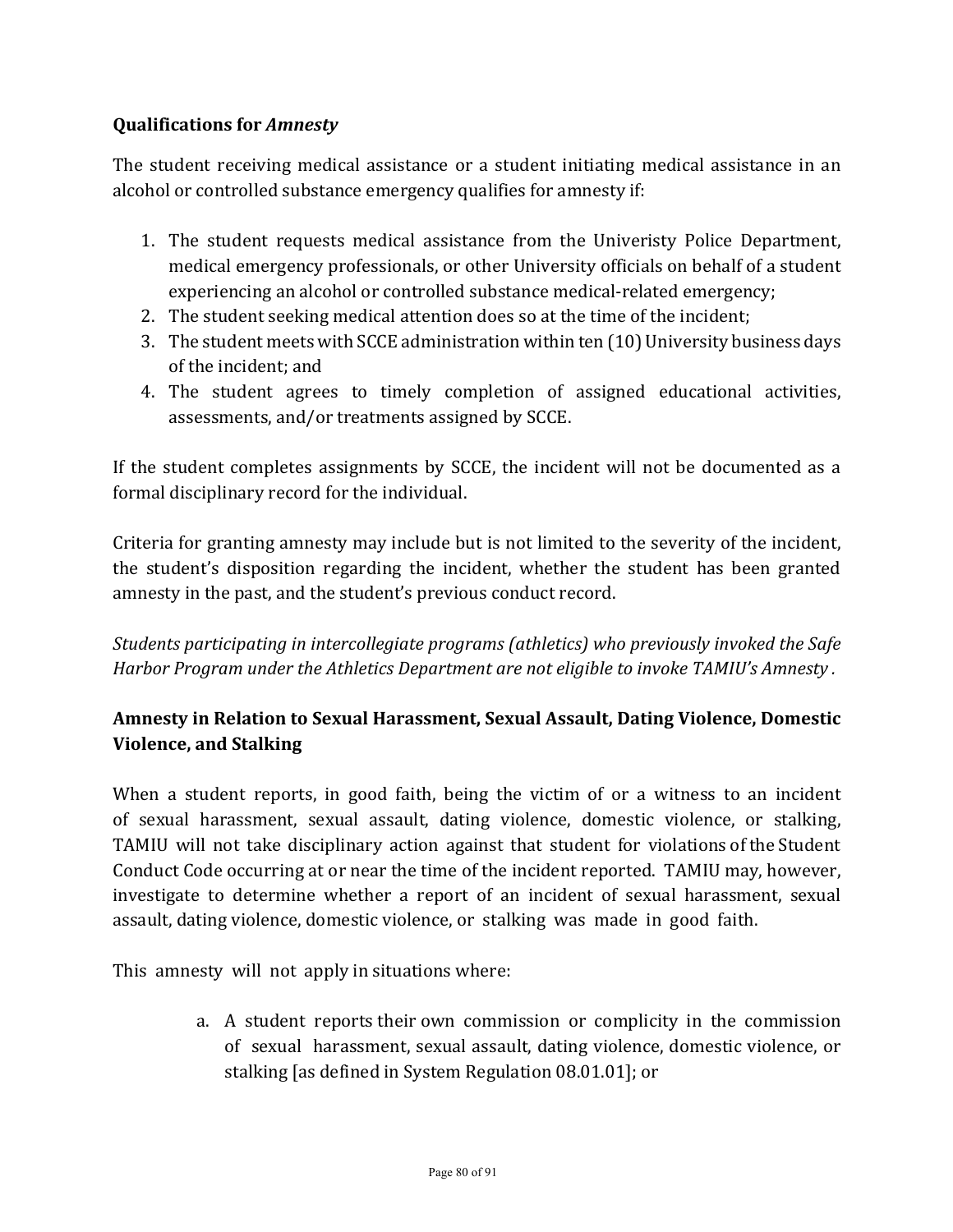**Qualifications for *Amnesty***

The student receiving medical assistance or a student initiating medical assistance in an alcohol or controlled substance emergency qualifies for amnesty if:

1. The student requests medical assistance from the Univeristy Police Department, medical emergency professionals, or other University officials on behalf of a student experiencing an alcohol or controlled substance medical-related emergency;
2. The student seeking medical attention does so at the time of the incident;
3. The student meets with SCCE administration within ten (10) University business days of the incident; and
4. The student agrees to timely completion of assigned educational activities, assessments, and/or treatments assigned by SCCE.

If the student completes assignments by SCCE, the incident will not be documented as a formal disciplinary record for the individual.

Criteria for granting amnesty may include but is not limited to the severity of the incident, the student's disposition regarding the incident, whether the student has been granted amnesty in the past, and the student's previous conduct record.

*Students participating in intercollegiate programs (athletics) who previously invoked the Safe Harbor Program under the Athletics Department are not eligible to invoke TAMIU's Amnesty .*

**Amnesty in Relation to Sexual Harassment, Sexual Assault, Dating Violence, Domestic Violence, and Stalking**

When a student reports, in good faith, being the victim of or a witness to an incident of sexual harassment, sexual assault, dating violence, domestic violence, or stalking, TAMIU will not take disciplinary action against that student for violations of the Student Conduct Code occurring at or near the time of the incident reported. TAMIU may, however, investigate to determine whether a report of an incident of sexual harassment, sexual assault, dating violence, domestic violence, or stalking was made in good faith.

This amnesty will not apply in situations where:

a. A student reports their own commission or complicity in the commission of sexual harassment, sexual assault, dating violence, domestic violence, or stalking [as defined in System Regulation 08.01.01]; or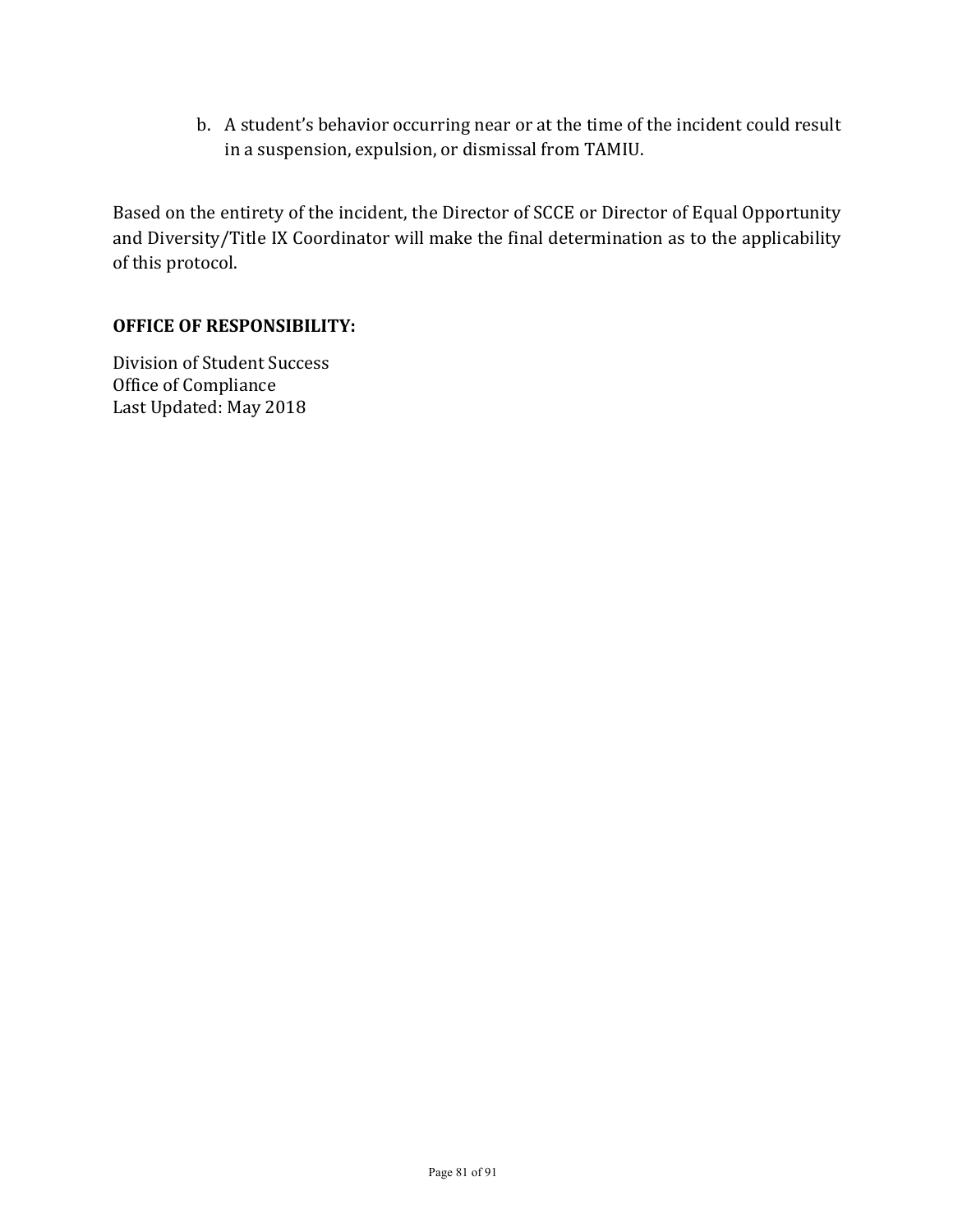b. A student's behavior occurring near or at the time of the incident could result in a suspension, expulsion, or dismissal from TAMIU.

Based on the entirety of the incident, the Director of SCCE or Director of Equal Opportunity and Diversity/Title IX Coordinator will make the final determination as to the applicability of this protocol.

**OFFICE OF RESPONSIBILITY:**

Division of Student Success
Office of Compliance
Last Updated: May 2018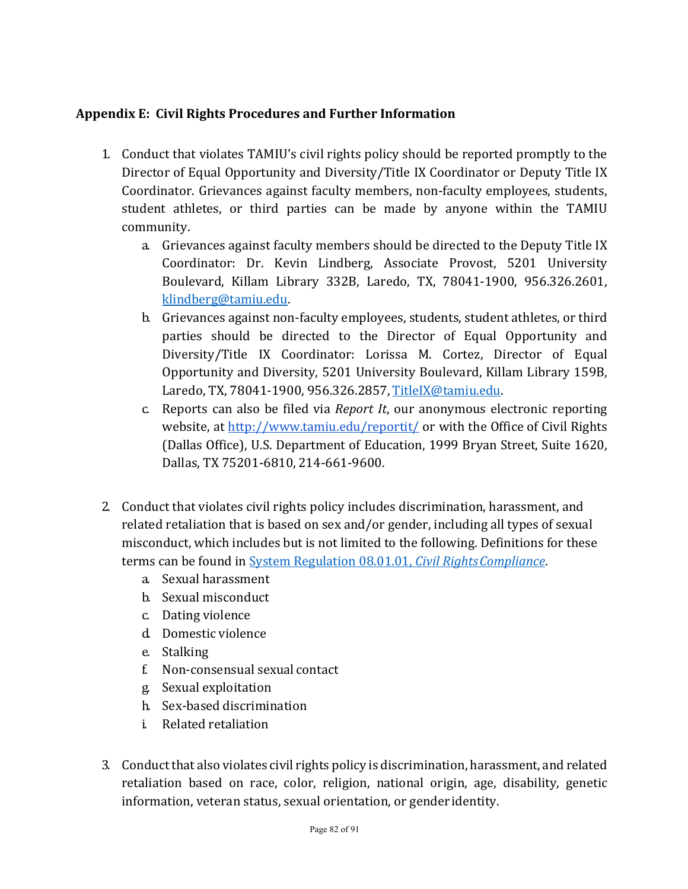### Appendix E: Civil Rights Procedures and Further Information

1. Conduct that violates TAMIU's civil rights policy should be reported promptly to the Director of Equal Opportunity and Diversity/Title IX Coordinator or Deputy Title IX Coordinator. Grievances against faculty members, non-faculty employees, students, student athletes, or third parties can be made by anyone within the TAMIU community.
    a. Grievances against faculty members should be directed to the Deputy Title IX Coordinator: Dr. Kevin Lindberg, Associate Provost, 5201 University Boulevard, Killam Library 332B, Laredo, TX, 78041-1900, 956.326.2601, [klindberg@tamiu.edu](mailto:klindberg@tamiu.edu).
    b. Grievances against non-faculty employees, students, student athletes, or third parties should be directed to the Director of Equal Opportunity and Diversity/Title IX Coordinator: Lorissa M. Cortez, Director of Equal Opportunity and Diversity, 5201 University Boulevard, Killam Library 159B, Laredo, TX, 78041-1900, 956.326.2857, [TitleIX@tamiu.edu](mailto:TitleIX@tamiu.edu).
    c. Reports can also be filed via *Report It*, our anonymous electronic reporting website, at [http://www.tamiu.edu/reportit/](http://www.tamiu.edu/reportit/) or with the Office of Civil Rights (Dallas Office), U.S. Department of Education, 1999 Bryan Street, Suite 1620, Dallas, TX 75201-6810, 214-661-9600.

2. Conduct that violates civil rights policy includes discrimination, harassment, and related retaliation that is based on sex and/or gender, including all types of sexual misconduct, which includes but is not limited to the following. Definitions for these terms can be found in [System Regulation 08.01.01, *Civil Rights Compliance*](#).
    a. Sexual harassment
    b. Sexual misconduct
    c. Dating violence
    d. Domestic violence
    e. Stalking
    f. Non-consensual sexual contact
    g. Sexual exploitation
    h. Sex-based discrimination
    i. Related retaliation

3. Conduct that also violates civil rights policy is discrimination, harassment, and related retaliation based on race, color, religion, national origin, age, disability, genetic information, veteran status, sexual orientation, or gender identity.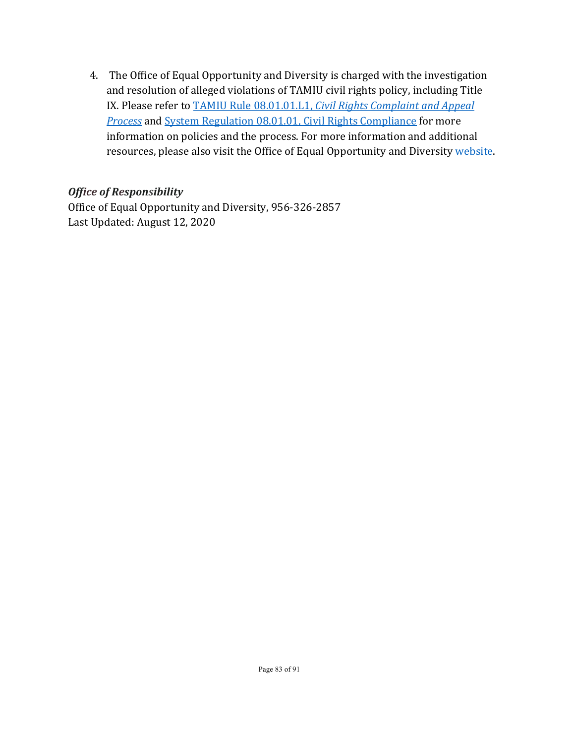4. The Office of Equal Opportunity and Diversity is charged with the investigation and resolution of alleged violations of TAMIU civil rights policy, including Title IX. Please refer to TAMIU Rule 08.01.01.L1, *Civil Rights Complaint and Appeal Process* and System Regulation 08.01.01, Civil Rights Compliance for more information on policies and the process. For more information and additional resources, please also visit the Office of Equal Opportunity and Diversity website.

***Office of Responsibility***

Office of Equal Opportunity and Diversity, 956-326-2857

Last Updated: August 12, 2020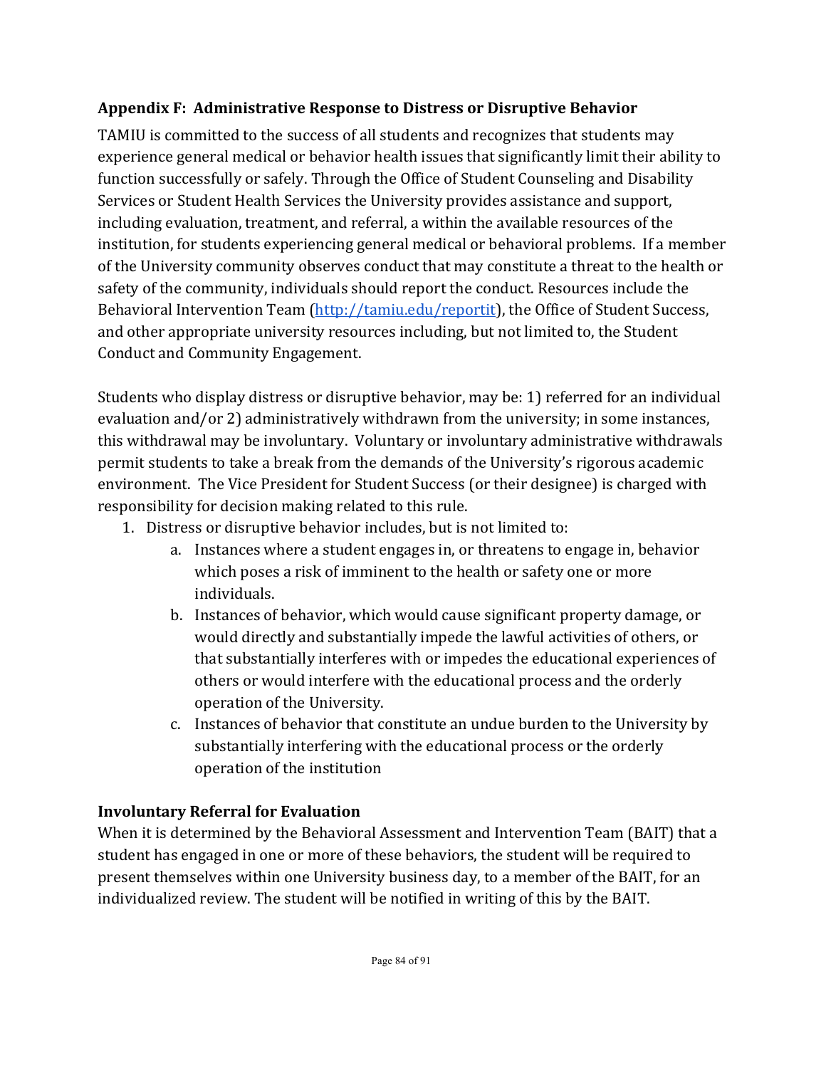## Appendix F: Administrative Response to Distress or Disruptive Behavior

TAMIU is committed to the success of all students and recognizes that students may experience general medical or behavior health issues that significantly limit their ability to function successfully or safely. Through the Office of Student Counseling and Disability Services or Student Health Services the University provides assistance and support, including evaluation, treatment, and referral, a within the available resources of the institution, for students experiencing general medical or behavioral problems. If a member of the University community observes conduct that may constitute a threat to the health or safety of the community, individuals should report the conduct. Resources include the Behavioral Intervention Team ([http://tamiu.edu/reportit](http://tamiu.edu/reportit)), the Office of Student Success, and other appropriate university resources including, but not limited to, the Student Conduct and Community Engagement.

Students who display distress or disruptive behavior, may be: 1) referred for an individual evaluation and/or 2) administratively withdrawn from the university; in some instances, this withdrawal may be involuntary. Voluntary or involuntary administrative withdrawals permit students to take a break from the demands of the University's rigorous academic environment. The Vice President for Student Success (or their designee) is charged with responsibility for decision making related to this rule.

1. Distress or disruptive behavior includes, but is not limited to:
    a. Instances where a student engages in, or threatens to engage in, behavior which poses a risk of imminent to the health or safety one or more individuals.
    b. Instances of behavior, which would cause significant property damage, or would directly and substantially impede the lawful activities of others, or that substantially interferes with or impedes the educational experiences of others or would interfere with the educational process and the orderly operation of the University.
    c. Instances of behavior that constitute an undue burden to the University by substantially interfering with the educational process or the orderly operation of the institution

### Involuntary Referral for Evaluation

When it is determined by the Behavioral Assessment and Intervention Team (BAIT) that a student has engaged in one or more of these behaviors, the student will be required to present themselves within one University business day, to a member of the BAIT, for an individualized review. The student will be notified in writing of this by the BAIT.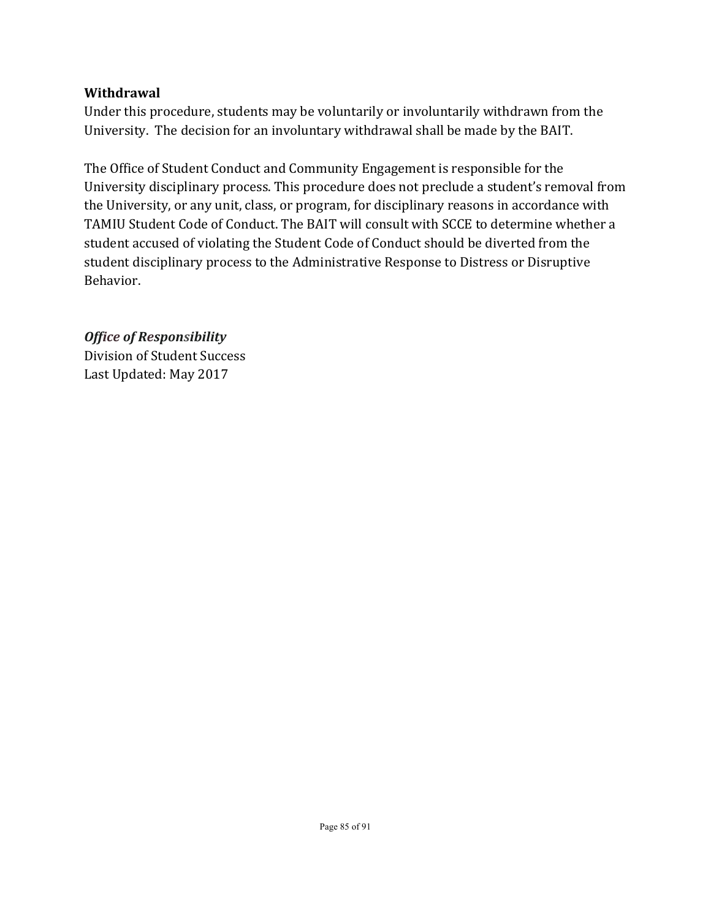**Withdrawal**

Under this procedure, students may be voluntarily or involuntarily withdrawn from the University. The decision for an involuntary withdrawal shall be made by the BAIT.

The Office of Student Conduct and Community Engagement is responsible for the University disciplinary process. This procedure does not preclude a student's removal from the University, or any unit, class, or program, for disciplinary reasons in accordance with TAMIU Student Code of Conduct. The BAIT will consult with SCCE to determine whether a student accused of violating the Student Code of Conduct should be diverted from the student disciplinary process to the Administrative Response to Distress or Disruptive Behavior.

***Office of Responsibility***

Division of Student Success

Last Updated: May 2017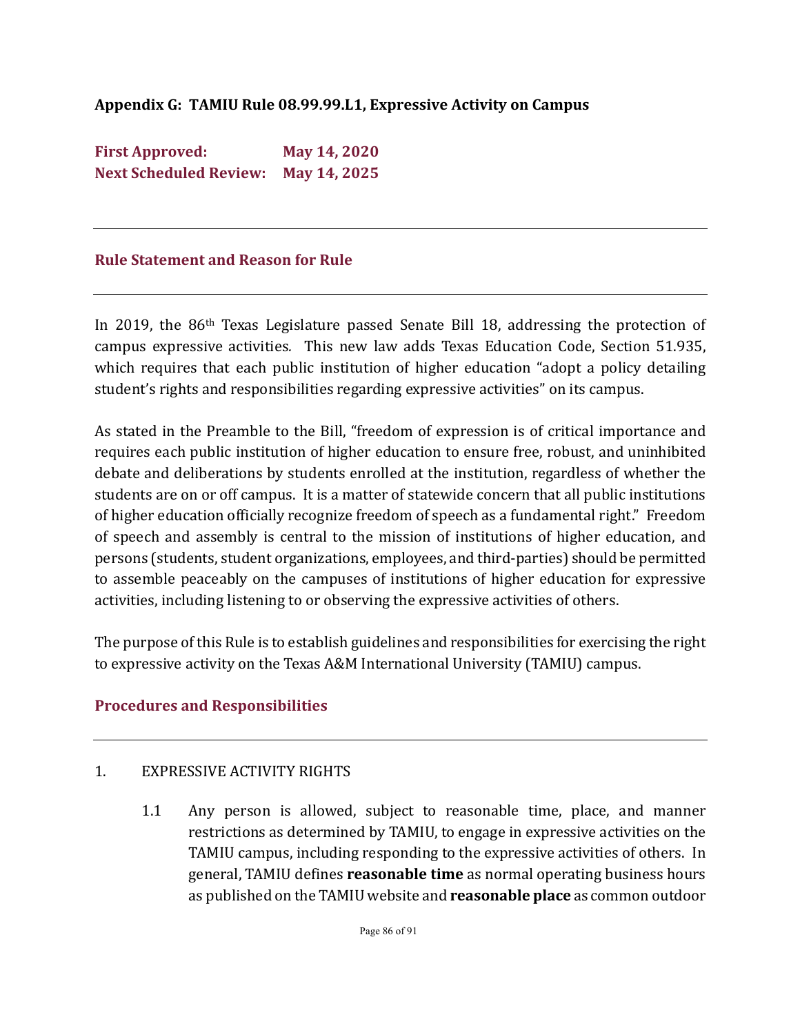## Appendix G: TAMIU Rule 08.99.99.L1, Expressive Activity on Campus

**First Approved:** May 14, 2020
**Next Scheduled Review:** May 14, 2025

---

### Rule Statement and Reason for Rule

---

In 2019, the 86th Texas Legislature passed Senate Bill 18, addressing the protection of campus expressive activities. This new law adds Texas Education Code, Section 51.935, which requires that each public institution of higher education "adopt a policy detailing student's rights and responsibilities regarding expressive activities" on its campus.

As stated in the Preamble to the Bill, "freedom of expression is of critical importance and requires each public institution of higher education to ensure free, robust, and uninhibited debate and deliberations by students enrolled at the institution, regardless of whether the students are on or off campus. It is a matter of statewide concern that all public institutions of higher education officially recognize freedom of speech as a fundamental right." Freedom of speech and assembly is central to the mission of institutions of higher education, and persons (students, student organizations, employees, and third-parties) should be permitted to assemble peaceably on the campuses of institutions of higher education for expressive activities, including listening to or observing the expressive activities of others.

The purpose of this Rule is to establish guidelines and responsibilities for exercising the right to expressive activity on the Texas A&M International University (TAMIU) campus.

### Procedures and Responsibilities

---

1. EXPRESSIVE ACTIVITY RIGHTS

   1.1 Any person is allowed, subject to reasonable time, place, and manner restrictions as determined by TAMIU, to engage in expressive activities on the TAMIU campus, including responding to the expressive activities of others. In general, TAMIU defines **reasonable time** as normal operating business hours as published on the TAMIU website and **reasonable place** as common outdoor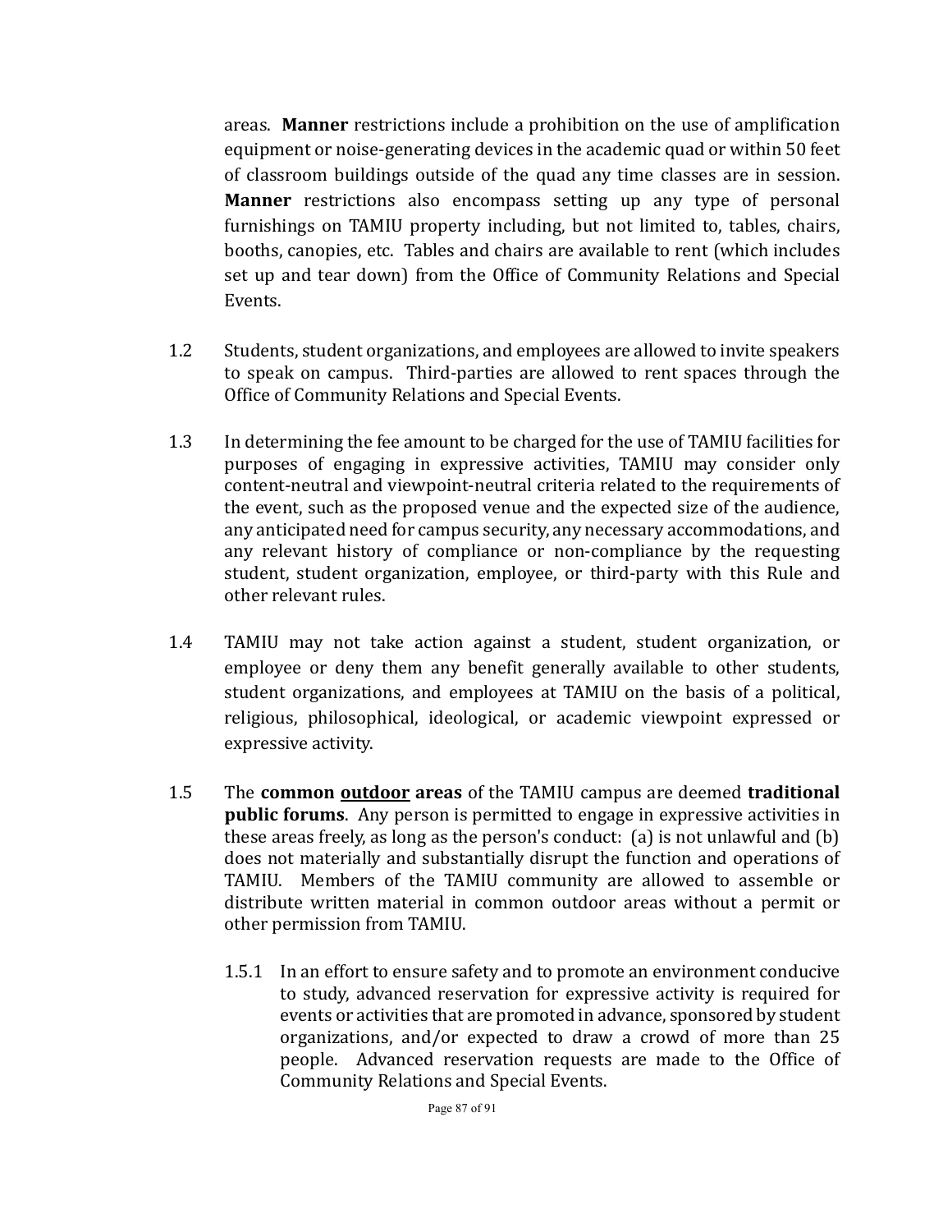areas. **Manner** restrictions include a prohibition on the use of amplification equipment or noise-generating devices in the academic quad or within 50 feet of classroom buildings outside of the quad any time classes are in session. **Manner** restrictions also encompass setting up any type of personal furnishings on TAMIU property including, but not limited to, tables, chairs, booths, canopies, etc. Tables and chairs are available to rent (which includes set up and tear down) from the Office of Community Relations and Special Events.

1.2 Students, student organizations, and employees are allowed to invite speakers to speak on campus. Third-parties are allowed to rent spaces through the Office of Community Relations and Special Events.

1.3 In determining the fee amount to be charged for the use of TAMIU facilities for purposes of engaging in expressive activities, TAMIU may consider only content-neutral and viewpoint-neutral criteria related to the requirements of the event, such as the proposed venue and the expected size of the audience, any anticipated need for campus security, any necessary accommodations, and any relevant history of compliance or non-compliance by the requesting student, student organization, employee, or third-party with this Rule and other relevant rules.

1.4 TAMIU may not take action against a student, student organization, or employee or deny them any benefit generally available to other students, student organizations, and employees at TAMIU on the basis of a political, religious, philosophical, ideological, or academic viewpoint expressed or expressive activity.

1.5 The **common <u>outdoor</u> areas** of the TAMIU campus are deemed **traditional public forums**. Any person is permitted to engage in expressive activities in these areas freely, as long as the person's conduct: (a) is not unlawful and (b) does not materially and substantially disrupt the function and operations of TAMIU. Members of the TAMIU community are allowed to assemble or distribute written material in common outdoor areas without a permit or other permission from TAMIU.

1.5.1 In an effort to ensure safety and to promote an environment conducive to study, advanced reservation for expressive activity is required for events or activities that are promoted in advance, sponsored by student organizations, and/or expected to draw a crowd of more than 25 people. Advanced reservation requests are made to the Office of Community Relations and Special Events.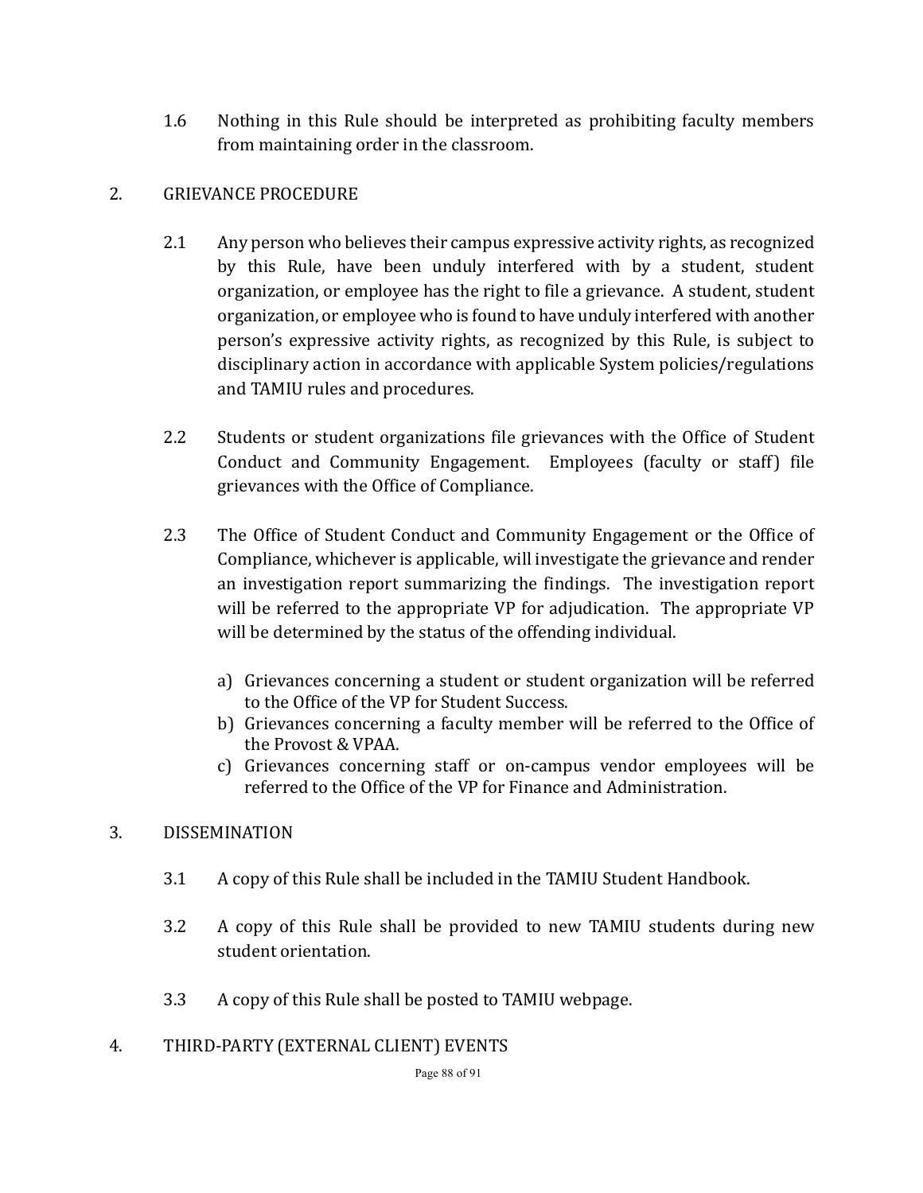1.6 Nothing in this Rule should be interpreted as prohibiting faculty members from maintaining order in the classroom.

## 2. GRIEVANCE PROCEDURE

2.1 Any person who believes their campus expressive activity rights, as recognized by this Rule, have been unduly interfered with by a student, student organization, or employee has the right to file a grievance. A student, student organization, or employee who is found to have unduly interfered with another person's expressive activity rights, as recognized by this Rule, is subject to disciplinary action in accordance with applicable System policies/regulations and TAMIU rules and procedures.

2.2 Students or student organizations file grievances with the Office of Student Conduct and Community Engagement. Employees (faculty or staff) file grievances with the Office of Compliance.

2.3 The Office of Student Conduct and Community Engagement or the Office of Compliance, whichever is applicable, will investigate the grievance and render an investigation report summarizing the findings. The investigation report will be referred to the appropriate VP for adjudication. The appropriate VP will be determined by the status of the offending individual.

a) Grievances concerning a student or student organization will be referred to the Office of the VP for Student Success.
b) Grievances concerning a faculty member will be referred to the Office of the Provost & VPAA.
c) Grievances concerning staff or on-campus vendor employees will be referred to the Office of the VP for Finance and Administration.

## 3. DISSEMINATION

3.1 A copy of this Rule shall be included in the TAMIU Student Handbook.

3.2 A copy of this Rule shall be provided to new TAMIU students during new student orientation.

3.3 A copy of this Rule shall be posted to TAMIU webpage.

## 4. THIRD-PARTY (EXTERNAL CLIENT) EVENTS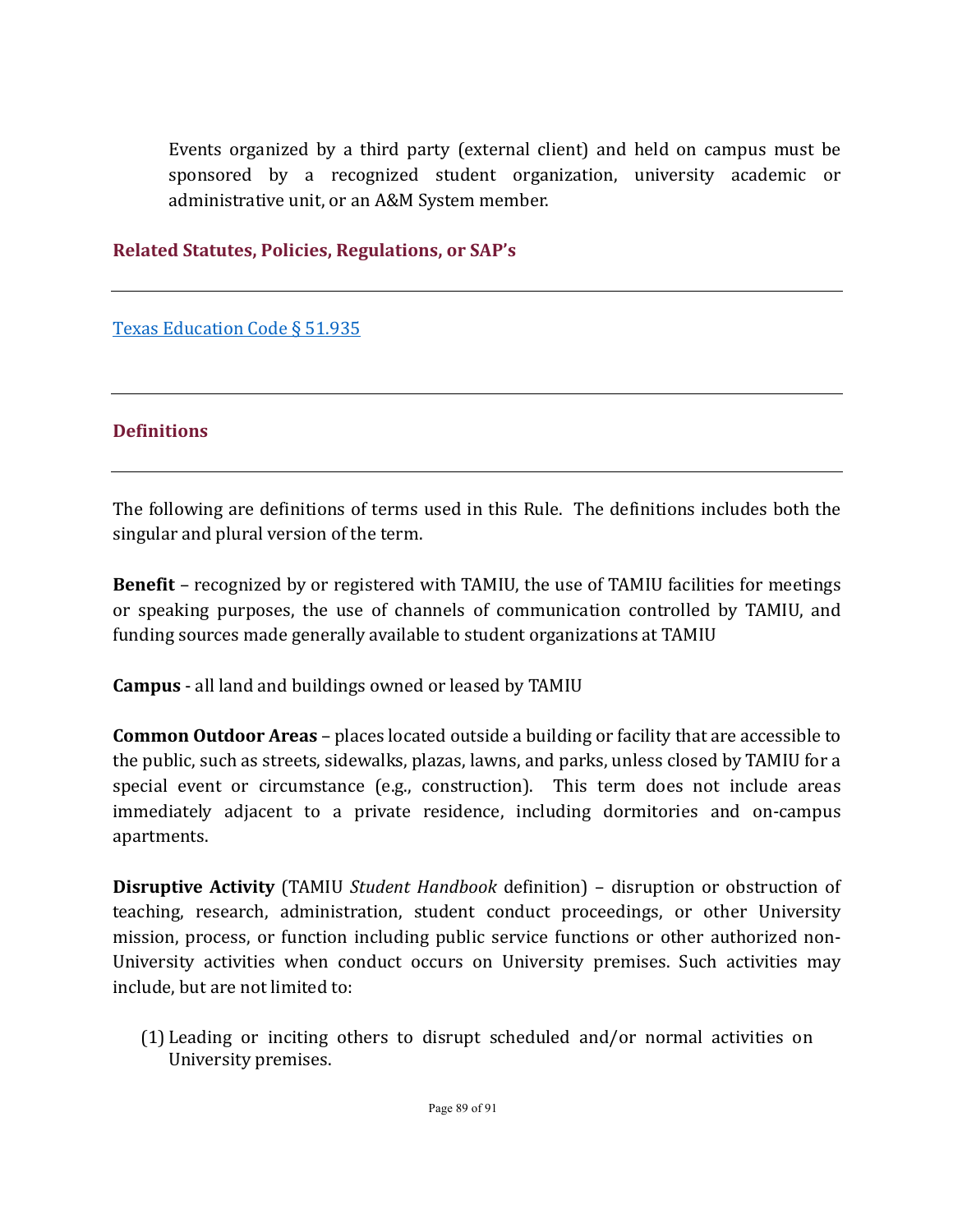Events organized by a third party (external client) and held on campus must be sponsored by a recognized student organization, university academic or administrative unit, or an A&M System member.

## Related Statutes, Policies, Regulations, or SAP's

---

[Texas Education Code § 51.935]

---

## Definitions

---

The following are definitions of terms used in this Rule. The definitions includes both the singular and plural version of the term.

**Benefit** – recognized by or registered with TAMIU, the use of TAMIU facilities for meetings or speaking purposes, the use of channels of communication controlled by TAMIU, and funding sources made generally available to student organizations at TAMIU

**Campus** - all land and buildings owned or leased by TAMIU

**Common Outdoor Areas** – places located outside a building or facility that are accessible to the public, such as streets, sidewalks, plazas, lawns, and parks, unless closed by TAMIU for a special event or circumstance (e.g., construction). This term does not include areas immediately adjacent to a private residence, including dormitories and on-campus apartments.

**Disruptive Activity** (TAMIU *Student Handbook* definition) – disruption or obstruction of teaching, research, administration, student conduct proceedings, or other University mission, process, or function including public service functions or other authorized non-University activities when conduct occurs on University premises. Such activities may include, but are not limited to:

(1) Leading or inciting others to disrupt scheduled and/or normal activities on University premises.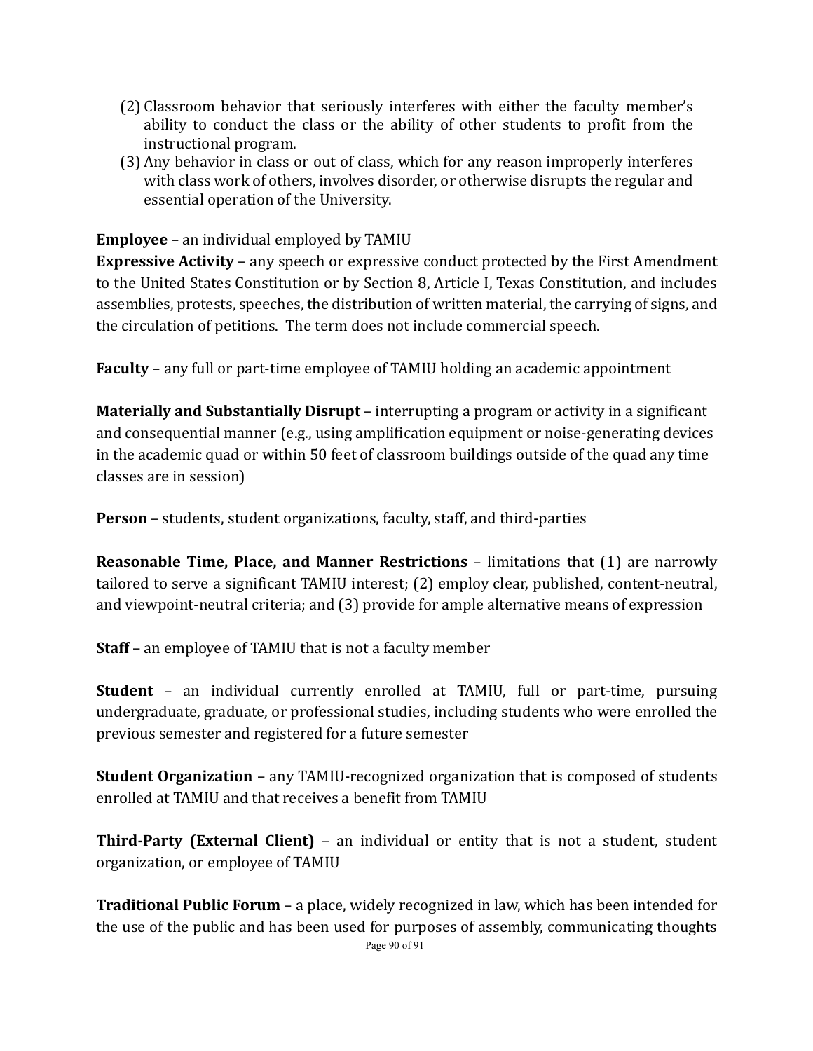(2) Classroom behavior that seriously interferes with either the faculty member's ability to conduct the class or the ability of other students to profit from the instructional program.
(3) Any behavior in class or out of class, which for any reason improperly interferes with class work of others, involves disorder, or otherwise disrupts the regular and essential operation of the University.

**Employee** – an individual employed by TAMIU
**Expressive Activity** – any speech or expressive conduct protected by the First Amendment to the United States Constitution or by Section 8, Article I, Texas Constitution, and includes assemblies, protests, speeches, the distribution of written material, the carrying of signs, and the circulation of petitions. The term does not include commercial speech.

**Faculty** – any full or part-time employee of TAMIU holding an academic appointment

**Materially and Substantially Disrupt** – interrupting a program or activity in a significant and consequential manner (e.g., using amplification equipment or noise-generating devices in the academic quad or within 50 feet of classroom buildings outside of the quad any time classes are in session)

**Person** – students, student organizations, faculty, staff, and third-parties

**Reasonable Time, Place, and Manner Restrictions** – limitations that (1) are narrowly tailored to serve a significant TAMIU interest; (2) employ clear, published, content-neutral, and viewpoint-neutral criteria; and (3) provide for ample alternative means of expression

**Staff** – an employee of TAMIU that is not a faculty member

**Student** – an individual currently enrolled at TAMIU, full or part-time, pursuing undergraduate, graduate, or professional studies, including students who were enrolled the previous semester and registered for a future semester

**Student Organization** – any TAMIU-recognized organization that is composed of students enrolled at TAMIU and that receives a benefit from TAMIU

**Third-Party (External Client)** – an individual or entity that is not a student, student organization, or employee of TAMIU

**Traditional Public Forum** – a place, widely recognized in law, which has been intended for the use of the public and has been used for purposes of assembly, communicating thoughts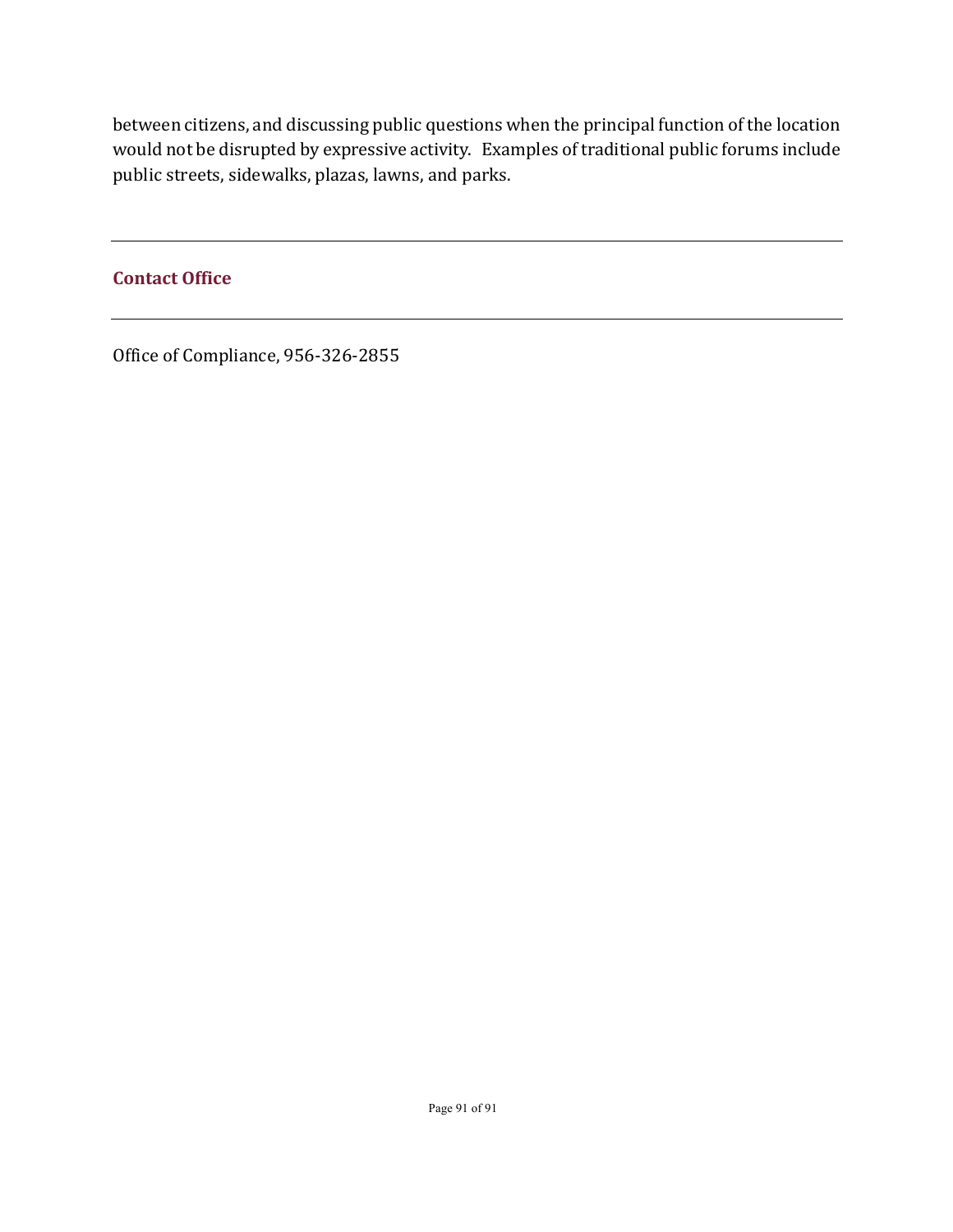between citizens, and discussing public questions when the principal function of the location would not be disrupted by expressive activity. Examples of traditional public forums include public streets, sidewalks, plazas, lawns, and parks.

---

## Contact Office

---

Office of Compliance, 956-326-2855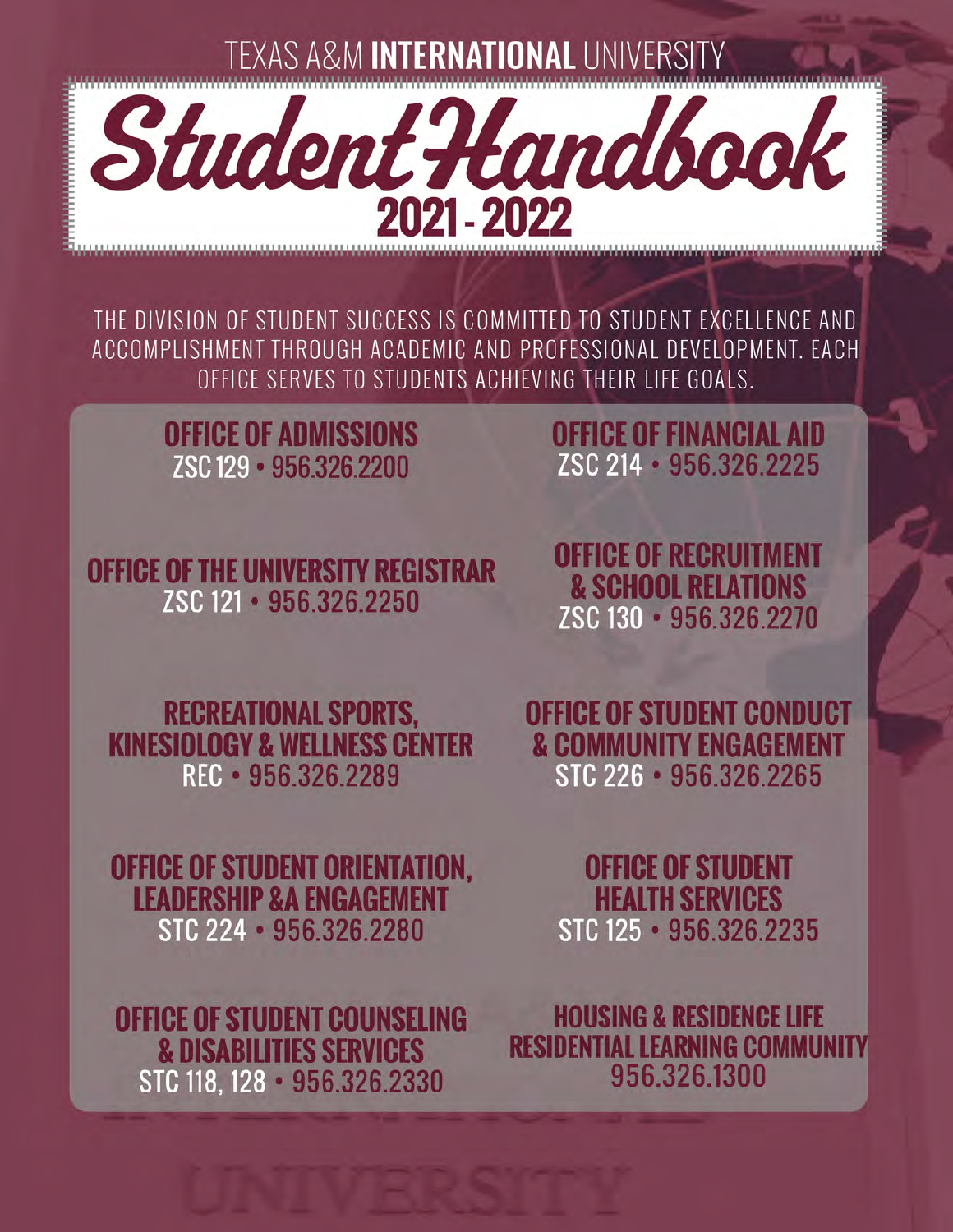TEXAS A&M **INTERNATIONAL** UNIVERSITY

# Student Handbook

## 2021 - 2022

THE DIVISION OF STUDENT SUCCESS IS COMMITTED TO STUDENT EXCELLENCE AND ACCOMPLISHMENT THROUGH ACADEMIC AND PROFESSIONAL DEVELOPMENT. EACH OFFICE SERVES TO STUDENTS ACHIEVING THEIR LIFE GOALS.

**OFFICE OF ADMISSIONS**
ZSC 129 • 956.326.2200

**OFFICE OF FINANCIAL AID**
ZSC 214 • 956.326.2225

**OFFICE OF THE UNIVERSITY REGISTRAR**
ZSC 121 • 956.326.2250

**OFFICE OF RECRUITMENT & SCHOOL RELATIONS**
ZSC 130 • 956.326.2270

**RECREATIONAL SPORTS, KINESIOLOGY & WELLNESS CENTER**
REC • 956.326.2289

**OFFICE OF STUDENT CONDUCT & COMMUNITY ENGAGEMENT**
STC 226 • 956.326.2265

**OFFICE OF STUDENT ORIENTATION, LEADERSHIP &A ENGAGEMENT**
STC 224 • 956.326.2280

**OFFICE OF STUDENT HEALTH SERVICES**
STC 125 • 956.326.2235

**OFFICE OF STUDENT COUNSELING & DISABILITIES SERVICES**
STC 118, 128 • 956.326.2330

**HOUSING & RESIDENCE LIFE RESIDENTIAL LEARNING COMMUNITY**
956.326.1300